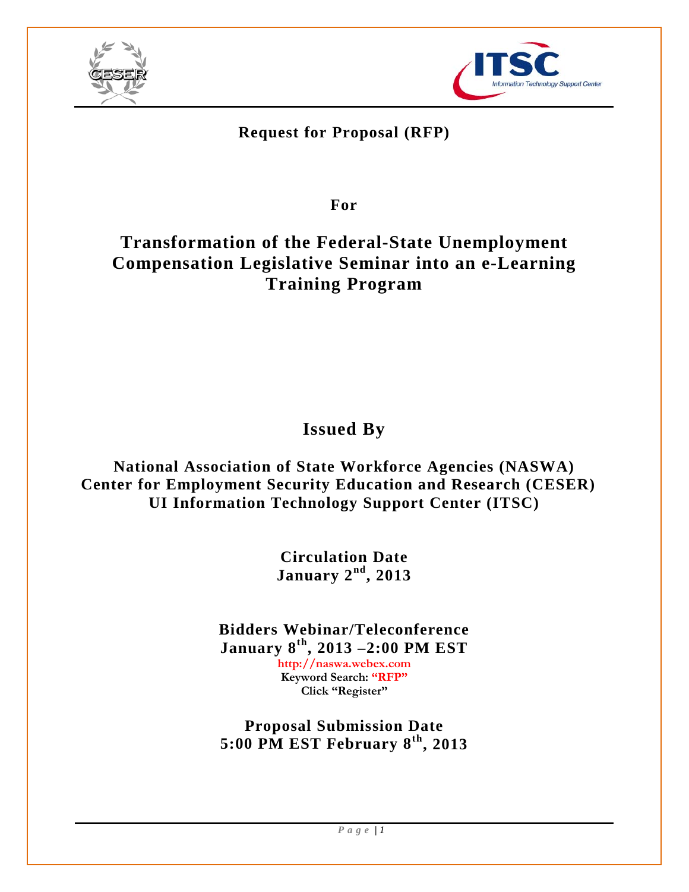**Request for Proposal (RFP)**

**For**

# Transformation of the Federal-State Unemployment Compensation Legislative Seminar into an e-Learning Training Program

## Issued By

**National Association of State Workforce Agencies (NASWA)**
**Center for Employment Security Education and Research (CESER)**
**UI Information Technology Support Center (ITSC)**

**Circulation Date**
**January 2nd, 2013**

**Bidders Webinar/Teleconference**
**January 8th, 2013 –2:00 PM EST**
**http://naswa.webex.com**
**Keyword Search: "RFP"**
**Click "Register"**

**Proposal Submission Date**
**5:00 PM EST February 8th, 2013**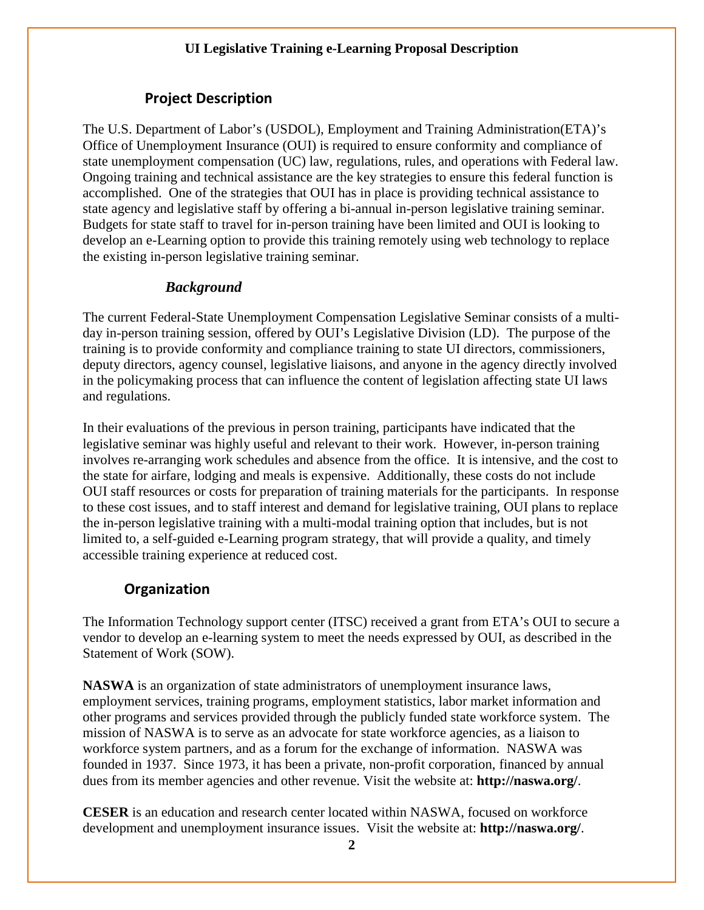**UI Legislative Training e-Learning Proposal Description**

## Project Description

The U.S. Department of Labor's (USDOL), Employment and Training Administration(ETA)'s Office of Unemployment Insurance (OUI) is required to ensure conformity and compliance of state unemployment compensation (UC) law, regulations, rules, and operations with Federal law. Ongoing training and technical assistance are the key strategies to ensure this federal function is accomplished. One of the strategies that OUI has in place is providing technical assistance to state agency and legislative staff by offering a bi-annual in-person legislative training seminar. Budgets for state staff to travel for in-person training have been limited and OUI is looking to develop an e-Learning option to provide this training remotely using web technology to replace the existing in-person legislative training seminar.

### *Background*

The current Federal-State Unemployment Compensation Legislative Seminar consists of a multi-day in-person training session, offered by OUI's Legislative Division (LD). The purpose of the training is to provide conformity and compliance training to state UI directors, commissioners, deputy directors, agency counsel, legislative liaisons, and anyone in the agency directly involved in the policymaking process that can influence the content of legislation affecting state UI laws and regulations.

In their evaluations of the previous in person training, participants have indicated that the legislative seminar was highly useful and relevant to their work. However, in-person training involves re-arranging work schedules and absence from the office. It is intensive, and the cost to the state for airfare, lodging and meals is expensive. Additionally, these costs do not include OUI staff resources or costs for preparation of training materials for the participants. In response to these cost issues, and to staff interest and demand for legislative training, OUI plans to replace the in-person legislative training with a multi-modal training option that includes, but is not limited to, a self-guided e-Learning program strategy, that will provide a quality, and timely accessible training experience at reduced cost.

## Organization

The Information Technology support center (ITSC) received a grant from ETA's OUI to secure a vendor to develop an e-learning system to meet the needs expressed by OUI, as described in the Statement of Work (SOW).

**NASWA** is an organization of state administrators of unemployment insurance laws, employment services, training programs, employment statistics, labor market information and other programs and services provided through the publicly funded state workforce system. The mission of NASWA is to serve as an advocate for state workforce agencies, as a liaison to workforce system partners, and as a forum for the exchange of information. NASWA was founded in 1937. Since 1973, it has been a private, non-profit corporation, financed by annual dues from its member agencies and other revenue. Visit the website at: **http://naswa.org/**.

**CESER** is an education and research center located within NASWA, focused on workforce development and unemployment insurance issues. Visit the website at: **http://naswa.org/**.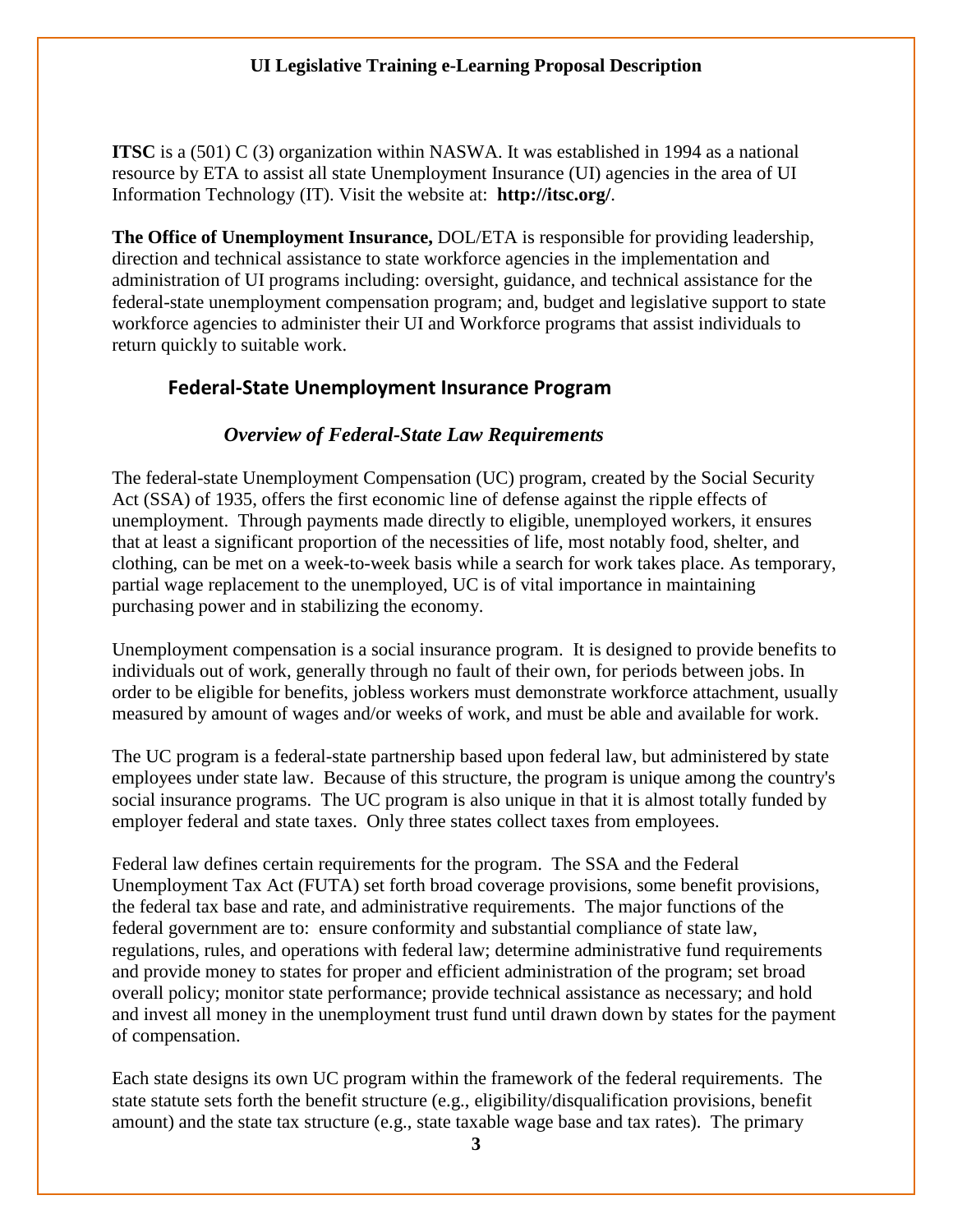**UI Legislative Training e-Learning Proposal Description**

**ITSC** is a (501) C (3) organization within NASWA. It was established in 1994 as a national resource by ETA to assist all state Unemployment Insurance (UI) agencies in the area of UI Information Technology (IT). Visit the website at: **http://itsc.org/**.

**The Office of Unemployment Insurance,** DOL/ETA is responsible for providing leadership, direction and technical assistance to state workforce agencies in the implementation and administration of UI programs including: oversight, guidance, and technical assistance for the federal-state unemployment compensation program; and, budget and legislative support to state workforce agencies to administer their UI and Workforce programs that assist individuals to return quickly to suitable work.

## Federal-State Unemployment Insurance Program

### *Overview of Federal-State Law Requirements*

The federal-state Unemployment Compensation (UC) program, created by the Social Security Act (SSA) of 1935, offers the first economic line of defense against the ripple effects of unemployment. Through payments made directly to eligible, unemployed workers, it ensures that at least a significant proportion of the necessities of life, most notably food, shelter, and clothing, can be met on a week-to-week basis while a search for work takes place. As temporary, partial wage replacement to the unemployed, UC is of vital importance in maintaining purchasing power and in stabilizing the economy.

Unemployment compensation is a social insurance program. It is designed to provide benefits to individuals out of work, generally through no fault of their own, for periods between jobs. In order to be eligible for benefits, jobless workers must demonstrate workforce attachment, usually measured by amount of wages and/or weeks of work, and must be able and available for work.

The UC program is a federal-state partnership based upon federal law, but administered by state employees under state law. Because of this structure, the program is unique among the country's social insurance programs. The UC program is also unique in that it is almost totally funded by employer federal and state taxes. Only three states collect taxes from employees.

Federal law defines certain requirements for the program. The SSA and the Federal Unemployment Tax Act (FUTA) set forth broad coverage provisions, some benefit provisions, the federal tax base and rate, and administrative requirements. The major functions of the federal government are to: ensure conformity and substantial compliance of state law, regulations, rules, and operations with federal law; determine administrative fund requirements and provide money to states for proper and efficient administration of the program; set broad overall policy; monitor state performance; provide technical assistance as necessary; and hold and invest all money in the unemployment trust fund until drawn down by states for the payment of compensation.

Each state designs its own UC program within the framework of the federal requirements. The state statute sets forth the benefit structure (e.g., eligibility/disqualification provisions, benefit amount) and the state tax structure (e.g., state taxable wage base and tax rates). The primary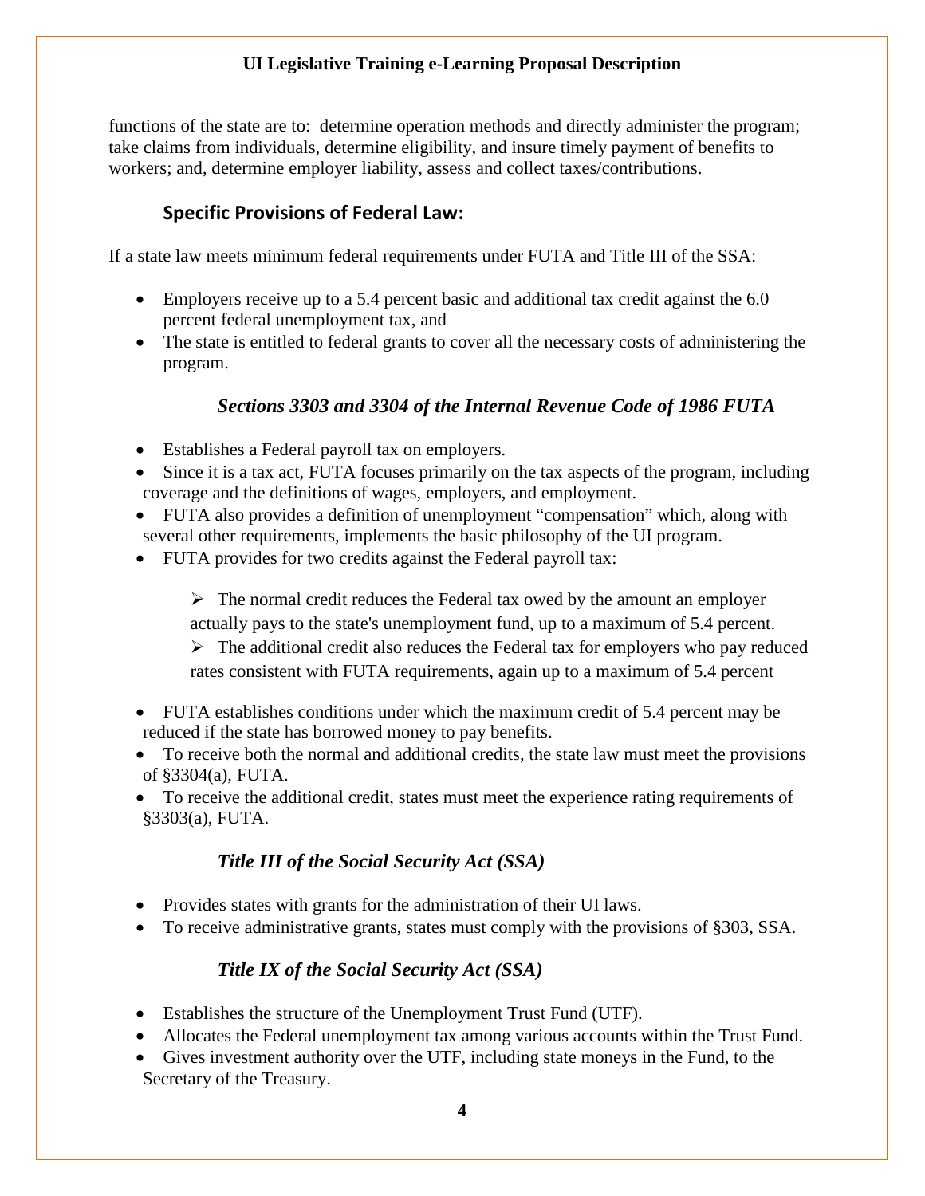functions of the state are to: determine operation methods and directly administer the program; take claims from individuals, determine eligibility, and insure timely payment of benefits to workers; and, determine employer liability, assess and collect taxes/contributions.

## Specific Provisions of Federal Law:

If a state law meets minimum federal requirements under FUTA and Title III of the SSA:

- Employers receive up to a 5.4 percent basic and additional tax credit against the 6.0 percent federal unemployment tax, and
- The state is entitled to federal grants to cover all the necessary costs of administering the program.

### *Sections 3303 and 3304 of the Internal Revenue Code of 1986 FUTA*

- Establishes a Federal payroll tax on employers.
- Since it is a tax act, FUTA focuses primarily on the tax aspects of the program, including coverage and the definitions of wages, employers, and employment.
- FUTA also provides a definition of unemployment "compensation" which, along with several other requirements, implements the basic philosophy of the UI program.
- FUTA provides for two credits against the Federal payroll tax:
    - The normal credit reduces the Federal tax owed by the amount an employer actually pays to the state's unemployment fund, up to a maximum of 5.4 percent.
    - The additional credit also reduces the Federal tax for employers who pay reduced rates consistent with FUTA requirements, again up to a maximum of 5.4 percent
- FUTA establishes conditions under which the maximum credit of 5.4 percent may be reduced if the state has borrowed money to pay benefits.
- To receive both the normal and additional credits, the state law must meet the provisions of §3304(a), FUTA.
- To receive the additional credit, states must meet the experience rating requirements of §3303(a), FUTA.

### *Title III of the Social Security Act (SSA)*

- Provides states with grants for the administration of their UI laws.
- To receive administrative grants, states must comply with the provisions of §303, SSA.

### *Title IX of the Social Security Act (SSA)*

- Establishes the structure of the Unemployment Trust Fund (UTF).
- Allocates the Federal unemployment tax among various accounts within the Trust Fund.
- Gives investment authority over the UTF, including state moneys in the Fund, to the Secretary of the Treasury.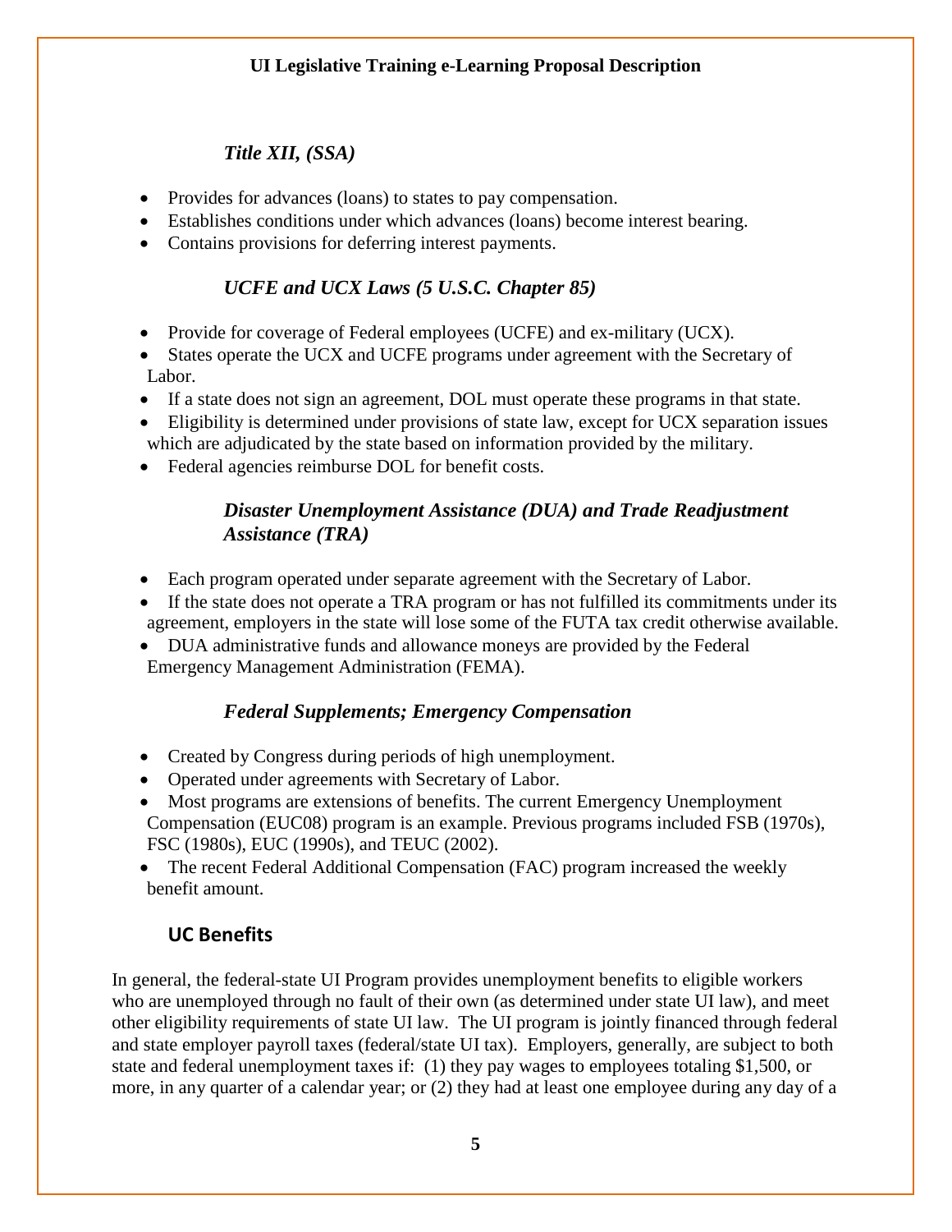### *Title XII, (SSA)*

- Provides for advances (loans) to states to pay compensation.
- Establishes conditions under which advances (loans) become interest bearing.
- Contains provisions for deferring interest payments.

### *UCFE and UCX Laws (5 U.S.C. Chapter 85)*

- Provide for coverage of Federal employees (UCFE) and ex-military (UCX).
- States operate the UCX and UCFE programs under agreement with the Secretary of Labor.
- If a state does not sign an agreement, DOL must operate these programs in that state.
- Eligibility is determined under provisions of state law, except for UCX separation issues which are adjudicated by the state based on information provided by the military.
- Federal agencies reimburse DOL for benefit costs.

### *Disaster Unemployment Assistance (DUA) and Trade Readjustment Assistance (TRA)*

- Each program operated under separate agreement with the Secretary of Labor.
- If the state does not operate a TRA program or has not fulfilled its commitments under its agreement, employers in the state will lose some of the FUTA tax credit otherwise available.
- DUA administrative funds and allowance moneys are provided by the Federal Emergency Management Administration (FEMA).

### *Federal Supplements; Emergency Compensation*

- Created by Congress during periods of high unemployment.
- Operated under agreements with Secretary of Labor.
- Most programs are extensions of benefits. The current Emergency Unemployment Compensation (EUC08) program is an example. Previous programs included FSB (1970s), FSC (1980s), EUC (1990s), and TEUC (2002).
- The recent Federal Additional Compensation (FAC) program increased the weekly benefit amount.

## UC Benefits

In general, the federal-state UI Program provides unemployment benefits to eligible workers who are unemployed through no fault of their own (as determined under state UI law), and meet other eligibility requirements of state UI law. The UI program is jointly financed through federal and state employer payroll taxes (federal/state UI tax). Employers, generally, are subject to both state and federal unemployment taxes if: (1) they pay wages to employees totaling $1,500, or more, in any quarter of a calendar year; or (2) they had at least one employee during any day of a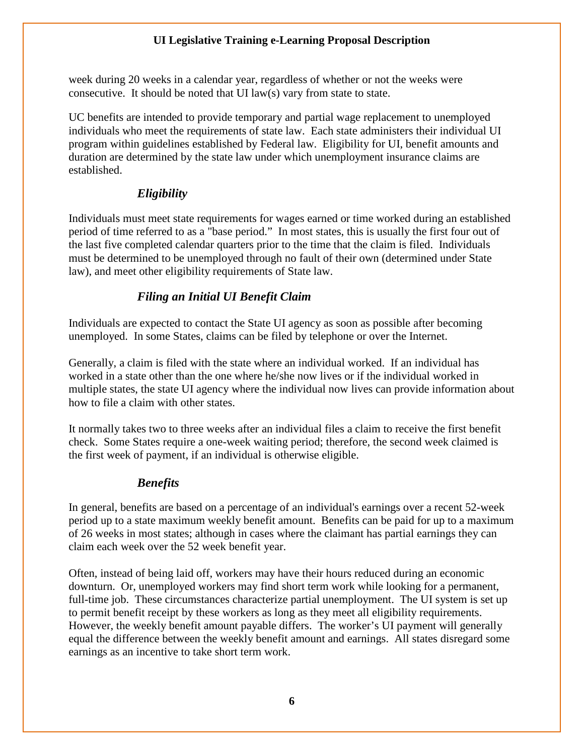week during 20 weeks in a calendar year, regardless of whether or not the weeks were consecutive. It should be noted that UI law(s) vary from state to state.

UC benefits are intended to provide temporary and partial wage replacement to unemployed individuals who meet the requirements of state law. Each state administers their individual UI program within guidelines established by Federal law. Eligibility for UI, benefit amounts and duration are determined by the state law under which unemployment insurance claims are established.

### *Eligibility*

Individuals must meet state requirements for wages earned or time worked during an established period of time referred to as a "base period." In most states, this is usually the first four out of the last five completed calendar quarters prior to the time that the claim is filed. Individuals must be determined to be unemployed through no fault of their own (determined under State law), and meet other eligibility requirements of State law.

### *Filing an Initial UI Benefit Claim*

Individuals are expected to contact the State UI agency as soon as possible after becoming unemployed. In some States, claims can be filed by telephone or over the Internet.

Generally, a claim is filed with the state where an individual worked. If an individual has worked in a state other than the one where he/she now lives or if the individual worked in multiple states, the state UI agency where the individual now lives can provide information about how to file a claim with other states.

It normally takes two to three weeks after an individual files a claim to receive the first benefit check. Some States require a one-week waiting period; therefore, the second week claimed is the first week of payment, if an individual is otherwise eligible.

### *Benefits*

In general, benefits are based on a percentage of an individual's earnings over a recent 52-week period up to a state maximum weekly benefit amount. Benefits can be paid for up to a maximum of 26 weeks in most states; although in cases where the claimant has partial earnings they can claim each week over the 52 week benefit year.

Often, instead of being laid off, workers may have their hours reduced during an economic downturn. Or, unemployed workers may find short term work while looking for a permanent, full-time job. These circumstances characterize partial unemployment. The UI system is set up to permit benefit receipt by these workers as long as they meet all eligibility requirements. However, the weekly benefit amount payable differs. The worker's UI payment will generally equal the difference between the weekly benefit amount and earnings. All states disregard some earnings as an incentive to take short term work.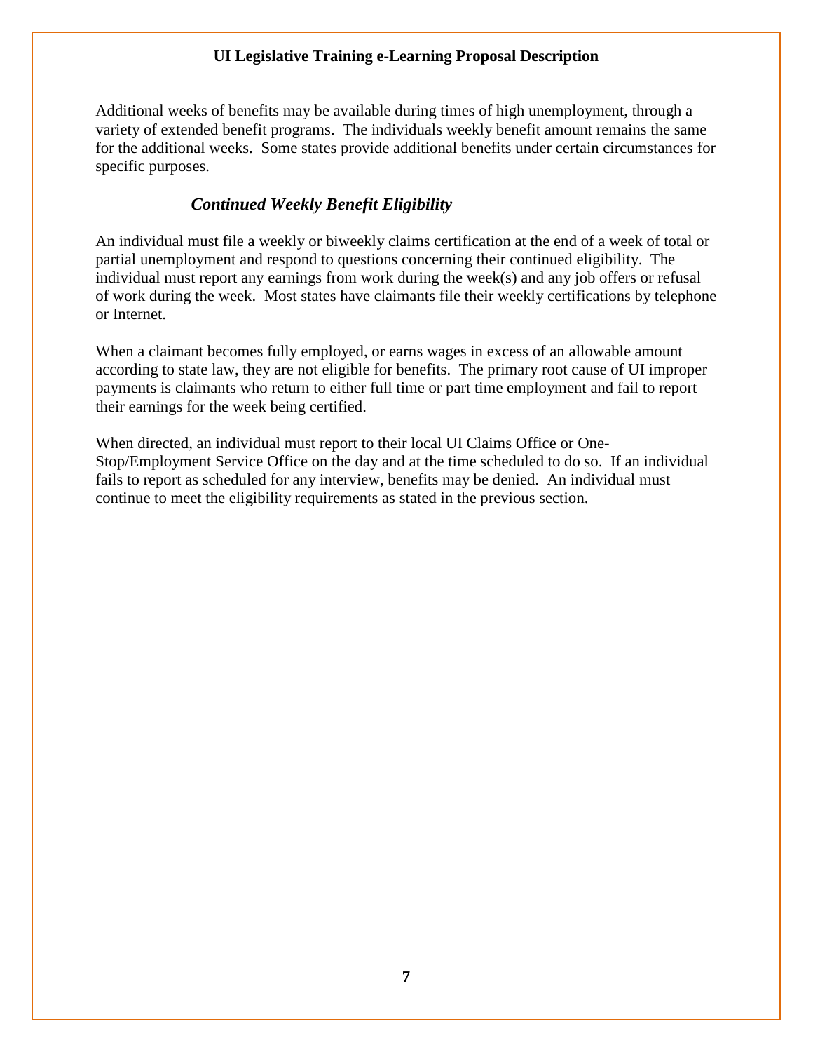Additional weeks of benefits may be available during times of high unemployment, through a variety of extended benefit programs. The individuals weekly benefit amount remains the same for the additional weeks. Some states provide additional benefits under certain circumstances for specific purposes.

### *Continued Weekly Benefit Eligibility*

An individual must file a weekly or biweekly claims certification at the end of a week of total or partial unemployment and respond to questions concerning their continued eligibility. The individual must report any earnings from work during the week(s) and any job offers or refusal of work during the week. Most states have claimants file their weekly certifications by telephone or Internet.

When a claimant becomes fully employed, or earns wages in excess of an allowable amount according to state law, they are not eligible for benefits. The primary root cause of UI improper payments is claimants who return to either full time or part time employment and fail to report their earnings for the week being certified.

When directed, an individual must report to their local UI Claims Office or One-Stop/Employment Service Office on the day and at the time scheduled to do so. If an individual fails to report as scheduled for any interview, benefits may be denied. An individual must continue to meet the eligibility requirements as stated in the previous section.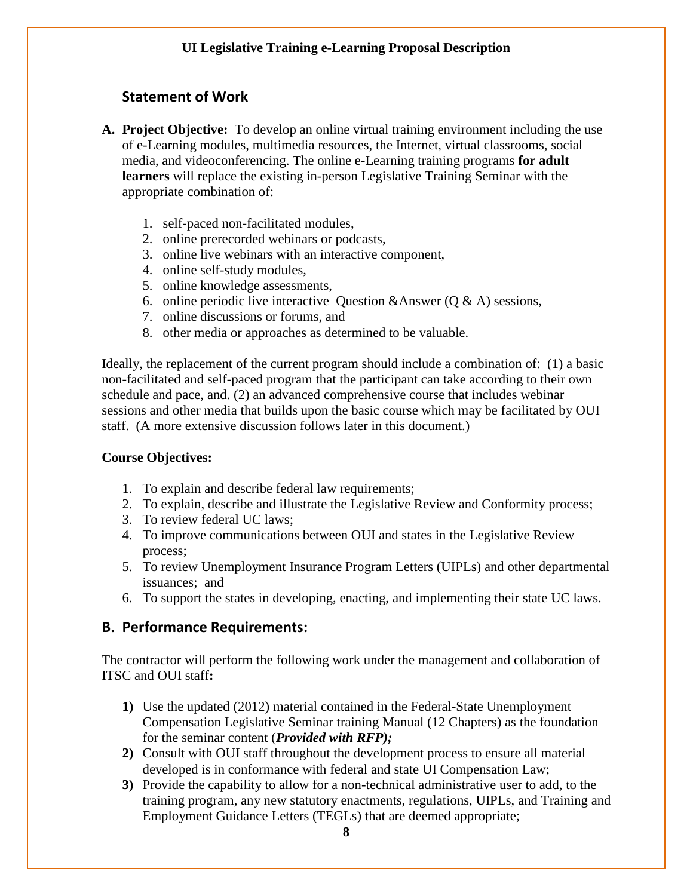## Statement of Work

**A. Project Objective:** To develop an online virtual training environment including the use of e-Learning modules, multimedia resources, the Internet, virtual classrooms, social media, and videoconferencing. The online e-Learning training programs **for adult learners** will replace the existing in-person Legislative Training Seminar with the appropriate combination of:

1. self-paced non-facilitated modules,
2. online prerecorded webinars or podcasts,
3. online live webinars with an interactive component,
4. online self-study modules,
5. online knowledge assessments,
6. online periodic live interactive Question &Answer (Q & A) sessions,
7. online discussions or forums, and
8. other media or approaches as determined to be valuable.

Ideally, the replacement of the current program should include a combination of: (1) a basic non-facilitated and self-paced program that the participant can take according to their own schedule and pace, and. (2) an advanced comprehensive course that includes webinar sessions and other media that builds upon the basic course which may be facilitated by OUI staff. (A more extensive discussion follows later in this document.)

**Course Objectives:**

1. To explain and describe federal law requirements;
2. To explain, describe and illustrate the Legislative Review and Conformity process;
3. To review federal UC laws;
4. To improve communications between OUI and states in the Legislative Review process;
5. To review Unemployment Insurance Program Letters (UIPLs) and other departmental issuances; and
6. To support the states in developing, enacting, and implementing their state UC laws.

## B. Performance Requirements:

The contractor will perform the following work under the management and collaboration of ITSC and OUI staff**:**

**1)** Use the updated (2012) material contained in the Federal-State Unemployment Compensation Legislative Seminar training Manual (12 Chapters) as the foundation for the seminar content (***Provided with RFP);***

**2)** Consult with OUI staff throughout the development process to ensure all material developed is in conformance with federal and state UI Compensation Law;

**3)** Provide the capability to allow for a non-technical administrative user to add, to the training program, any new statutory enactments, regulations, UIPLs, and Training and Employment Guidance Letters (TEGLs) that are deemed appropriate;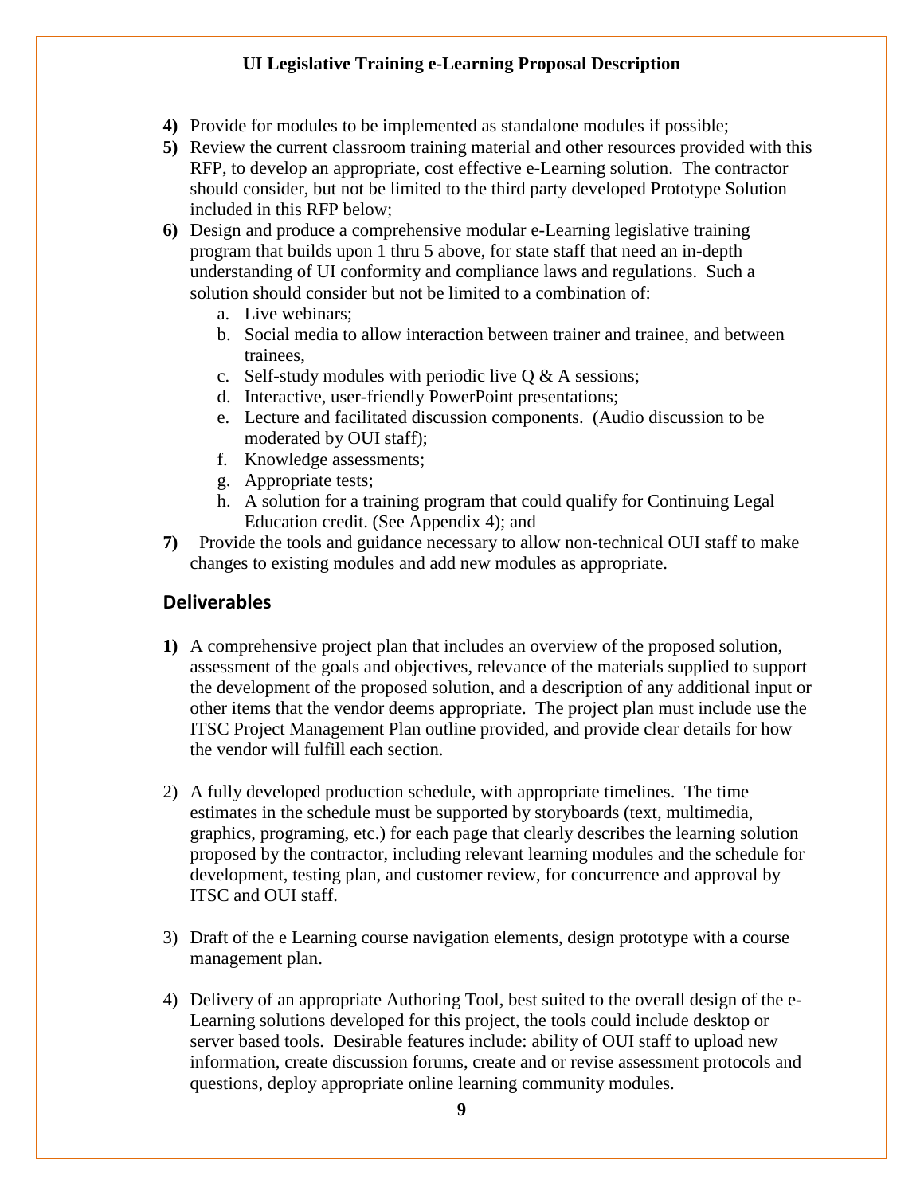**4)** Provide for modules to be implemented as standalone modules if possible;

**5)** Review the current classroom training material and other resources provided with this RFP, to develop an appropriate, cost effective e-Learning solution. The contractor should consider, but not be limited to the third party developed Prototype Solution included in this RFP below;

**6)** Design and produce a comprehensive modular e-Learning legislative training program that builds upon 1 thru 5 above, for state staff that need an in-depth understanding of UI conformity and compliance laws and regulations. Such a solution should consider but not be limited to a combination of:

   a. Live webinars;
   b. Social media to allow interaction between trainer and trainee, and between trainees,
   c. Self-study modules with periodic live Q & A sessions;
   d. Interactive, user-friendly PowerPoint presentations;
   e. Lecture and facilitated discussion components. (Audio discussion to be moderated by OUI staff);
   f. Knowledge assessments;
   g. Appropriate tests;
   h. A solution for a training program that could qualify for Continuing Legal Education credit. (See Appendix 4); and

**7)** Provide the tools and guidance necessary to allow non-technical OUI staff to make changes to existing modules and add new modules as appropriate.

## Deliverables

**1)** A comprehensive project plan that includes an overview of the proposed solution, assessment of the goals and objectives, relevance of the materials supplied to support the development of the proposed solution, and a description of any additional input or other items that the vendor deems appropriate. The project plan must include use the ITSC Project Management Plan outline provided, and provide clear details for how the vendor will fulfill each section.

2) A fully developed production schedule, with appropriate timelines. The time estimates in the schedule must be supported by storyboards (text, multimedia, graphics, programing, etc.) for each page that clearly describes the learning solution proposed by the contractor, including relevant learning modules and the schedule for development, testing plan, and customer review, for concurrence and approval by ITSC and OUI staff.

3) Draft of the e Learning course navigation elements, design prototype with a course management plan.

4) Delivery of an appropriate Authoring Tool, best suited to the overall design of the e-Learning solutions developed for this project, the tools could include desktop or server based tools. Desirable features include: ability of OUI staff to upload new information, create discussion forums, create and or revise assessment protocols and questions, deploy appropriate online learning community modules.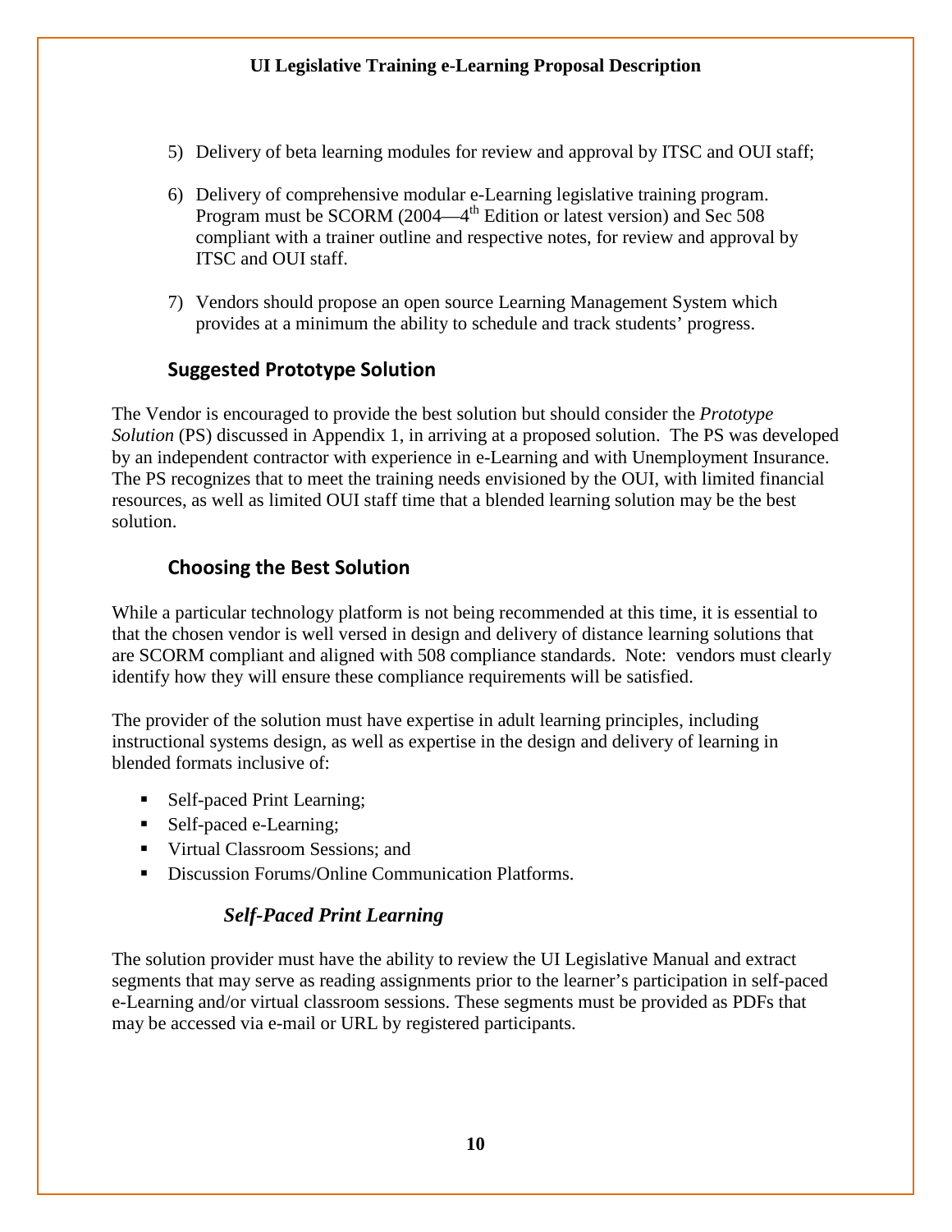5) Delivery of beta learning modules for review and approval by ITSC and OUI staff;

6) Delivery of comprehensive modular e-Learning legislative training program. Program must be SCORM (2004—4th Edition or latest version) and Sec 508 compliant with a trainer outline and respective notes, for review and approval by ITSC and OUI staff.

7) Vendors should propose an open source Learning Management System which provides at a minimum the ability to schedule and track students' progress.

## Suggested Prototype Solution

The Vendor is encouraged to provide the best solution but should consider the *Prototype Solution* (PS) discussed in Appendix 1, in arriving at a proposed solution. The PS was developed by an independent contractor with experience in e-Learning and with Unemployment Insurance. The PS recognizes that to meet the training needs envisioned by the OUI, with limited financial resources, as well as limited OUI staff time that a blended learning solution may be the best solution.

## Choosing the Best Solution

While a particular technology platform is not being recommended at this time, it is essential to that the chosen vendor is well versed in design and delivery of distance learning solutions that are SCORM compliant and aligned with 508 compliance standards. Note: vendors must clearly identify how they will ensure these compliance requirements will be satisfied.

The provider of the solution must have expertise in adult learning principles, including instructional systems design, as well as expertise in the design and delivery of learning in blended formats inclusive of:

- Self-paced Print Learning;
- Self-paced e-Learning;
- Virtual Classroom Sessions; and
- Discussion Forums/Online Communication Platforms.

### *Self-Paced Print Learning*

The solution provider must have the ability to review the UI Legislative Manual and extract segments that may serve as reading assignments prior to the learner's participation in self-paced e-Learning and/or virtual classroom sessions. These segments must be provided as PDFs that may be accessed via e-mail or URL by registered participants.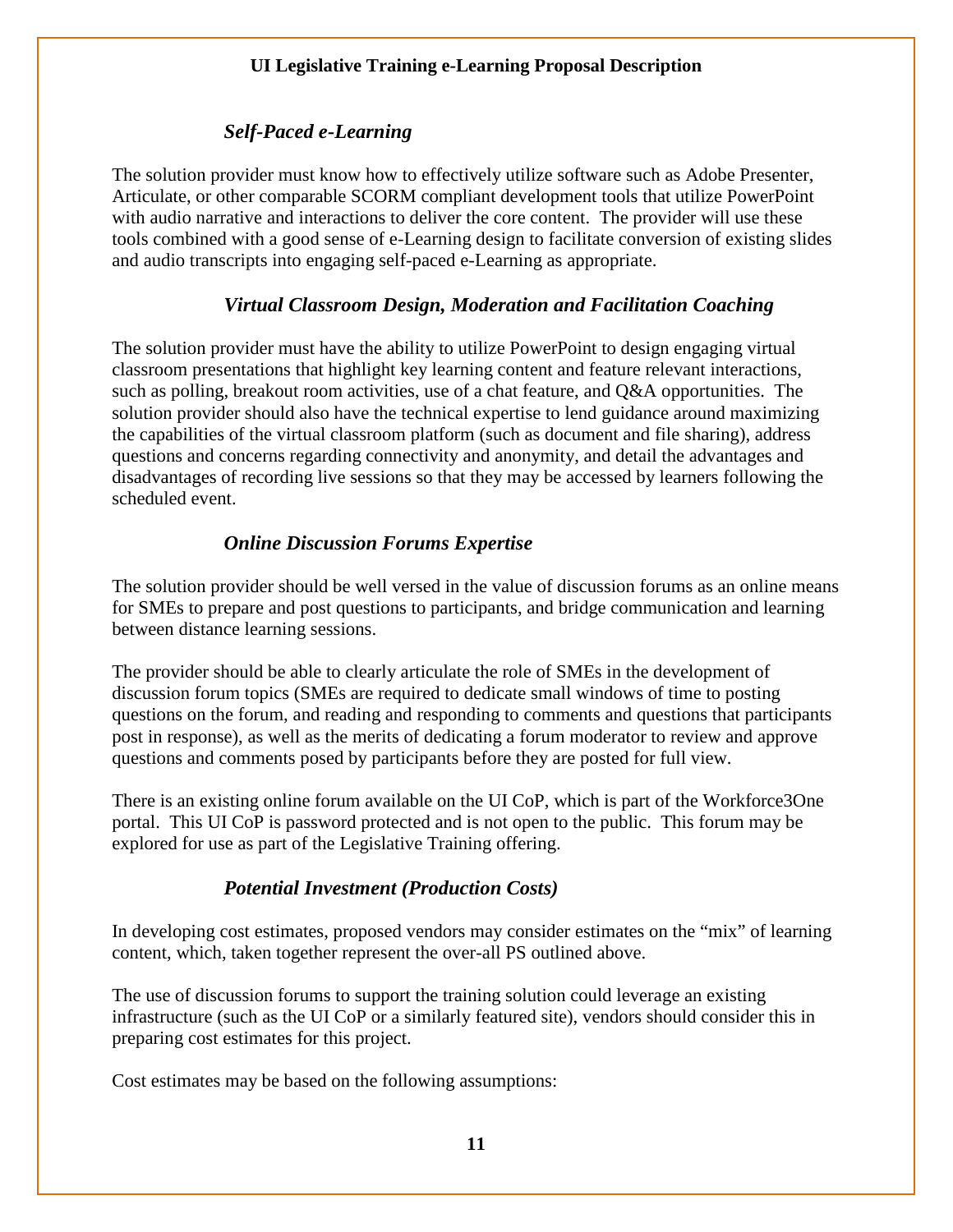### *Self-Paced e-Learning*

The solution provider must know how to effectively utilize software such as Adobe Presenter, Articulate, or other comparable SCORM compliant development tools that utilize PowerPoint with audio narrative and interactions to deliver the core content. The provider will use these tools combined with a good sense of e-Learning design to facilitate conversion of existing slides and audio transcripts into engaging self-paced e-Learning as appropriate.

### *Virtual Classroom Design, Moderation and Facilitation Coaching*

The solution provider must have the ability to utilize PowerPoint to design engaging virtual classroom presentations that highlight key learning content and feature relevant interactions, such as polling, breakout room activities, use of a chat feature, and Q&A opportunities. The solution provider should also have the technical expertise to lend guidance around maximizing the capabilities of the virtual classroom platform (such as document and file sharing), address questions and concerns regarding connectivity and anonymity, and detail the advantages and disadvantages of recording live sessions so that they may be accessed by learners following the scheduled event.

### *Online Discussion Forums Expertise*

The solution provider should be well versed in the value of discussion forums as an online means for SMEs to prepare and post questions to participants, and bridge communication and learning between distance learning sessions.

The provider should be able to clearly articulate the role of SMEs in the development of discussion forum topics (SMEs are required to dedicate small windows of time to posting questions on the forum, and reading and responding to comments and questions that participants post in response), as well as the merits of dedicating a forum moderator to review and approve questions and comments posed by participants before they are posted for full view.

There is an existing online forum available on the UI CoP, which is part of the Workforce3One portal. This UI CoP is password protected and is not open to the public. This forum may be explored for use as part of the Legislative Training offering.

### *Potential Investment (Production Costs)*

In developing cost estimates, proposed vendors may consider estimates on the "mix" of learning content, which, taken together represent the over-all PS outlined above.

The use of discussion forums to support the training solution could leverage an existing infrastructure (such as the UI CoP or a similarly featured site), vendors should consider this in preparing cost estimates for this project.

Cost estimates may be based on the following assumptions: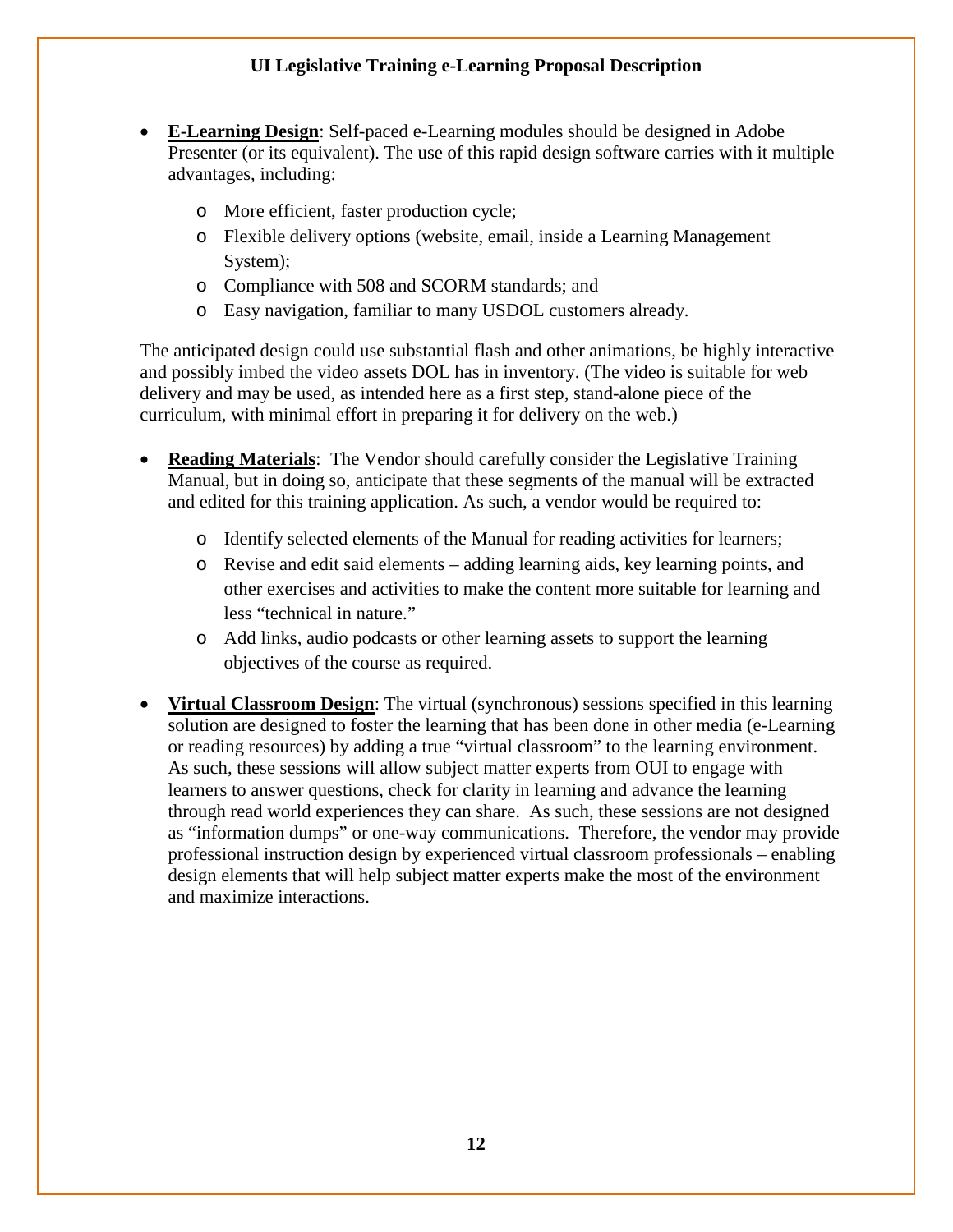- **E-Learning Design**: Self-paced e-Learning modules should be designed in Adobe Presenter (or its equivalent). The use of this rapid design software carries with it multiple advantages, including:
    - More efficient, faster production cycle;
    - Flexible delivery options (website, email, inside a Learning Management System);
    - Compliance with 508 and SCORM standards; and
    - Easy navigation, familiar to many USDOL customers already.

The anticipated design could use substantial flash and other animations, be highly interactive and possibly imbed the video assets DOL has in inventory. (The video is suitable for web delivery and may be used, as intended here as a first step, stand-alone piece of the curriculum, with minimal effort in preparing it for delivery on the web.)

- **Reading Materials**: The Vendor should carefully consider the Legislative Training Manual, but in doing so, anticipate that these segments of the manual will be extracted and edited for this training application. As such, a vendor would be required to:
    - Identify selected elements of the Manual for reading activities for learners;
    - Revise and edit said elements – adding learning aids, key learning points, and other exercises and activities to make the content more suitable for learning and less "technical in nature."
    - Add links, audio podcasts or other learning assets to support the learning objectives of the course as required.

- **Virtual Classroom Design**: The virtual (synchronous) sessions specified in this learning solution are designed to foster the learning that has been done in other media (e-Learning or reading resources) by adding a true "virtual classroom" to the learning environment. As such, these sessions will allow subject matter experts from OUI to engage with learners to answer questions, check for clarity in learning and advance the learning through read world experiences they can share. As such, these sessions are not designed as "information dumps" or one-way communications. Therefore, the vendor may provide professional instruction design by experienced virtual classroom professionals – enabling design elements that will help subject matter experts make the most of the environment and maximize interactions.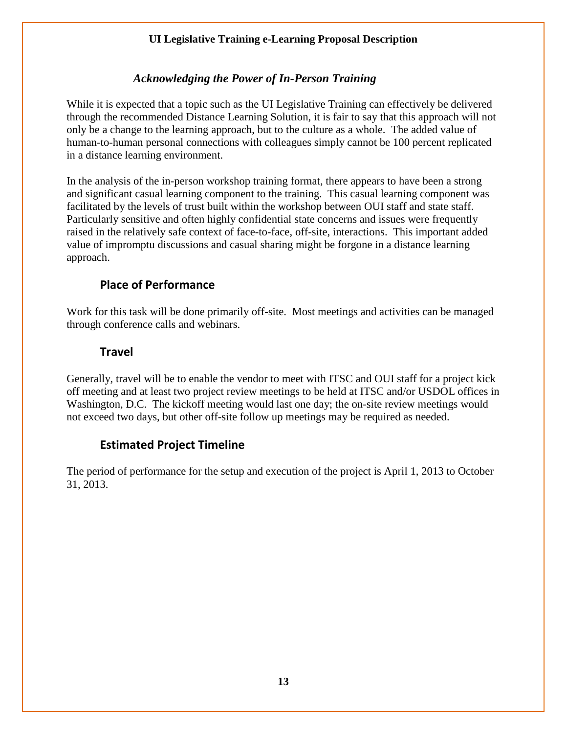### *Acknowledging the Power of In-Person Training*

While it is expected that a topic such as the UI Legislative Training can effectively be delivered through the recommended Distance Learning Solution, it is fair to say that this approach will not only be a change to the learning approach, but to the culture as a whole. The added value of human-to-human personal connections with colleagues simply cannot be 100 percent replicated in a distance learning environment.

In the analysis of the in-person workshop training format, there appears to have been a strong and significant casual learning component to the training. This casual learning component was facilitated by the levels of trust built within the workshop between OUI staff and state staff. Particularly sensitive and often highly confidential state concerns and issues were frequently raised in the relatively safe context of face-to-face, off-site, interactions. This important added value of impromptu discussions and casual sharing might be forgone in a distance learning approach.

## Place of Performance

Work for this task will be done primarily off-site. Most meetings and activities can be managed through conference calls and webinars.

## Travel

Generally, travel will be to enable the vendor to meet with ITSC and OUI staff for a project kick off meeting and at least two project review meetings to be held at ITSC and/or USDOL offices in Washington, D.C. The kickoff meeting would last one day; the on-site review meetings would not exceed two days, but other off-site follow up meetings may be required as needed.

## Estimated Project Timeline

The period of performance for the setup and execution of the project is April 1, 2013 to October 31, 2013.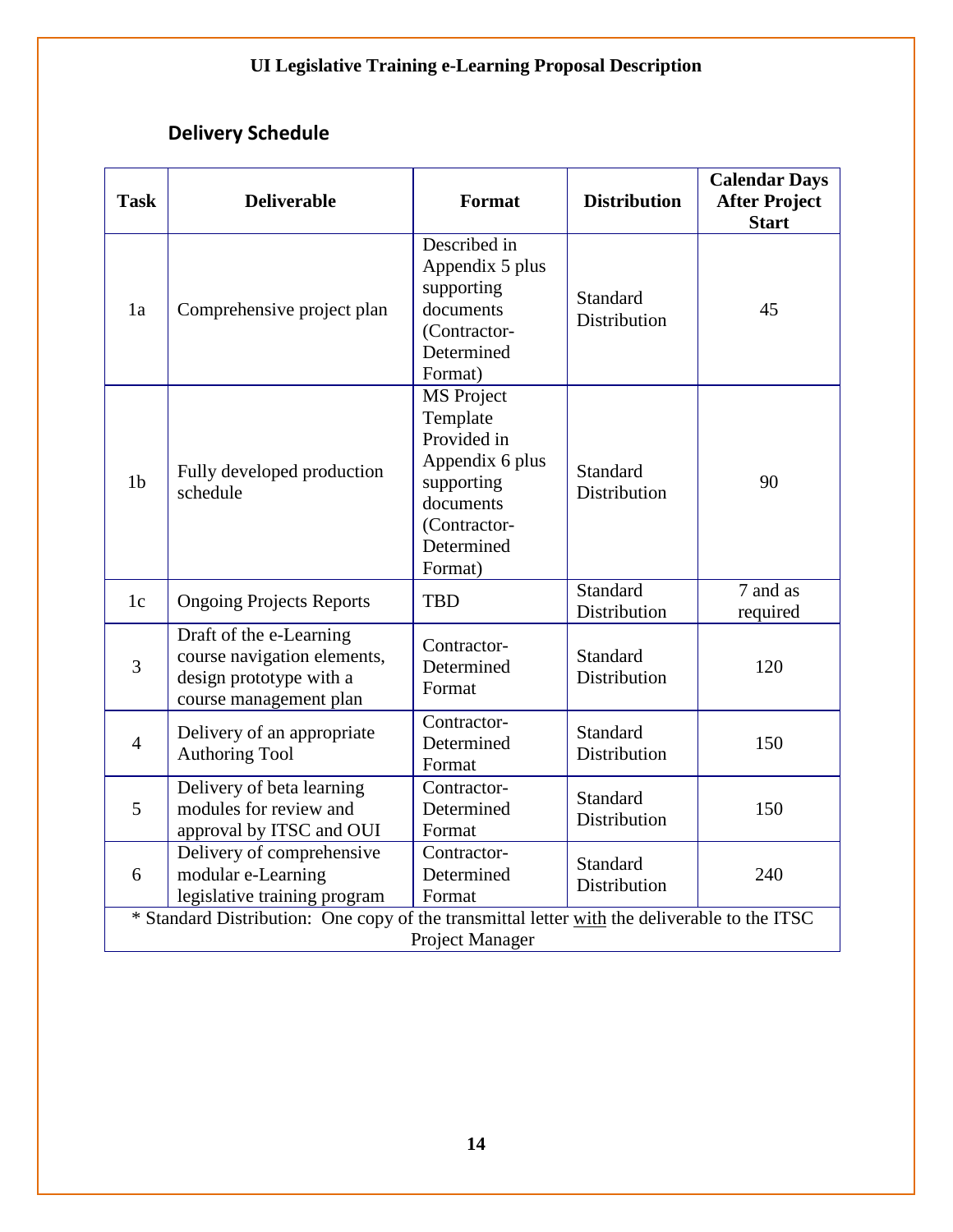## Delivery Schedule

| Task | Deliverable | Format | Distribution | Calendar Days After Project Start |
|---|---|---|---|---|
| 1a | Comprehensive project plan | Described in Appendix 5 plus supporting documents (Contractor-Determined Format) | Standard Distribution | 45 |
| 1b | Fully developed production schedule | MS Project Template Provided in Appendix 6 plus supporting documents (Contractor-Determined Format) | Standard Distribution | 90 |
| 1c | Ongoing Projects Reports | TBD | Standard Distribution | 7 and as required |
| 3 | Draft of the e-Learning course navigation elements, design prototype with a course management plan | Contractor-Determined Format | Standard Distribution | 120 |
| 4 | Delivery of an appropriate Authoring Tool | Contractor-Determined Format | Standard Distribution | 150 |
| 5 | Delivery of beta learning modules for review and approval by ITSC and OUI | Contractor-Determined Format | Standard Distribution | 150 |
| 6 | Delivery of comprehensive modular e-Learning legislative training program | Contractor-Determined Format | Standard Distribution | 240 |

* Standard Distribution: One copy of the transmittal letter with the deliverable to the ITSC Project Manager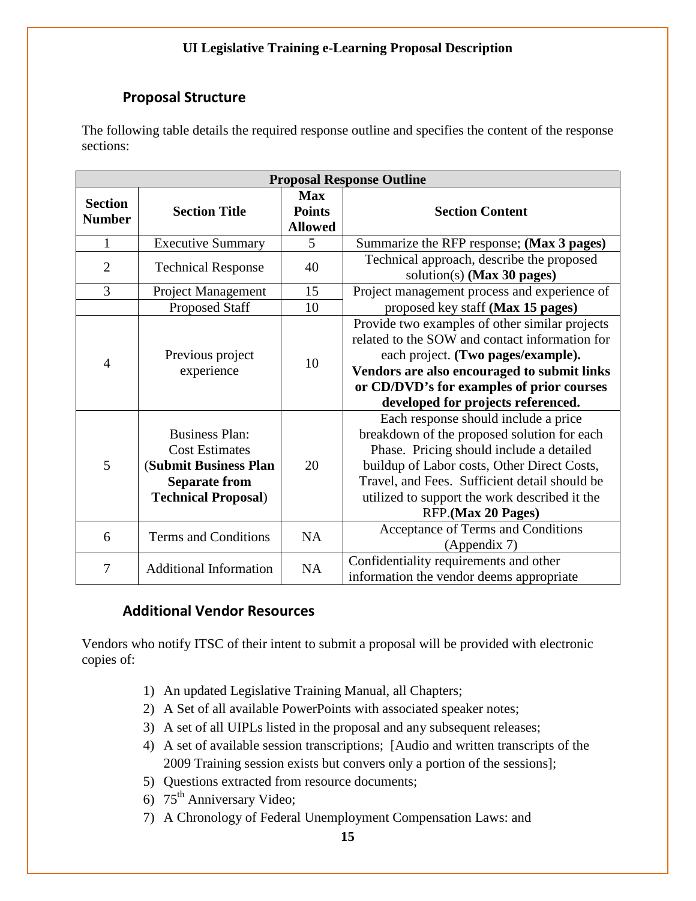## Proposal Structure

The following table details the required response outline and specifies the content of the response sections:

| Proposal Response Outline | | | |
|---|---|---|---|
| **Section Number** | **Section Title** | **Max Points Allowed** | **Section Content** |
| 1 | Executive Summary | 5 | Summarize the RFP response; **(Max 3 pages)** |
| 2 | Technical Response | 40 | Technical approach, describe the proposed solution(s) **(Max 30 pages)** |
| 3 | Project Management | 15 | Project management process and experience of proposed key staff **(Max 15 pages)** |
| | Proposed Staff | 10 | |
| 4 | Previous project experience | 10 | Provide two examples of other similar projects related to the SOW and contact information for each project. **(Two pages/example). Vendors are also encouraged to submit links or CD/DVD's for examples of prior courses developed for projects referenced.** |
| 5 | Business Plan: Cost Estimates (**Submit Business Plan Separate from Technical Proposal**) | 20 | Each response should include a price breakdown of the proposed solution for each Phase. Pricing should include a detailed buildup of Labor costs, Other Direct Costs, Travel, and Fees. Sufficient detail should be utilized to support the work described it the RFP.**(Max 20 Pages)** |
| 6 | Terms and Conditions | NA | Acceptance of Terms and Conditions (Appendix 7) |
| 7 | Additional Information | NA | Confidentiality requirements and other information the vendor deems appropriate |

## Additional Vendor Resources

Vendors who notify ITSC of their intent to submit a proposal will be provided with electronic copies of:

1) An updated Legislative Training Manual, all Chapters;
2) A Set of all available PowerPoints with associated speaker notes;
3) A set of all UIPLs listed in the proposal and any subsequent releases;
4) A set of available session transcriptions; [Audio and written transcripts of the 2009 Training session exists but convers only a portion of the sessions];
5) Questions extracted from resource documents;
6) 75th Anniversary Video;
7) A Chronology of Federal Unemployment Compensation Laws: and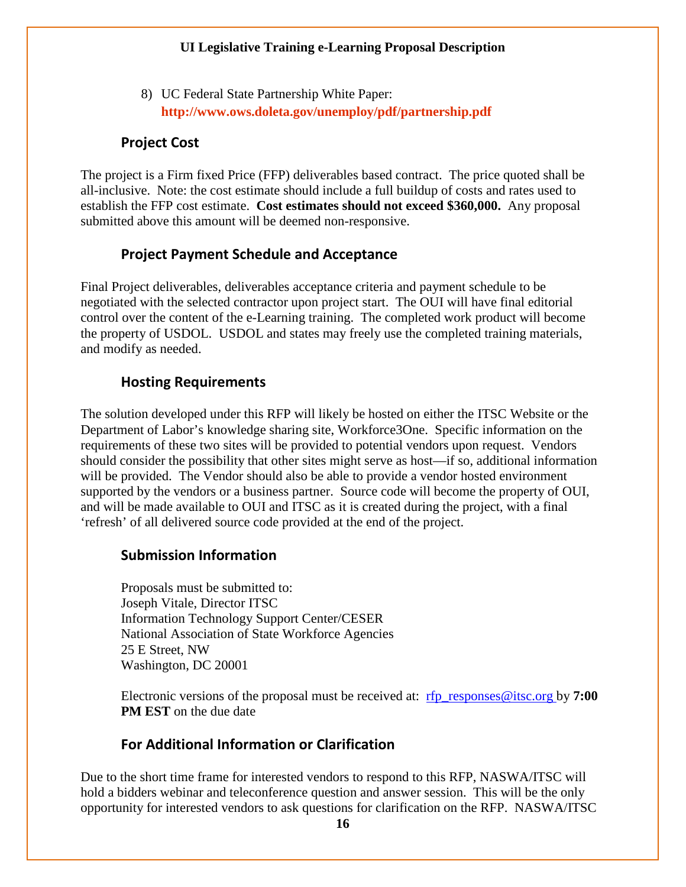8) UC Federal State Partnership White Paper: **http://www.ows.doleta.gov/unemploy/pdf/partnership.pdf**

## Project Cost

The project is a Firm fixed Price (FFP) deliverables based contract. The price quoted shall be all-inclusive. Note: the cost estimate should include a full buildup of costs and rates used to establish the FFP cost estimate. **Cost estimates should not exceed $360,000.** Any proposal submitted above this amount will be deemed non-responsive.

## Project Payment Schedule and Acceptance

Final Project deliverables, deliverables acceptance criteria and payment schedule to be negotiated with the selected contractor upon project start. The OUI will have final editorial control over the content of the e-Learning training. The completed work product will become the property of USDOL. USDOL and states may freely use the completed training materials, and modify as needed.

## Hosting Requirements

The solution developed under this RFP will likely be hosted on either the ITSC Website or the Department of Labor's knowledge sharing site, Workforce3One. Specific information on the requirements of these two sites will be provided to potential vendors upon request. Vendors should consider the possibility that other sites might serve as host—if so, additional information will be provided. The Vendor should also be able to provide a vendor hosted environment supported by the vendors or a business partner. Source code will become the property of OUI, and will be made available to OUI and ITSC as it is created during the project, with a final 'refresh' of all delivered source code provided at the end of the project.

## Submission Information

Proposals must be submitted to:
Joseph Vitale, Director ITSC
Information Technology Support Center/CESER
National Association of State Workforce Agencies
25 E Street, NW
Washington, DC 20001

Electronic versions of the proposal must be received at: rfp_responses@itsc.org by **7:00 PM EST** on the due date

## For Additional Information or Clarification

Due to the short time frame for interested vendors to respond to this RFP, NASWA/ITSC will hold a bidders webinar and teleconference question and answer session. This will be the only opportunity for interested vendors to ask questions for clarification on the RFP. NASWA/ITSC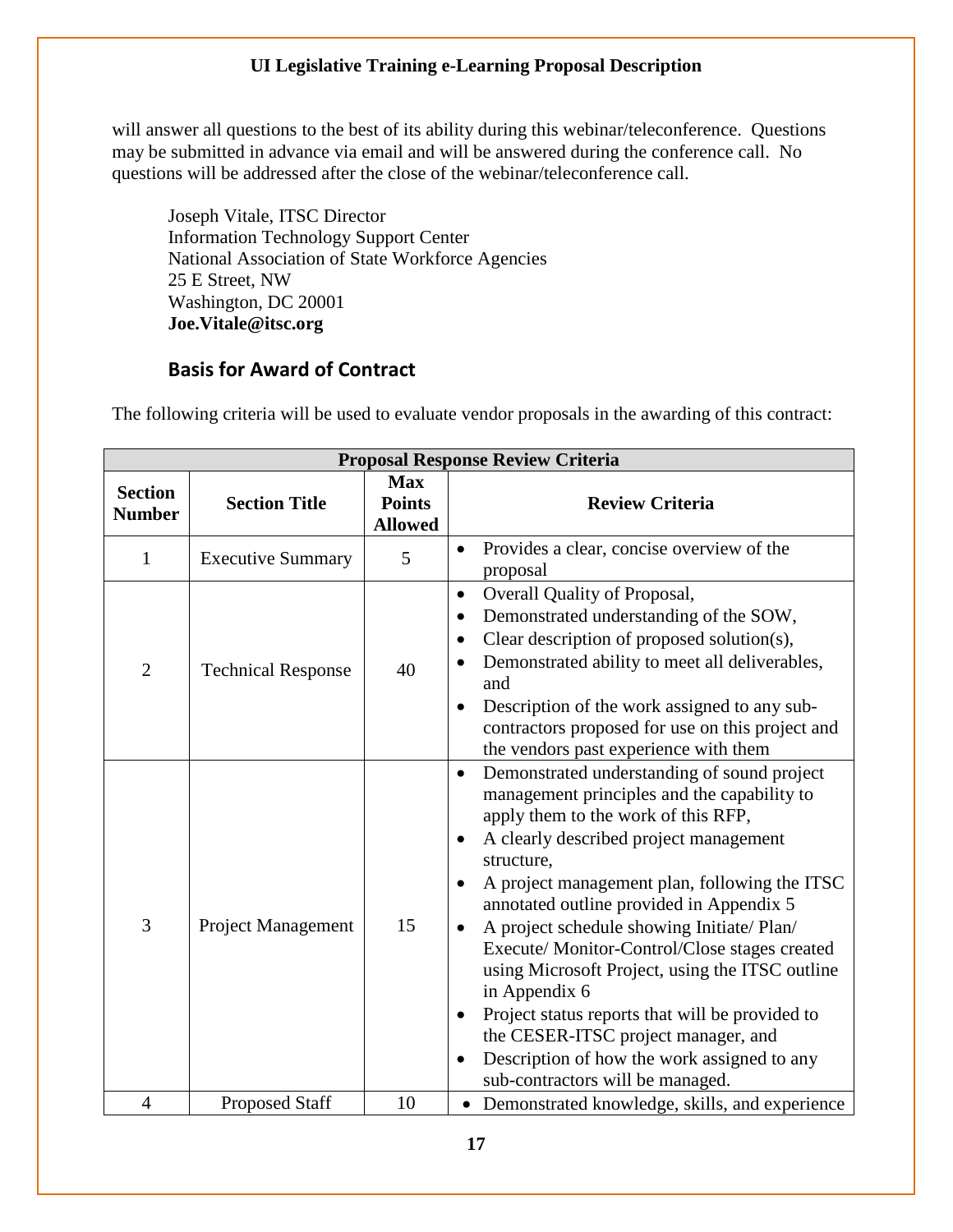will answer all questions to the best of its ability during this webinar/teleconference. Questions may be submitted in advance via email and will be answered during the conference call. No questions will be addressed after the close of the webinar/teleconference call.

Joseph Vitale, ITSC Director
Information Technology Support Center
National Association of State Workforce Agencies
25 E Street, NW
Washington, DC 20001
**Joe.Vitale@itsc.org**

## Basis for Award of Contract

The following criteria will be used to evaluate vendor proposals in the awarding of this contract:

| Proposal Response Review Criteria | | | |
|---|---|---|---|
| **Section Number** | **Section Title** | **Max Points Allowed** | **Review Criteria** |
| 1 | Executive Summary | 5 | • Provides a clear, concise overview of the proposal |
| 2 | Technical Response | 40 | • Overall Quality of Proposal,<br>• Demonstrated understanding of the SOW,<br>• Clear description of proposed solution(s),<br>• Demonstrated ability to meet all deliverables, and<br>• Description of the work assigned to any sub-contractors proposed for use on this project and the vendors past experience with them |
| 3 | Project Management | 15 | • Demonstrated understanding of sound project management principles and the capability to apply them to the work of this RFP,<br>• A clearly described project management structure,<br>• A project management plan, following the ITSC annotated outline provided in Appendix 5<br>• A project schedule showing Initiate/ Plan/ Execute/ Monitor-Control/Close stages created using Microsoft Project, using the ITSC outline in Appendix 6<br>• Project status reports that will be provided to the CESER-ITSC project manager, and<br>• Description of how the work assigned to any sub-contractors will be managed. |
| 4 | Proposed Staff | 10 | • Demonstrated knowledge, skills, and experience |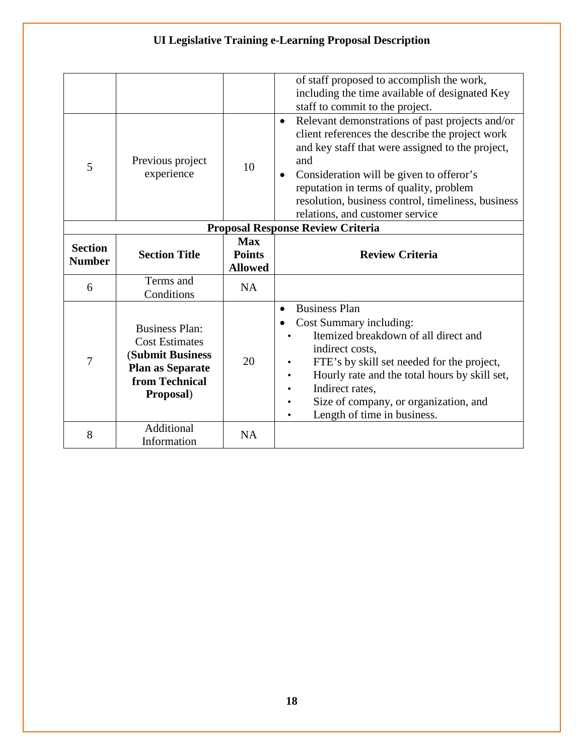## UI Legislative Training e-Learning Proposal Description

| | | | |
|---|---|---|---|
| | | | of staff proposed to accomplish the work, including the time available of designated Key staff to commit to the project. |
| 5 | Previous project experience | 10 | • Relevant demonstrations of past projects and/or client references the describe the project work and key staff that were assigned to the project, and<br>• Consideration will be given to offeror's reputation in terms of quality, problem resolution, business control, timeliness, business relations, and customer service |
| **Proposal Response Review Criteria** | | | |
| **Section Number** | **Section Title** | **Max Points Allowed** | **Review Criteria** |
| 6 | Terms and Conditions | NA | |
| 7 | Business Plan: Cost Estimates (**Submit Business Plan as Separate from Technical Proposal**) | 20 | • Business Plan<br>• Cost Summary including:<br>  • Itemized breakdown of all direct and indirect costs,<br>  • FTE's by skill set needed for the project,<br>  • Hourly rate and the total hours by skill set,<br>  • Indirect rates,<br>  • Size of company, or organization, and<br>  • Length of time in business. |
| 8 | Additional Information | NA | |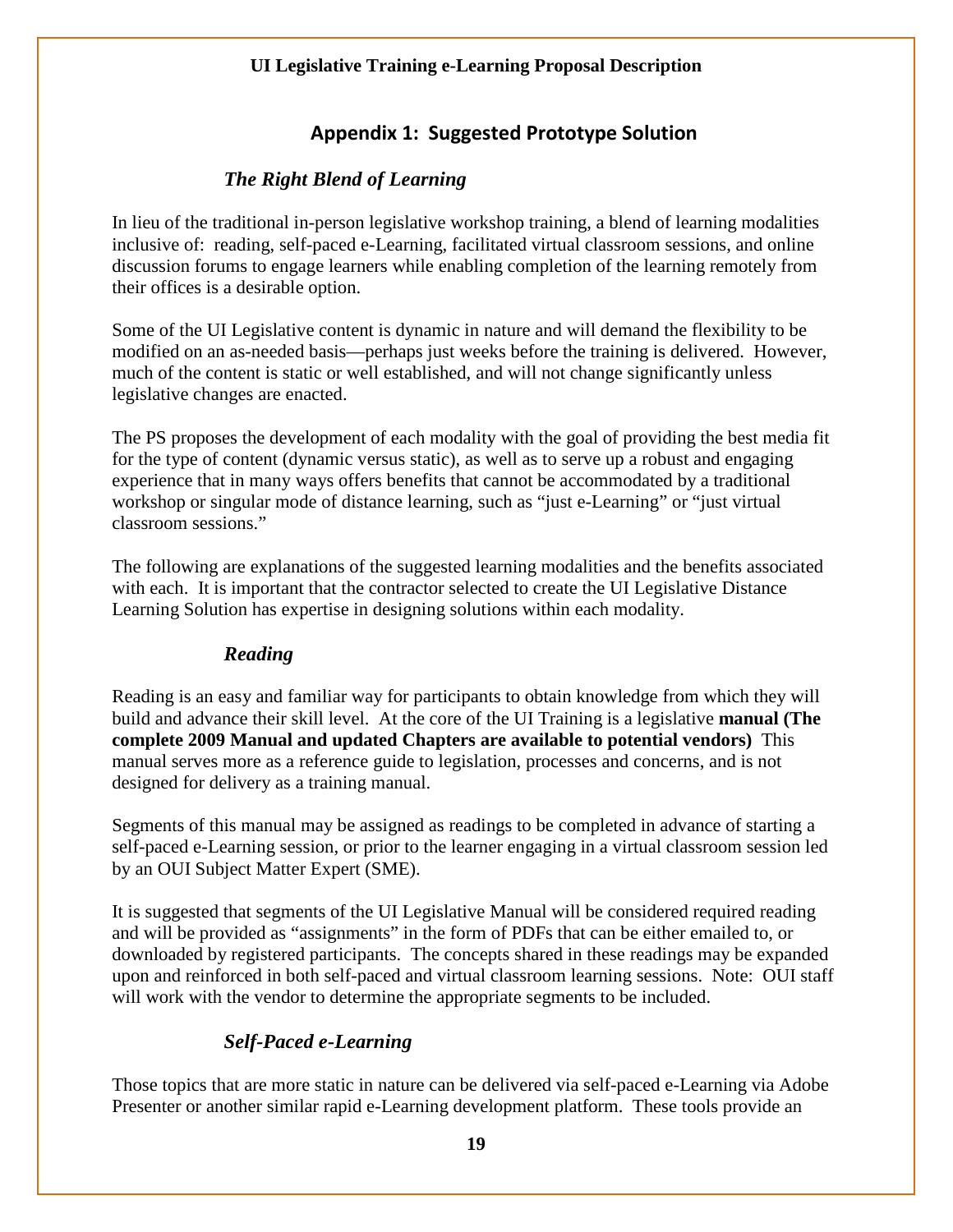## Appendix 1: Suggested Prototype Solution

### *The Right Blend of Learning*

In lieu of the traditional in-person legislative workshop training, a blend of learning modalities inclusive of: reading, self-paced e-Learning, facilitated virtual classroom sessions, and online discussion forums to engage learners while enabling completion of the learning remotely from their offices is a desirable option.

Some of the UI Legislative content is dynamic in nature and will demand the flexibility to be modified on an as-needed basis—perhaps just weeks before the training is delivered. However, much of the content is static or well established, and will not change significantly unless legislative changes are enacted.

The PS proposes the development of each modality with the goal of providing the best media fit for the type of content (dynamic versus static), as well as to serve up a robust and engaging experience that in many ways offers benefits that cannot be accommodated by a traditional workshop or singular mode of distance learning, such as "just e-Learning" or "just virtual classroom sessions."

The following are explanations of the suggested learning modalities and the benefits associated with each. It is important that the contractor selected to create the UI Legislative Distance Learning Solution has expertise in designing solutions within each modality.

### *Reading*

Reading is an easy and familiar way for participants to obtain knowledge from which they will build and advance their skill level. At the core of the UI Training is a legislative **manual (The complete 2009 Manual and updated Chapters are available to potential vendors)** This manual serves more as a reference guide to legislation, processes and concerns, and is not designed for delivery as a training manual.

Segments of this manual may be assigned as readings to be completed in advance of starting a self-paced e-Learning session, or prior to the learner engaging in a virtual classroom session led by an OUI Subject Matter Expert (SME).

It is suggested that segments of the UI Legislative Manual will be considered required reading and will be provided as "assignments" in the form of PDFs that can be either emailed to, or downloaded by registered participants. The concepts shared in these readings may be expanded upon and reinforced in both self-paced and virtual classroom learning sessions. Note: OUI staff will work with the vendor to determine the appropriate segments to be included.

### *Self-Paced e-Learning*

Those topics that are more static in nature can be delivered via self-paced e-Learning via Adobe Presenter or another similar rapid e-Learning development platform. These tools provide an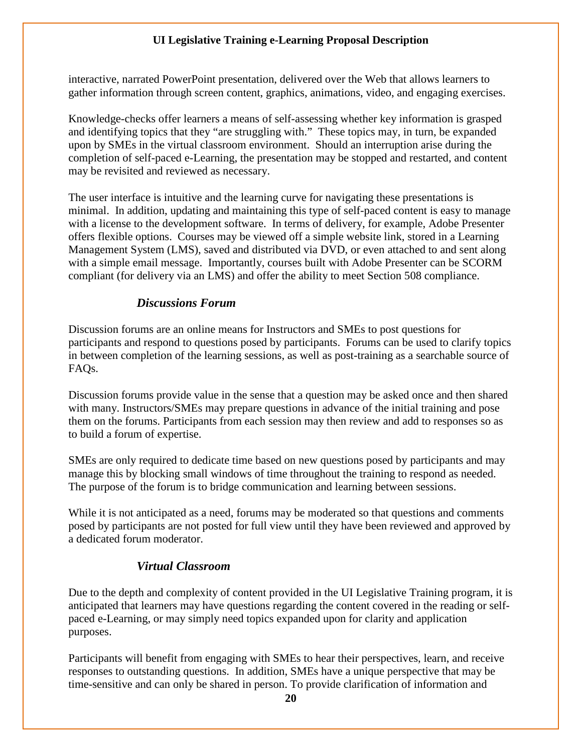interactive, narrated PowerPoint presentation, delivered over the Web that allows learners to gather information through screen content, graphics, animations, video, and engaging exercises.

Knowledge-checks offer learners a means of self-assessing whether key information is grasped and identifying topics that they "are struggling with." These topics may, in turn, be expanded upon by SMEs in the virtual classroom environment. Should an interruption arise during the completion of self-paced e-Learning, the presentation may be stopped and restarted, and content may be revisited and reviewed as necessary.

The user interface is intuitive and the learning curve for navigating these presentations is minimal. In addition, updating and maintaining this type of self-paced content is easy to manage with a license to the development software. In terms of delivery, for example, Adobe Presenter offers flexible options. Courses may be viewed off a simple website link, stored in a Learning Management System (LMS), saved and distributed via DVD, or even attached to and sent along with a simple email message. Importantly, courses built with Adobe Presenter can be SCORM compliant (for delivery via an LMS) and offer the ability to meet Section 508 compliance.

### *Discussions Forum*

Discussion forums are an online means for Instructors and SMEs to post questions for participants and respond to questions posed by participants. Forums can be used to clarify topics in between completion of the learning sessions, as well as post-training as a searchable source of FAQs.

Discussion forums provide value in the sense that a question may be asked once and then shared with many. Instructors/SMEs may prepare questions in advance of the initial training and pose them on the forums. Participants from each session may then review and add to responses so as to build a forum of expertise.

SMEs are only required to dedicate time based on new questions posed by participants and may manage this by blocking small windows of time throughout the training to respond as needed. The purpose of the forum is to bridge communication and learning between sessions.

While it is not anticipated as a need, forums may be moderated so that questions and comments posed by participants are not posted for full view until they have been reviewed and approved by a dedicated forum moderator.

### *Virtual Classroom*

Due to the depth and complexity of content provided in the UI Legislative Training program, it is anticipated that learners may have questions regarding the content covered in the reading or self-paced e-Learning, or may simply need topics expanded upon for clarity and application purposes.

Participants will benefit from engaging with SMEs to hear their perspectives, learn, and receive responses to outstanding questions. In addition, SMEs have a unique perspective that may be time-sensitive and can only be shared in person. To provide clarification of information and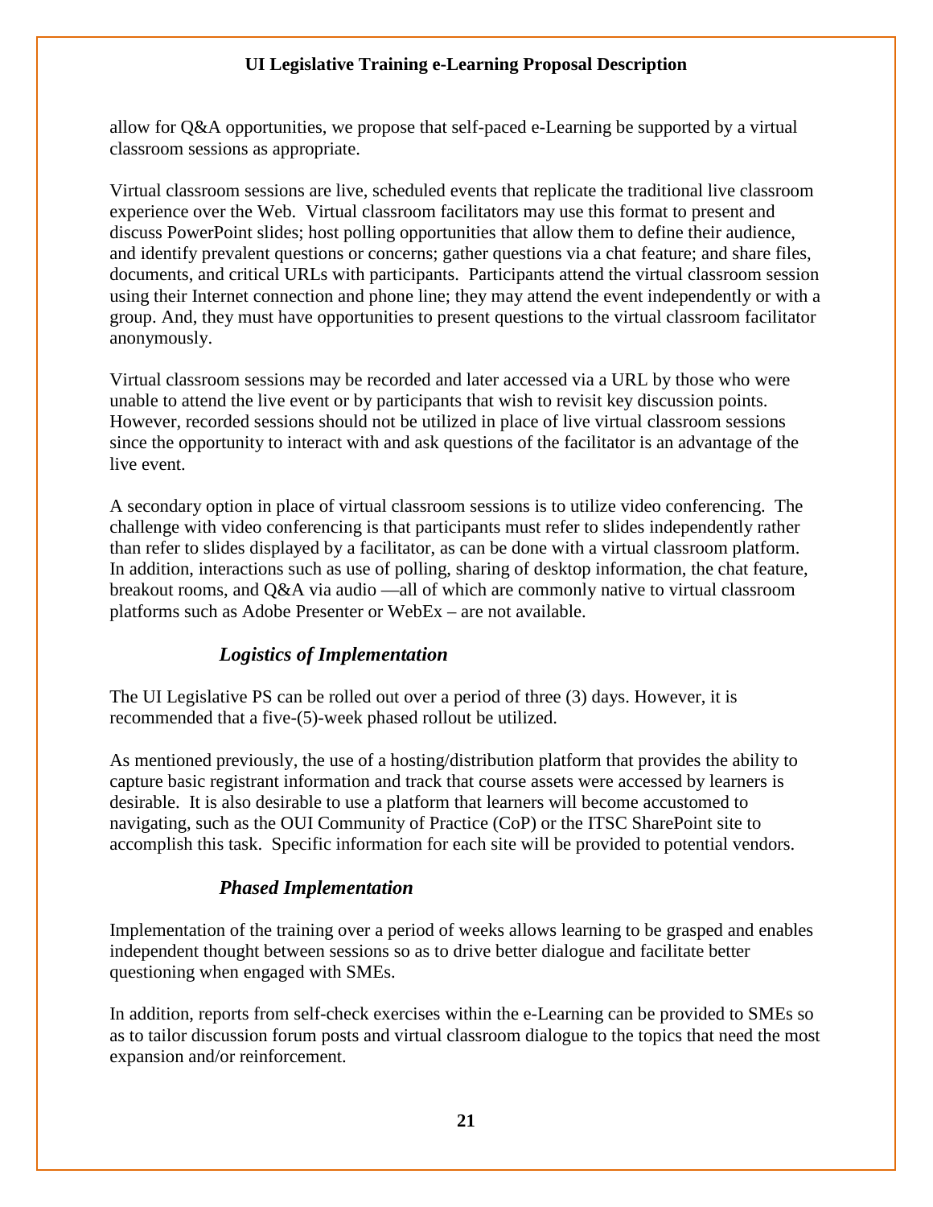allow for Q&A opportunities, we propose that self-paced e-Learning be supported by a virtual classroom sessions as appropriate.

Virtual classroom sessions are live, scheduled events that replicate the traditional live classroom experience over the Web. Virtual classroom facilitators may use this format to present and discuss PowerPoint slides; host polling opportunities that allow them to define their audience, and identify prevalent questions or concerns; gather questions via a chat feature; and share files, documents, and critical URLs with participants. Participants attend the virtual classroom session using their Internet connection and phone line; they may attend the event independently or with a group. And, they must have opportunities to present questions to the virtual classroom facilitator anonymously.

Virtual classroom sessions may be recorded and later accessed via a URL by those who were unable to attend the live event or by participants that wish to revisit key discussion points. However, recorded sessions should not be utilized in place of live virtual classroom sessions since the opportunity to interact with and ask questions of the facilitator is an advantage of the live event.

A secondary option in place of virtual classroom sessions is to utilize video conferencing. The challenge with video conferencing is that participants must refer to slides independently rather than refer to slides displayed by a facilitator, as can be done with a virtual classroom platform. In addition, interactions such as use of polling, sharing of desktop information, the chat feature, breakout rooms, and Q&A via audio —all of which are commonly native to virtual classroom platforms such as Adobe Presenter or WebEx – are not available.

### *Logistics of Implementation*

The UI Legislative PS can be rolled out over a period of three (3) days. However, it is recommended that a five-(5)-week phased rollout be utilized.

As mentioned previously, the use of a hosting/distribution platform that provides the ability to capture basic registrant information and track that course assets were accessed by learners is desirable. It is also desirable to use a platform that learners will become accustomed to navigating, such as the OUI Community of Practice (CoP) or the ITSC SharePoint site to accomplish this task. Specific information for each site will be provided to potential vendors.

### *Phased Implementation*

Implementation of the training over a period of weeks allows learning to be grasped and enables independent thought between sessions so as to drive better dialogue and facilitate better questioning when engaged with SMEs.

In addition, reports from self-check exercises within the e-Learning can be provided to SMEs so as to tailor discussion forum posts and virtual classroom dialogue to the topics that need the most expansion and/or reinforcement.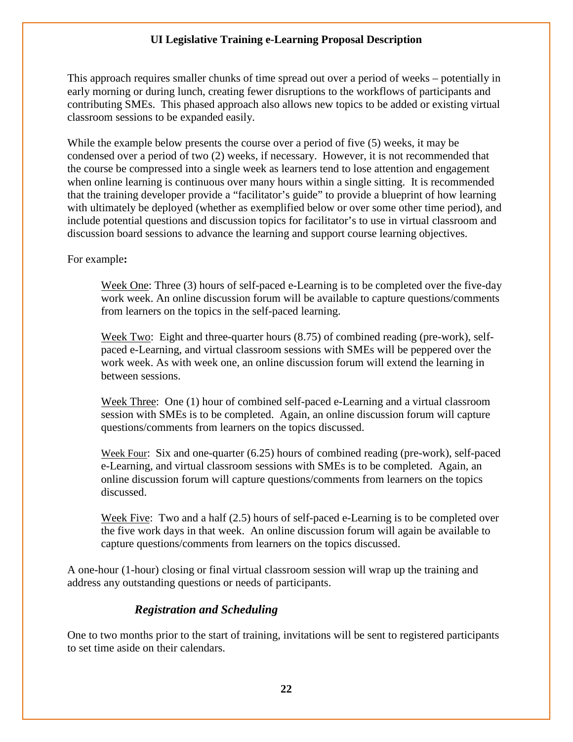# UI Legislative Training e-Learning Proposal Description

This approach requires smaller chunks of time spread out over a period of weeks – potentially in early morning or during lunch, creating fewer disruptions to the workflows of participants and contributing SMEs. This phased approach also allows new topics to be added or existing virtual classroom sessions to be expanded easily.

While the example below presents the course over a period of five (5) weeks, it may be condensed over a period of two (2) weeks, if necessary. However, it is not recommended that the course be compressed into a single week as learners tend to lose attention and engagement when online learning is continuous over many hours within a single sitting. It is recommended that the training developer provide a "facilitator's guide" to provide a blueprint of how learning with ultimately be deployed (whether as exemplified below or over some other time period), and include potential questions and discussion topics for facilitator's to use in virtual classroom and discussion board sessions to advance the learning and support course learning objectives.

For example**:**

> <u>Week One</u>: Three (3) hours of self-paced e-Learning is to be completed over the five-day work week. An online discussion forum will be available to capture questions/comments from learners on the topics in the self-paced learning.
>
> <u>Week Two</u>: Eight and three-quarter hours (8.75) of combined reading (pre-work), self-paced e-Learning, and virtual classroom sessions with SMEs will be peppered over the work week. As with week one, an online discussion forum will extend the learning in between sessions.
>
> <u>Week Three</u>: One (1) hour of combined self-paced e-Learning and a virtual classroom session with SMEs is to be completed. Again, an online discussion forum will capture questions/comments from learners on the topics discussed.
>
> <u>Week Four</u>: Six and one-quarter (6.25) hours of combined reading (pre-work), self-paced e-Learning, and virtual classroom sessions with SMEs is to be completed. Again, an online discussion forum will capture questions/comments from learners on the topics discussed.
>
> <u>Week Five</u>: Two and a half (2.5) hours of self-paced e-Learning is to be completed over the five work days in that week. An online discussion forum will again be available to capture questions/comments from learners on the topics discussed.

A one-hour (1-hour) closing or final virtual classroom session will wrap up the training and address any outstanding questions or needs of participants.

### *Registration and Scheduling*

One to two months prior to the start of training, invitations will be sent to registered participants to set time aside on their calendars.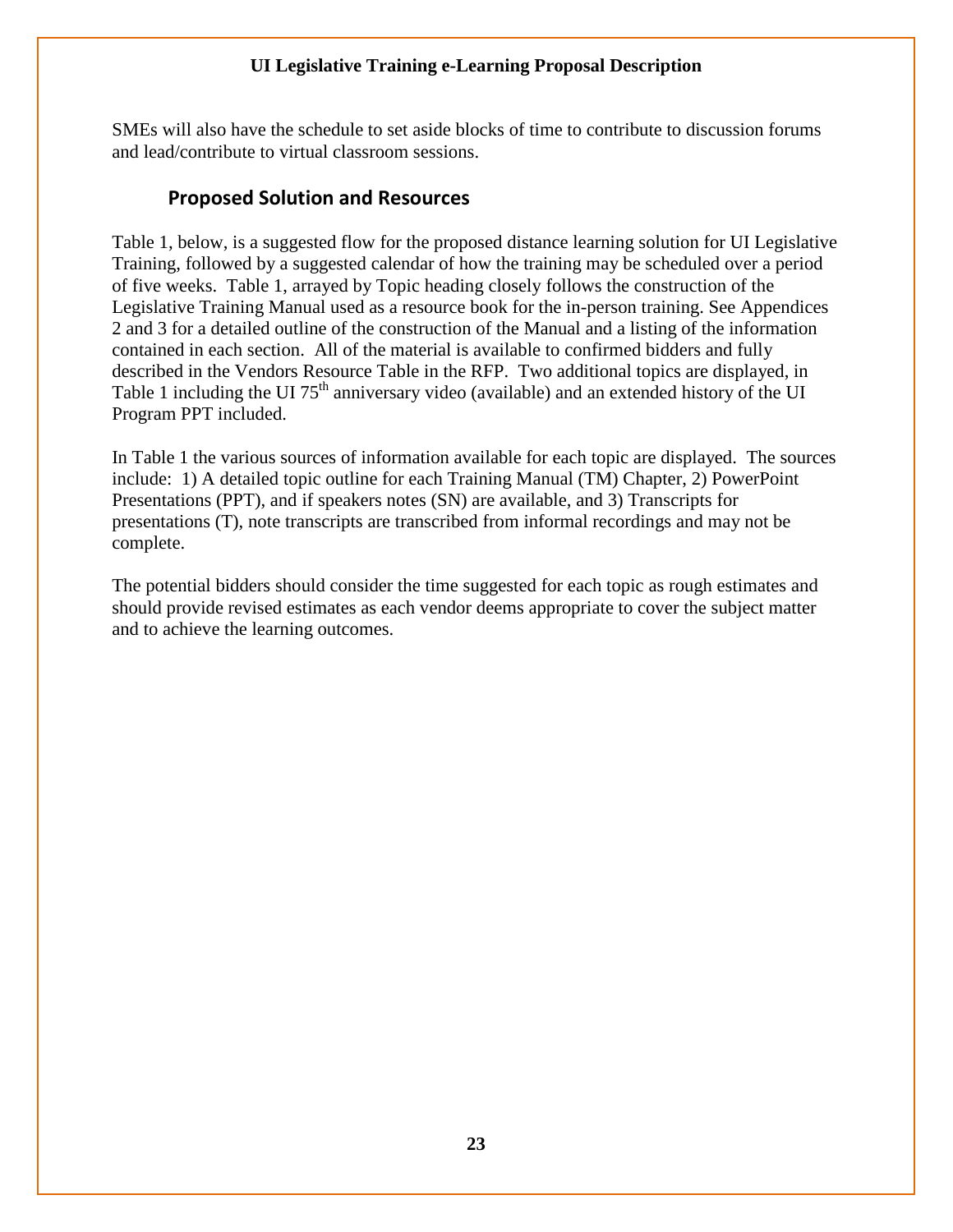SMEs will also have the schedule to set aside blocks of time to contribute to discussion forums and lead/contribute to virtual classroom sessions.

## Proposed Solution and Resources

Table 1, below, is a suggested flow for the proposed distance learning solution for UI Legislative Training, followed by a suggested calendar of how the training may be scheduled over a period of five weeks. Table 1, arrayed by Topic heading closely follows the construction of the Legislative Training Manual used as a resource book for the in-person training. See Appendices 2 and 3 for a detailed outline of the construction of the Manual and a listing of the information contained in each section. All of the material is available to confirmed bidders and fully described in the Vendors Resource Table in the RFP. Two additional topics are displayed, in Table 1 including the UI 75th anniversary video (available) and an extended history of the UI Program PPT included.

In Table 1 the various sources of information available for each topic are displayed. The sources include: 1) A detailed topic outline for each Training Manual (TM) Chapter, 2) PowerPoint Presentations (PPT), and if speakers notes (SN) are available, and 3) Transcripts for presentations (T), note transcripts are transcribed from informal recordings and may not be complete.

The potential bidders should consider the time suggested for each topic as rough estimates and should provide revised estimates as each vendor deems appropriate to cover the subject matter and to achieve the learning outcomes.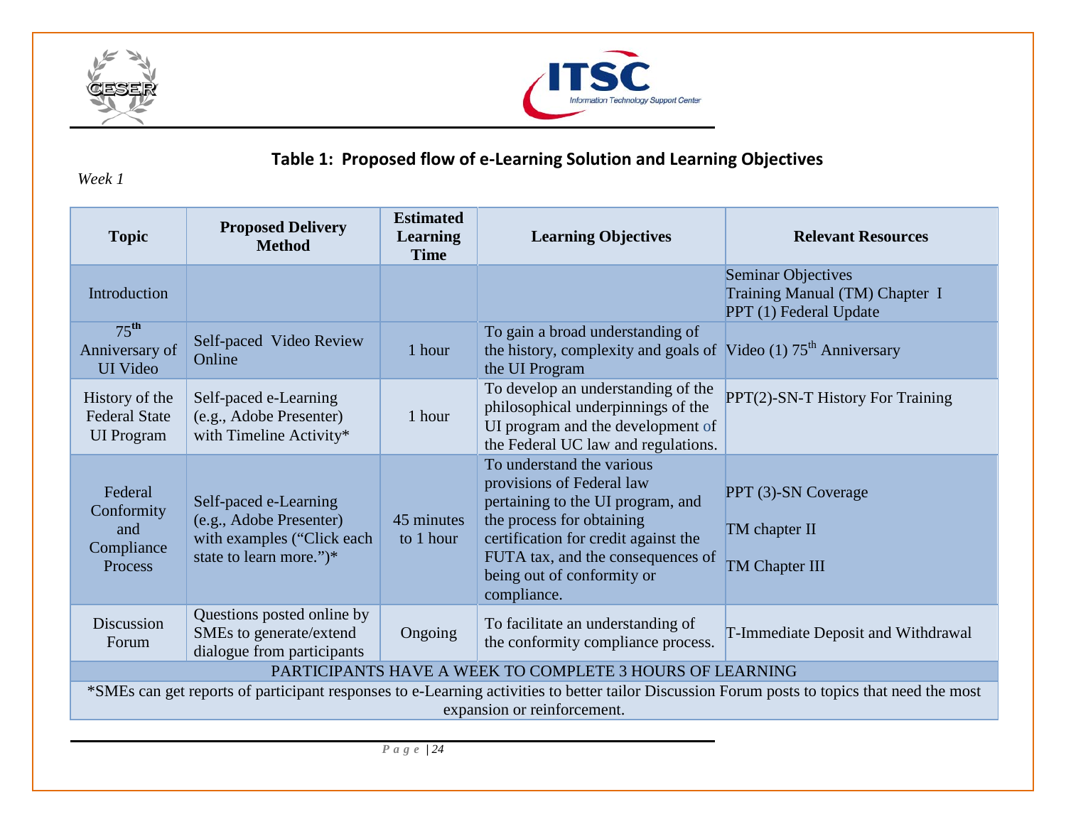**Table 1: Proposed flow of e-Learning Solution and Learning Objectives**

*Week 1*

| Topic | Proposed Delivery Method | Estimated Learning Time | Learning Objectives | Relevant Resources |
|---|---|---|---|---|
| Introduction | | | | Seminar Objectives<br>Training Manual (TM) Chapter I<br>PPT (1) Federal Update |
| 75th Anniversary of UI Video | Self-paced Video Review Online | 1 hour | To gain a broad understanding of the history, complexity and goals of the UI Program | Video (1) 75th Anniversary |
| History of the Federal State UI Program | Self-paced e-Learning (e.g., Adobe Presenter) with Timeline Activity* | 1 hour | To develop an understanding of the philosophical underpinnings of the UI program and the development of the Federal UC law and regulations. | PPT(2)-SN-T History For Training |
| Federal Conformity and Compliance Process | Self-paced e-Learning (e.g., Adobe Presenter) with examples ("Click each state to learn more.")* | 45 minutes to 1 hour | To understand the various provisions of Federal law pertaining to the UI program, and the process for obtaining certification for credit against the FUTA tax, and the consequences of being out of conformity or compliance. | PPT (3)-SN Coverage<br>TM chapter II<br>TM Chapter III |
| Discussion Forum | Questions posted online by SMEs to generate/extend dialogue from participants | Ongoing | To facilitate an understanding of the conformity compliance process. | T-Immediate Deposit and Withdrawal |
| PARTICIPANTS HAVE A WEEK TO COMPLETE 3 HOURS OF LEARNING | | | | |
| *SMEs can get reports of participant responses to e-Learning activities to better tailor Discussion Forum posts to topics that need the most expansion or reinforcement. | | | | |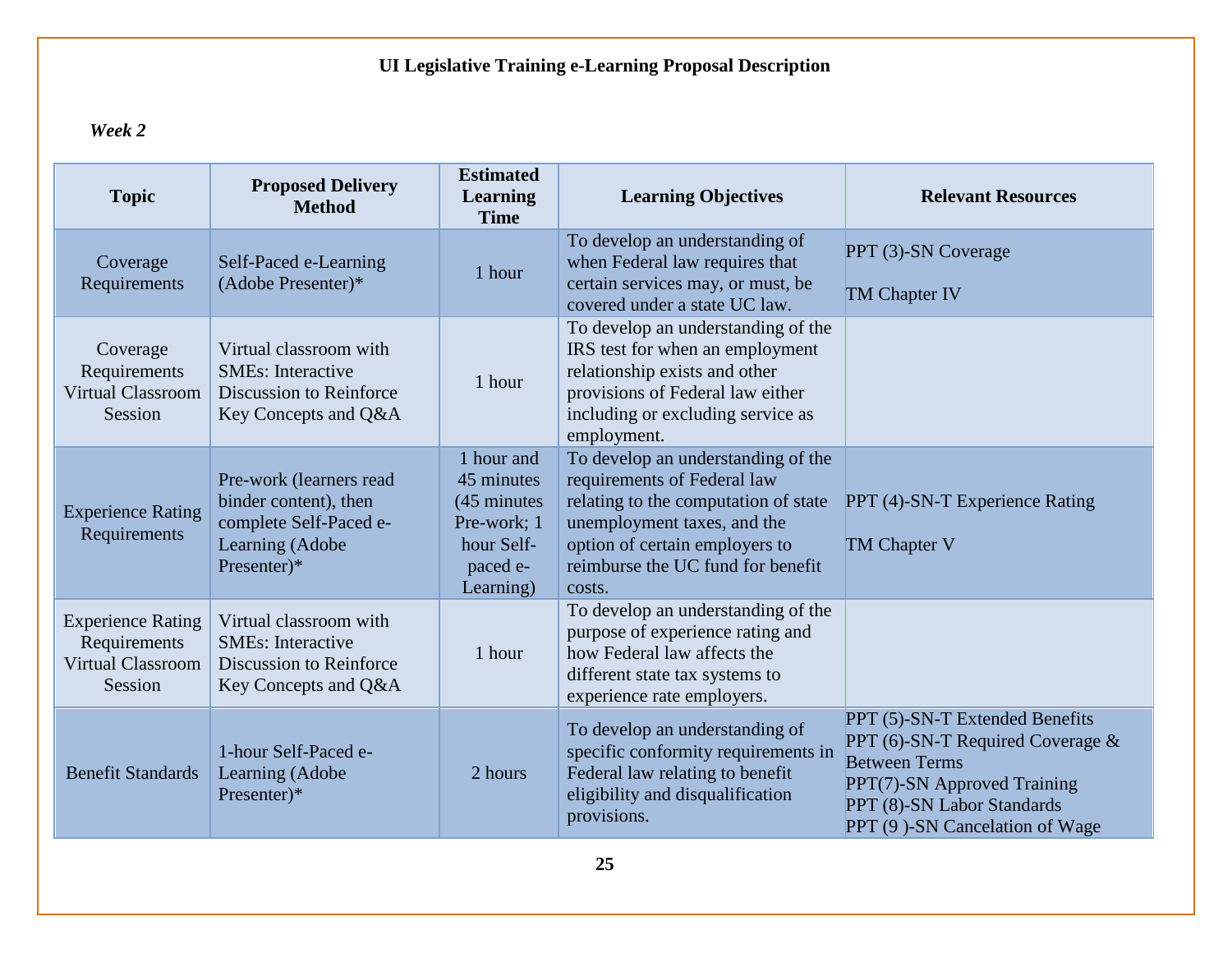**UI Legislative Training e-Learning Proposal Description**

***Week 2***

| Topic | Proposed Delivery Method | Estimated Learning Time | Learning Objectives | Relevant Resources |
|---|---|---|---|---|
| Coverage Requirements | Self-Paced e-Learning (Adobe Presenter)* | 1 hour | To develop an understanding of when Federal law requires that certain services may, or must, be covered under a state UC law. | PPT (3)-SN Coverage<br><br>TM Chapter IV |
| Coverage Requirements Virtual Classroom Session | Virtual classroom with SMEs: Interactive Discussion to Reinforce Key Concepts and Q&A | 1 hour | To develop an understanding of the IRS test for when an employment relationship exists and other provisions of Federal law either including or excluding service as employment. | |
| Experience Rating Requirements | Pre-work (learners read binder content), then complete Self-Paced e-Learning (Adobe Presenter)* | 1 hour and 45 minutes (45 minutes Pre-work; 1 hour Self-paced e-Learning) | To develop an understanding of the requirements of Federal law relating to the computation of state unemployment taxes, and the option of certain employers to reimburse the UC fund for benefit costs. | PPT (4)-SN-T Experience Rating<br><br>TM Chapter V |
| Experience Rating Requirements Virtual Classroom Session | Virtual classroom with SMEs: Interactive Discussion to Reinforce Key Concepts and Q&A | 1 hour | To develop an understanding of the purpose of experience rating and how Federal law affects the different state tax systems to experience rate employers. | |
| Benefit Standards | 1-hour Self-Paced e-Learning (Adobe Presenter)* | 2 hours | To develop an understanding of specific conformity requirements in Federal law relating to benefit eligibility and disqualification provisions. | PPT (5)-SN-T Extended Benefits<br>PPT (6)-SN-T Required Coverage & Between Terms<br>PPT(7)-SN Approved Training<br>PPT (8)-SN Labor Standards<br>PPT (9 )-SN Cancelation of Wage |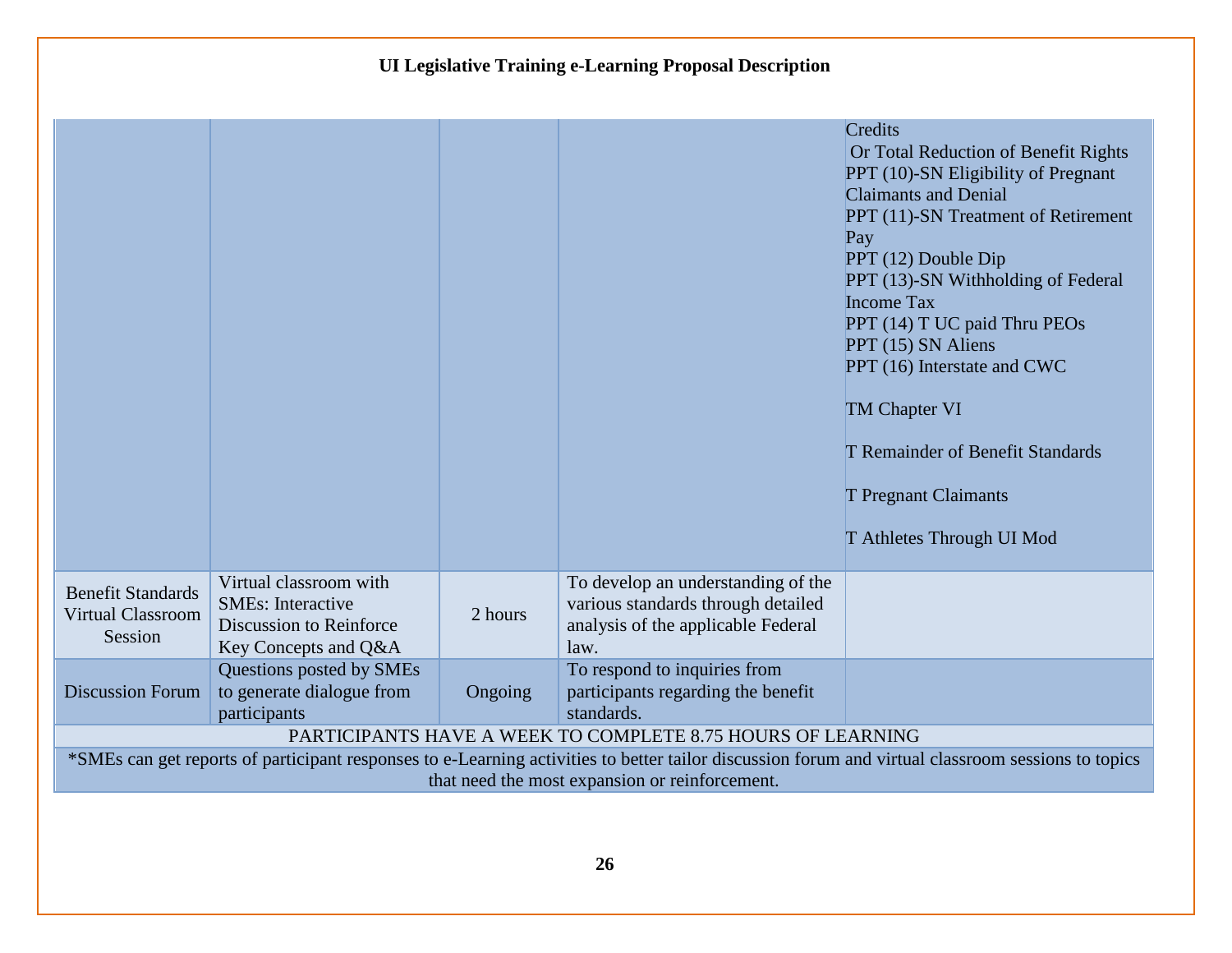**UI Legislative Training e-Learning Proposal Description**

| | | | | |
|---|---|---|---|---|
| | | | | Credits<br>Or Total Reduction of Benefit Rights<br>PPT (10)-SN Eligibility of Pregnant Claimants and Denial<br>PPT (11)-SN Treatment of Retirement Pay<br>PPT (12) Double Dip<br>PPT (13)-SN Withholding of Federal Income Tax<br>PPT (14) T UC paid Thru PEOs<br>PPT (15) SN Aliens<br>PPT (16) Interstate and CWC<br><br>TM Chapter VI<br><br>T Remainder of Benefit Standards<br><br>T Pregnant Claimants<br><br>T Athletes Through UI Mod |
| Benefit Standards Virtual Classroom Session | Virtual classroom with SMEs: Interactive Discussion to Reinforce Key Concepts and Q&A | 2 hours | To develop an understanding of the various standards through detailed analysis of the applicable Federal law. | |
| Discussion Forum | Questions posted by SMEs to generate dialogue from participants | Ongoing | To respond to inquiries from participants regarding the benefit standards. | |
| PARTICIPANTS HAVE A WEEK TO COMPLETE 8.75 HOURS OF LEARNING | | | | |
| *SMEs can get reports of participant responses to e-Learning activities to better tailor discussion forum and virtual classroom sessions to topics that need the most expansion or reinforcement. | | | | |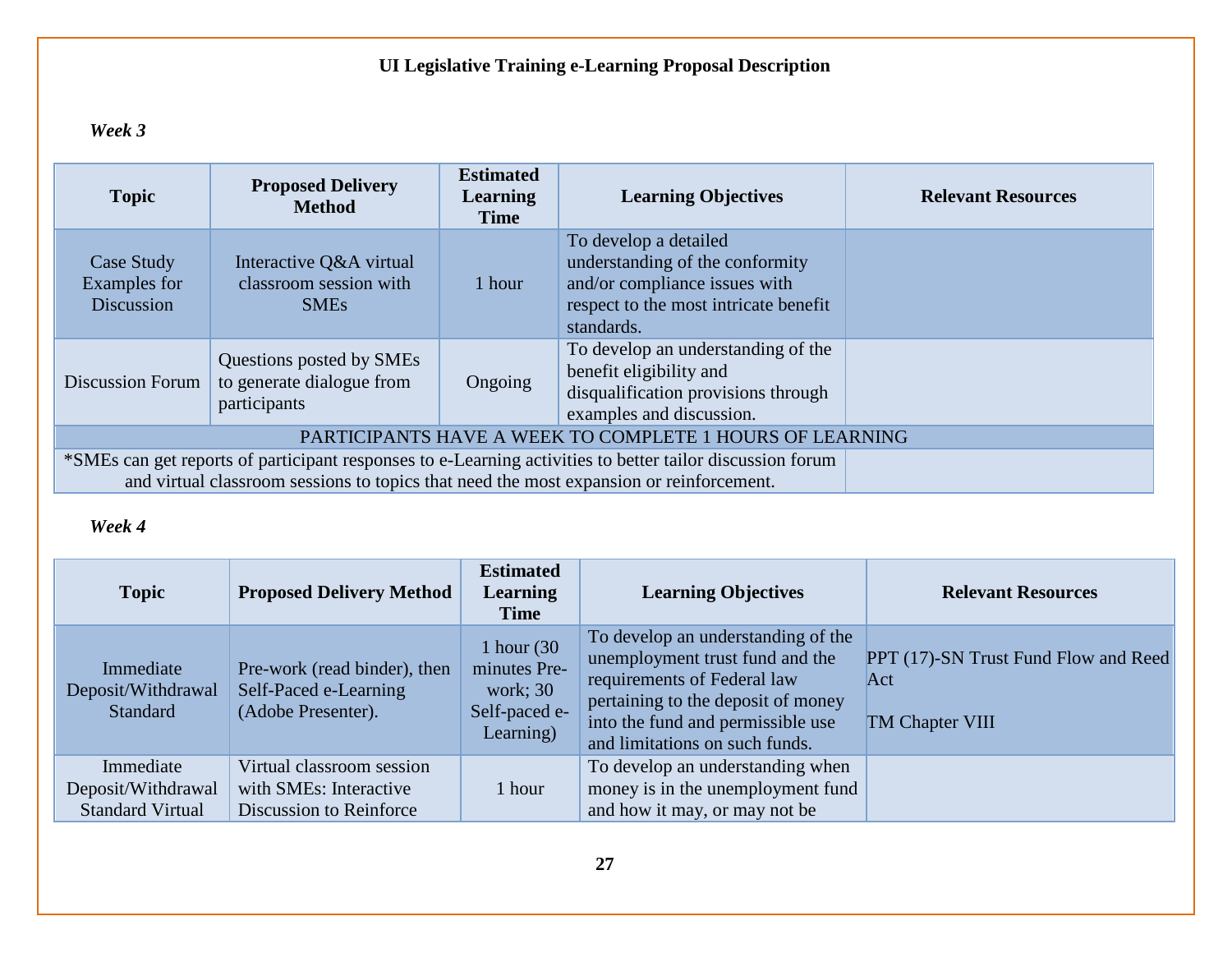**UI Legislative Training e-Learning Proposal Description**

***Week 3***

| Topic | Proposed Delivery Method | Estimated Learning Time | Learning Objectives | Relevant Resources |
|---|---|---|---|---|
| Case Study Examples for Discussion | Interactive Q&A virtual classroom session with SMEs | 1 hour | To develop a detailed understanding of the conformity and/or compliance issues with respect to the most intricate benefit standards. | |
| Discussion Forum | Questions posted by SMEs to generate dialogue from participants | Ongoing | To develop an understanding of the benefit eligibility and disqualification provisions through examples and discussion. | |
| PARTICIPANTS HAVE A WEEK TO COMPLETE 1 HOURS OF LEARNING | | | | |
| *SMEs can get reports of participant responses to e-Learning activities to better tailor discussion forum and virtual classroom sessions to topics that need the most expansion or reinforcement. | | | | |

***Week 4***

| Topic | Proposed Delivery Method | Estimated Learning Time | Learning Objectives | Relevant Resources |
|---|---|---|---|---|
| Immediate Deposit/Withdrawal Standard | Pre-work (read binder), then Self-Paced e-Learning (Adobe Presenter). | 1 hour (30 minutes Pre-work; 30 Self-paced e-Learning) | To develop an understanding of the unemployment trust fund and the requirements of Federal law pertaining to the deposit of money into the fund and permissible use and limitations on such funds. | PPT (17)-SN Trust Fund Flow and Reed Act<br><br>TM Chapter VIII |
| Immediate Deposit/Withdrawal Standard Virtual | Virtual classroom session with SMEs: Interactive Discussion to Reinforce | 1 hour | To develop an understanding when money is in the unemployment fund and how it may, or may not be | |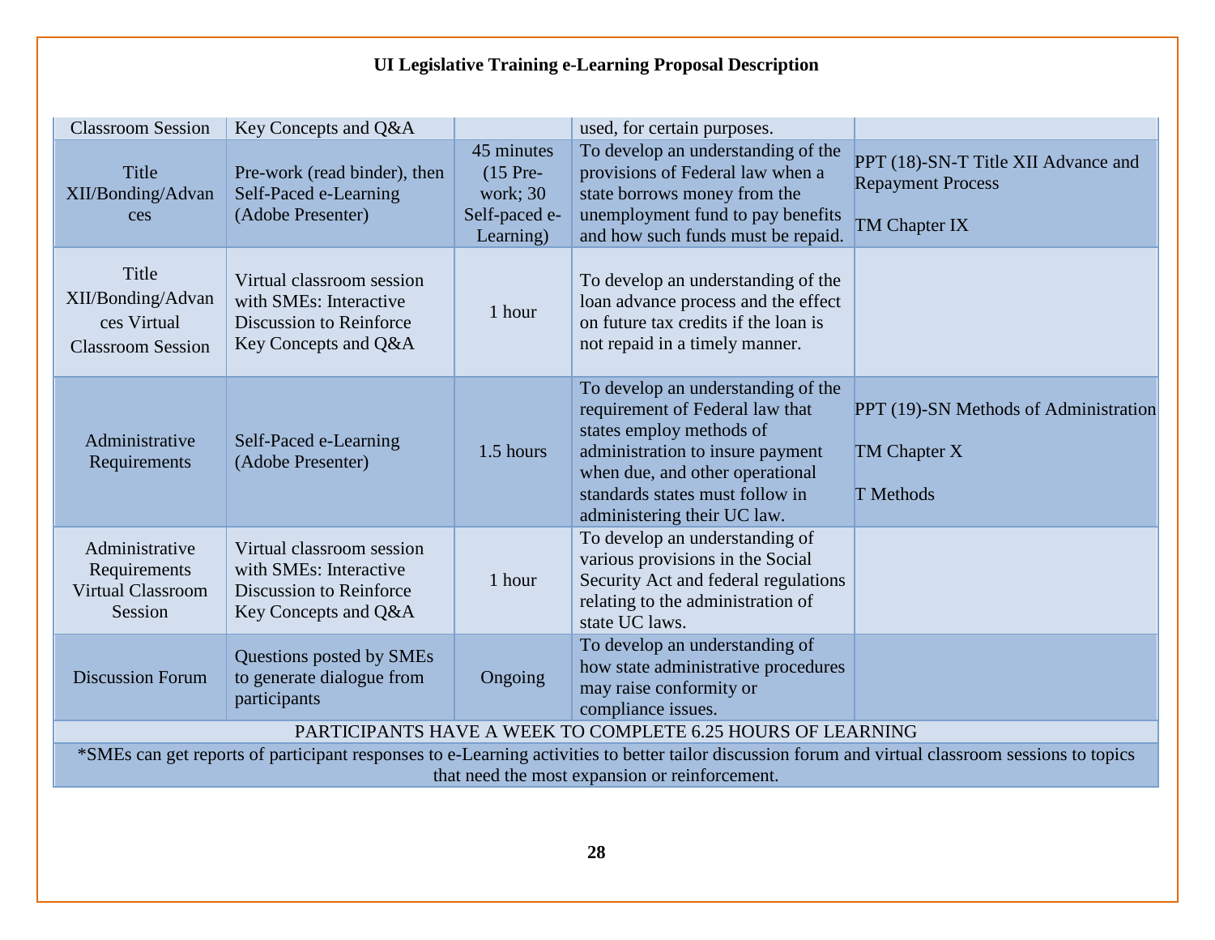**UI Legislative Training e-Learning Proposal Description**

| | | | | |
|---|---|---|---|---|
| Classroom Session | Key Concepts and Q&A | | used, for certain purposes. | |
| Title XII/Bonding/Advances | Pre-work (read binder), then Self-Paced e-Learning (Adobe Presenter) | 45 minutes (15 Pre-work; 30 Self-paced e-Learning) | To develop an understanding of the provisions of Federal law when a state borrows money from the unemployment fund to pay benefits and how such funds must be repaid. | PPT (18)-SN-T Title XII Advance and Repayment Process<br><br>TM Chapter IX |
| Title XII/Bonding/Advances Virtual Classroom Session | Virtual classroom session with SMEs: Interactive Discussion to Reinforce Key Concepts and Q&A | 1 hour | To develop an understanding of the loan advance process and the effect on future tax credits if the loan is not repaid in a timely manner. | |
| Administrative Requirements | Self-Paced e-Learning (Adobe Presenter) | 1.5 hours | To develop an understanding of the requirement of Federal law that states employ methods of administration to insure payment when due, and other operational standards states must follow in administering their UC law. | PPT (19)-SN Methods of Administration<br><br>TM Chapter X<br><br>T Methods |
| Administrative Requirements Virtual Classroom Session | Virtual classroom session with SMEs: Interactive Discussion to Reinforce Key Concepts and Q&A | 1 hour | To develop an understanding of various provisions in the Social Security Act and federal regulations relating to the administration of state UC laws. | |
| Discussion Forum | Questions posted by SMEs to generate dialogue from participants | Ongoing | To develop an understanding of how state administrative procedures may raise conformity or compliance issues. | |
| PARTICIPANTS HAVE A WEEK TO COMPLETE 6.25 HOURS OF LEARNING | | | | |
| *SMEs can get reports of participant responses to e-Learning activities to better tailor discussion forum and virtual classroom sessions to topics that need the most expansion or reinforcement. | | | | |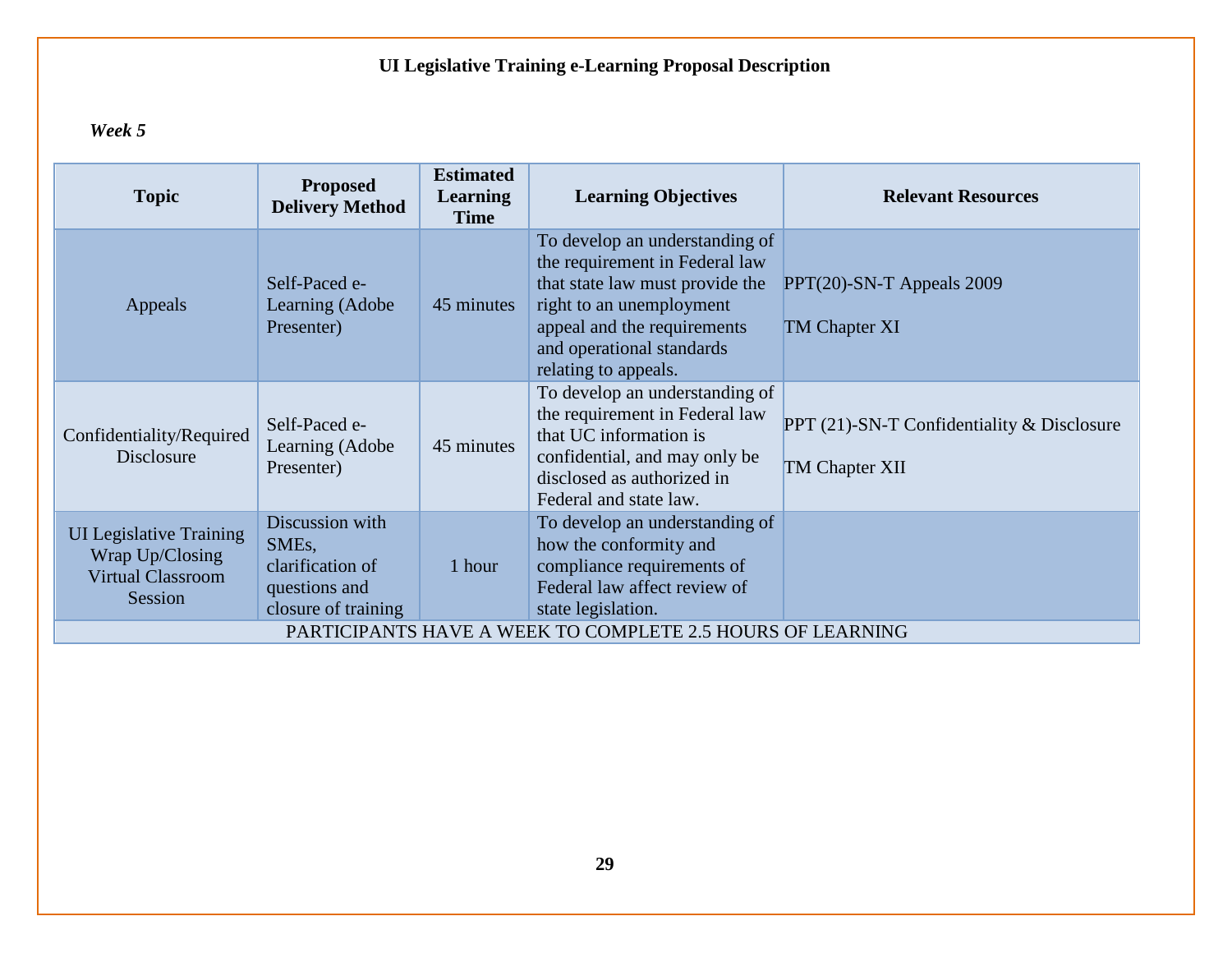**UI Legislative Training e-Learning Proposal Description**

***Week 5***

| Topic | Proposed Delivery Method | Estimated Learning Time | Learning Objectives | Relevant Resources |
|---|---|---|---|---|
| Appeals | Self-Paced e-Learning (Adobe Presenter) | 45 minutes | To develop an understanding of the requirement in Federal law that state law must provide the right to an unemployment appeal and the requirements and operational standards relating to appeals. | PPT(20)-SN-T Appeals 2009<br><br>TM Chapter XI |
| Confidentiality/Required Disclosure | Self-Paced e-Learning (Adobe Presenter) | 45 minutes | To develop an understanding of the requirement in Federal law that UC information is confidential, and may only be disclosed as authorized in Federal and state law. | PPT (21)-SN-T Confidentiality & Disclosure<br><br>TM Chapter XII |
| UI Legislative Training Wrap Up/Closing Virtual Classroom Session | Discussion with SMEs, clarification of questions and closure of training | 1 hour | To develop an understanding of how the conformity and compliance requirements of Federal law affect review of state legislation. | |
| PARTICIPANTS HAVE A WEEK TO COMPLETE 2.5 HOURS OF LEARNING | | | | |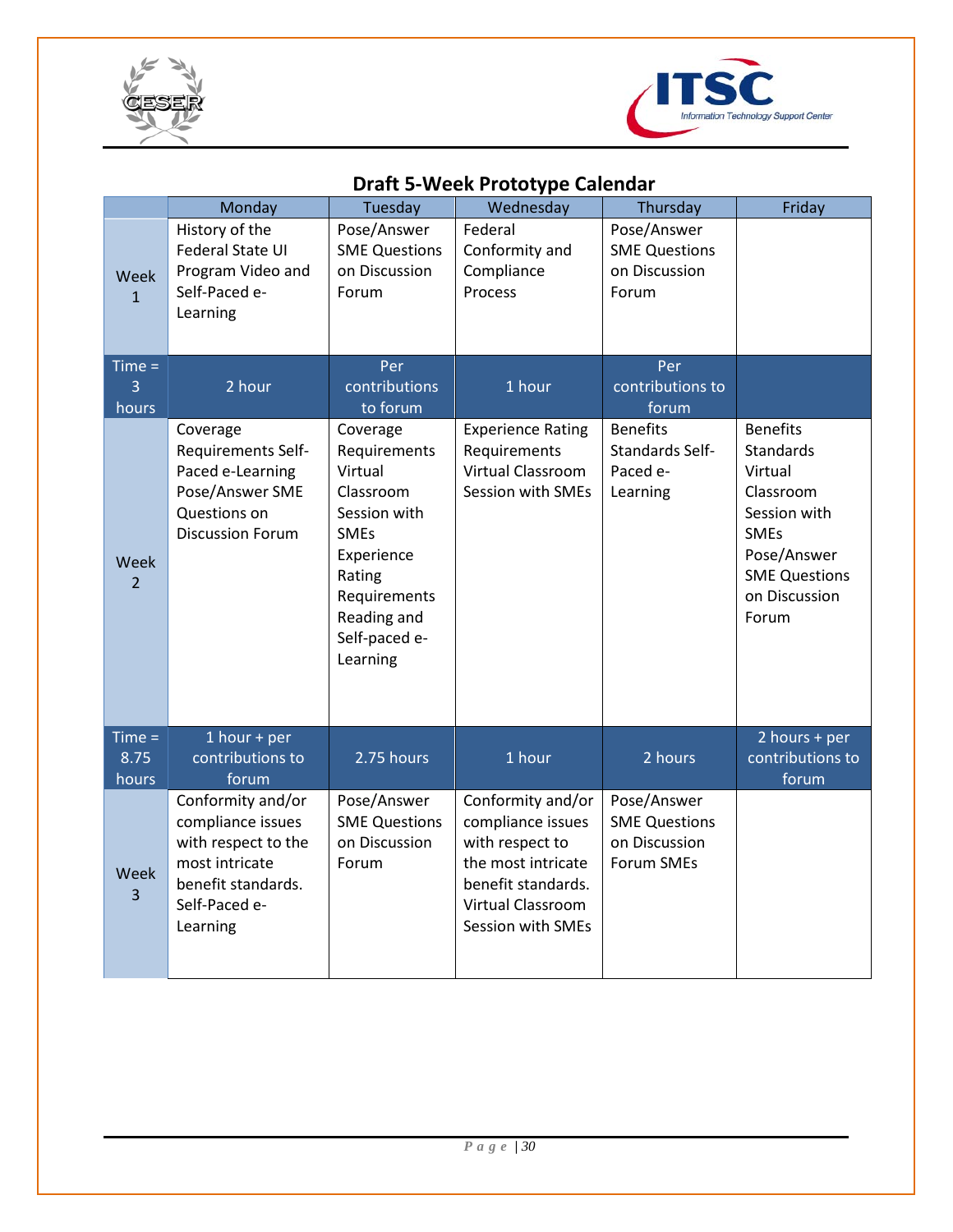## Draft 5-Week Prototype Calendar

| | Monday | Tuesday | Wednesday | Thursday | Friday |
|---|---|---|---|---|---|
| Week 1 | History of the Federal State UI Program Video and Self-Paced e-Learning | Pose/Answer SME Questions on Discussion Forum | Federal Conformity and Compliance Process | Pose/Answer SME Questions on Discussion Forum | |
| Time = 3 hours | 2 hour | Per contributions to forum | 1 hour | Per contributions to forum | |
| Week 2 | Coverage Requirements Self-Paced e-Learning Pose/Answer SME Questions on Discussion Forum | Coverage Requirements Virtual Classroom Session with SMEs Experience Rating Requirements Reading and Self-paced e-Learning | Experience Rating Requirements Virtual Classroom Session with SMEs | Benefits Standards Self-Paced e-Learning | Benefits Standards Virtual Classroom Session with SMEs Pose/Answer SME Questions on Discussion Forum |
| Time = 8.75 hours | 1 hour + per contributions to forum | 2.75 hours | 1 hour | 2 hours | 2 hours + per contributions to forum |
| Week 3 | Conformity and/or compliance issues with respect to the most intricate benefit standards. Self-Paced e-Learning | Pose/Answer SME Questions on Discussion Forum | Conformity and/or compliance issues with respect to the most intricate benefit standards. Virtual Classroom Session with SMEs | Pose/Answer SME Questions on Discussion Forum SMEs | |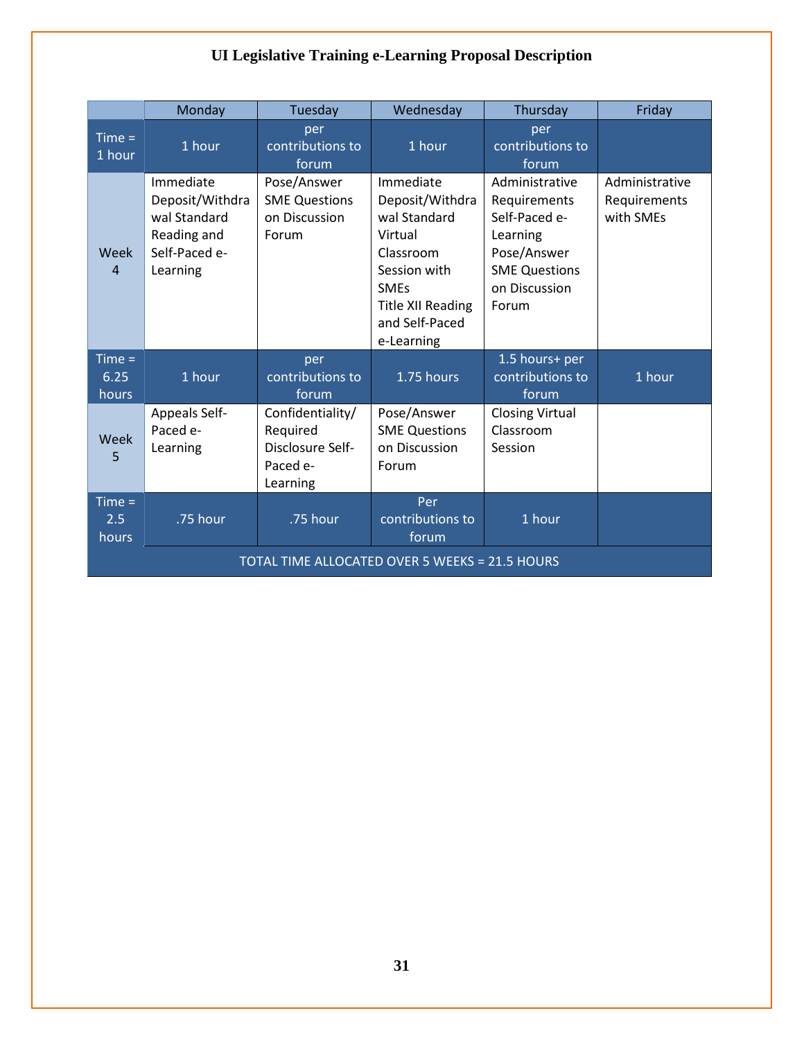# UI Legislative Training e-Learning Proposal Description

| | Monday | Tuesday | Wednesday | Thursday | Friday |
|---|---|---|---|---|---|
| Time = 1 hour | 1 hour | per contributions to forum | 1 hour | per contributions to forum | |
| Week 4 | Immediate Deposit/Withdrawal Standard Reading and Self-Paced e-Learning | Pose/Answer SME Questions on Discussion Forum | Immediate Deposit/Withdrawal Standard Virtual Classroom Session with SMEs<br>Title XII Reading and Self-Paced e-Learning | Administrative Requirements Self-Paced e-Learning<br>Pose/Answer SME Questions on Discussion Forum | Administrative Requirements with SMEs |
| Time = 6.25 hours | 1 hour | per contributions to forum | 1.75 hours | 1.5 hours+ per contributions to forum | 1 hour |
| Week 5 | Appeals Self-Paced e-Learning | Confidentiality/ Required Disclosure Self-Paced e-Learning | Pose/Answer SME Questions on Discussion Forum | Closing Virtual Classroom Session | |
| Time = 2.5 hours | .75 hour | .75 hour | Per contributions to forum | 1 hour | |
| TOTAL TIME ALLOCATED OVER 5 WEEKS = 21.5 HOURS | | | | | |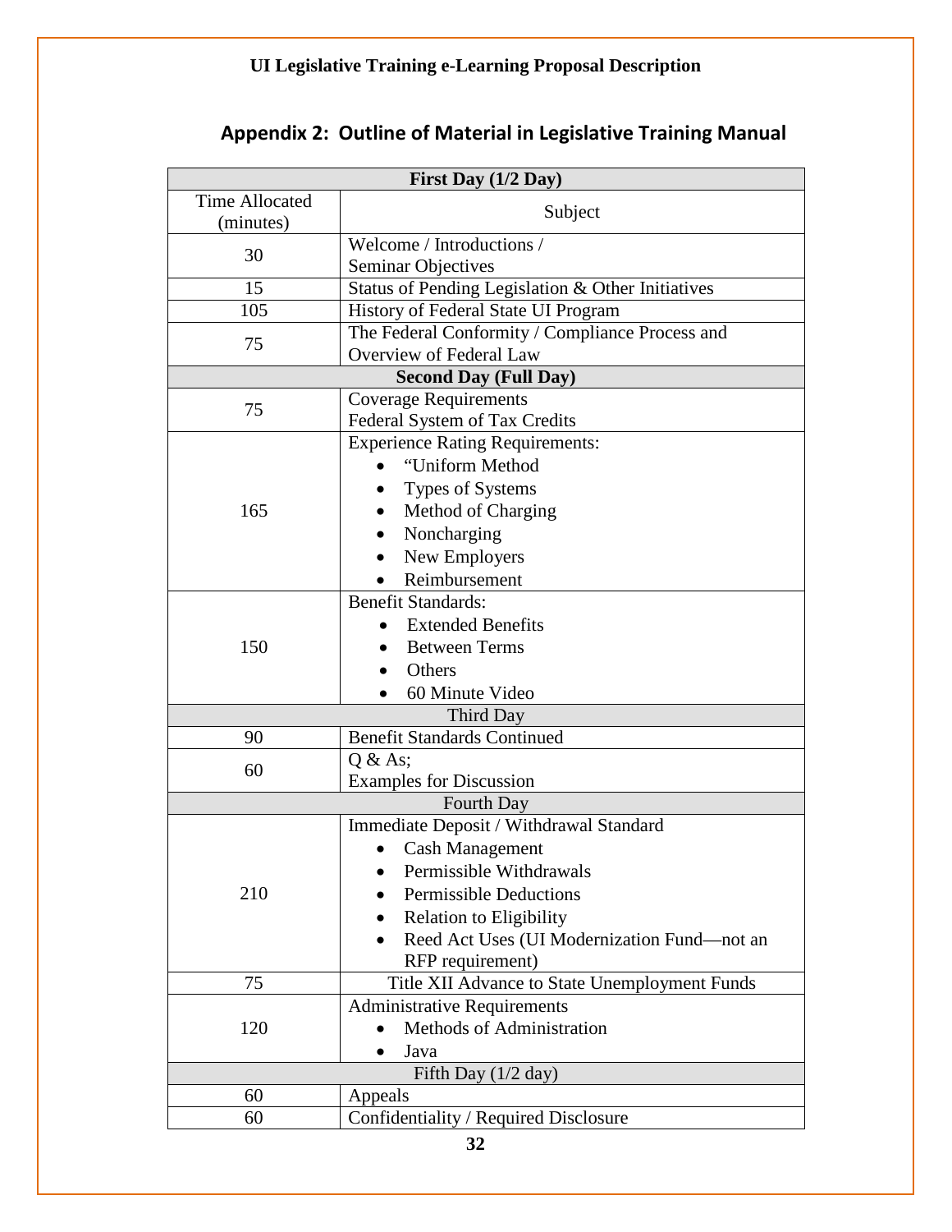## Appendix 2: Outline of Material in Legislative Training Manual

| Time Allocated (minutes) | Subject |
|---|---|
| **First Day (1/2 Day)** | |
| 30 | Welcome / Introductions / Seminar Objectives |
| 15 | Status of Pending Legislation & Other Initiatives |
| 105 | History of Federal State UI Program |
| 75 | The Federal Conformity / Compliance Process and Overview of Federal Law |
| **Second Day (Full Day)** | |
| 75 | Coverage Requirements<br>Federal System of Tax Credits |
| 165 | Experience Rating Requirements:<br>• "Uniform Method<br>• Types of Systems<br>• Method of Charging<br>• Noncharging<br>• New Employers<br>• Reimbursement |
| 150 | Benefit Standards:<br>• Extended Benefits<br>• Between Terms<br>• Others<br>• 60 Minute Video |
| Third Day | |
| 90 | Benefit Standards Continued |
| 60 | Q & As;<br>Examples for Discussion |
| Fourth Day | |
| 210 | Immediate Deposit / Withdrawal Standard<br>• Cash Management<br>• Permissible Withdrawals<br>• Permissible Deductions<br>• Relation to Eligibility<br>• Reed Act Uses (UI Modernization Fund—not an RFP requirement) |
| 75 | Title XII Advance to State Unemployment Funds |
| 120 | Administrative Requirements<br>• Methods of Administration<br>• Java |
| Fifth Day (1/2 day) | |
| 60 | Appeals |
| 60 | Confidentiality / Required Disclosure |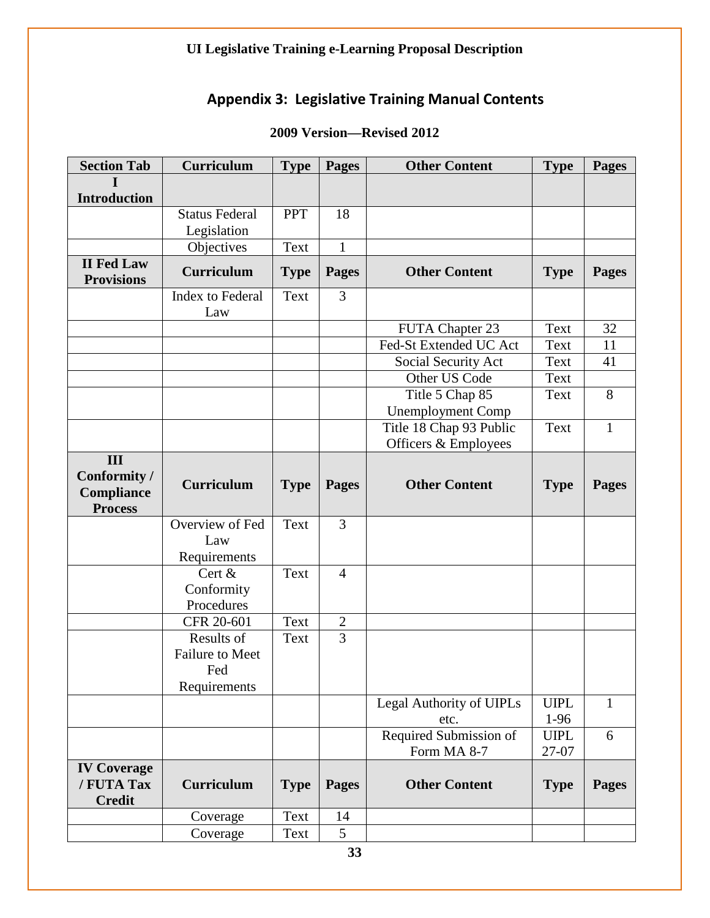## Appendix 3: Legislative Training Manual Contents

**2009 Version—Revised 2012**

| Section Tab | Curriculum | Type | Pages | Other Content | Type | Pages |
|---|---|---|---|---|---|---|
| **I Introduction** | | | | | | |
| | Status Federal Legislation | PPT | 18 | | | |
| | Objectives | Text | 1 | | | |
| **II Fed Law Provisions** | **Curriculum** | **Type** | **Pages** | **Other Content** | **Type** | **Pages** |
| | Index to Federal Law | Text | 3 | | | |
| | | | | FUTA Chapter 23 | Text | 32 |
| | | | | Fed-St Extended UC Act | Text | 11 |
| | | | | Social Security Act | Text | 41 |
| | | | | Other US Code | Text | |
| | | | | Title 5 Chap 85 Unemployment Comp | Text | 8 |
| | | | | Title 18 Chap 93 Public Officers & Employees | Text | 1 |
| **III Conformity / Compliance Process** | **Curriculum** | **Type** | **Pages** | **Other Content** | **Type** | **Pages** |
| | Overview of Fed Law Requirements | Text | 3 | | | |
| | Cert & Conformity Procedures | Text | 4 | | | |
| | CFR 20-601 | Text | 2 | | | |
| | Results of Failure to Meet Fed Requirements | Text | 3 | | | |
| | | | | Legal Authority of UIPLs etc. | UIPL 1-96 | 1 |
| | | | | Required Submission of Form MA 8-7 | UIPL 27-07 | 6 |
| **IV Coverage / FUTA Tax Credit** | **Curriculum** | **Type** | **Pages** | **Other Content** | **Type** | **Pages** |
| | Coverage | Text | 14 | | | |
| | Coverage | Text | 5 | | | |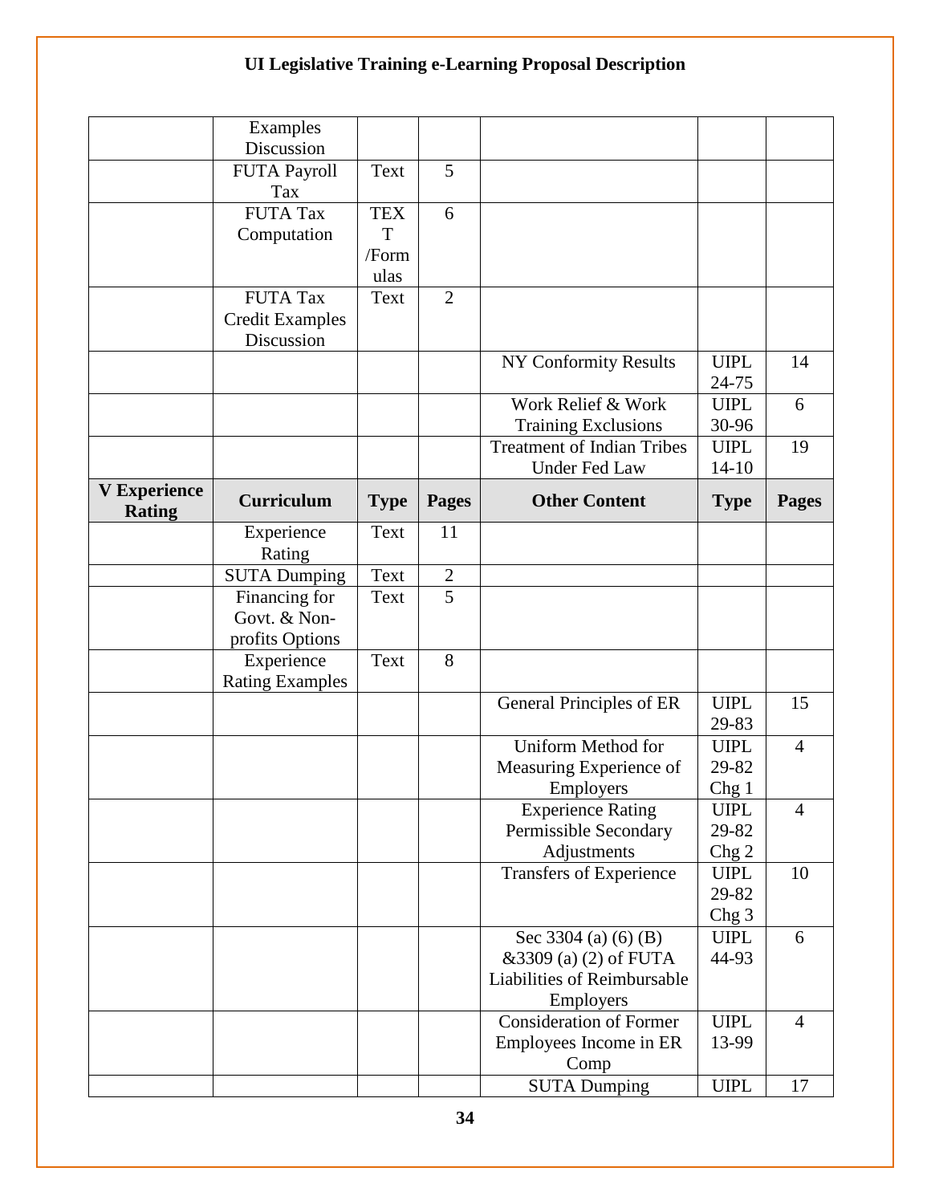| | Examples Discussion | | | | | |
|---|---|---|---|---|---|---|
| | FUTA Payroll Tax | Text | 5 | | | |
| | FUTA Tax Computation | TEXT /Formulas | 6 | | | |
| | FUTA Tax Credit Examples Discussion | Text | 2 | | | |
| | | | | NY Conformity Results | UIPL 24-75 | 14 |
| | | | | Work Relief & Work Training Exclusions | UIPL 30-96 | 6 |
| | | | | Treatment of Indian Tribes Under Fed Law | UIPL 14-10 | 19 |
| **V Experience Rating** | **Curriculum** | **Type** | **Pages** | **Other Content** | **Type** | **Pages** |
| | Experience Rating | Text | 11 | | | |
| | SUTA Dumping | Text | 2 | | | |
| | Financing for Govt. & Non-profits Options | Text | 5 | | | |
| | Experience Rating Examples | Text | 8 | | | |
| | | | | General Principles of ER | UIPL 29-83 | 15 |
| | | | | Uniform Method for Measuring Experience of Employers | UIPL 29-82 Chg 1 | 4 |
| | | | | Experience Rating Permissible Secondary Adjustments | UIPL 29-82 Chg 2 | 4 |
| | | | | Transfers of Experience | UIPL 29-82 Chg 3 | 10 |
| | | | | Sec 3304 (a) (6) (B) &3309 (a) (2) of FUTA Liabilities of Reimbursable Employers | UIPL 44-93 | 6 |
| | | | | Consideration of Former Employees Income in ER Comp | UIPL 13-99 | 4 |
| | | | | SUTA Dumping | UIPL | 17 |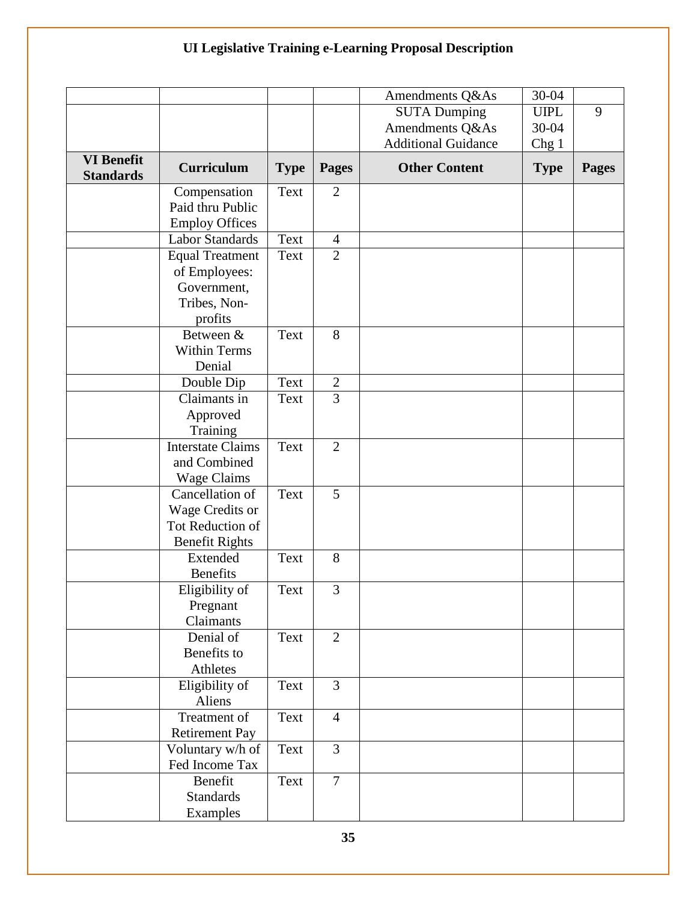# UI Legislative Training e-Learning Proposal Description

| | | | | Amendments Q&As | 30-04 | |
|---|---|---|---|---|---|---|
| | | | | SUTA Dumping Amendments Q&As Additional Guidance | UIPL 30-04 Chg 1 | 9 |
| **VI Benefit Standards** | **Curriculum** | **Type** | **Pages** | **Other Content** | **Type** | **Pages** |
| | Compensation Paid thru Public Employ Offices | Text | 2 | | | |
| | Labor Standards | Text | 4 | | | |
| | Equal Treatment of Employees: Government, Tribes, Non-profits | Text | 2 | | | |
| | Between & Within Terms Denial | Text | 8 | | | |
| | Double Dip | Text | 2 | | | |
| | Claimants in Approved Training | Text | 3 | | | |
| | Interstate Claims and Combined Wage Claims | Text | 2 | | | |
| | Cancellation of Wage Credits or Tot Reduction of Benefit Rights | Text | 5 | | | |
| | Extended Benefits | Text | 8 | | | |
| | Eligibility of Pregnant Claimants | Text | 3 | | | |
| | Denial of Benefits to Athletes | Text | 2 | | | |
| | Eligibility of Aliens | Text | 3 | | | |
| | Treatment of Retirement Pay | Text | 4 | | | |
| | Voluntary w/h of Fed Income Tax | Text | 3 | | | |
| | Benefit Standards Examples | Text | 7 | | | |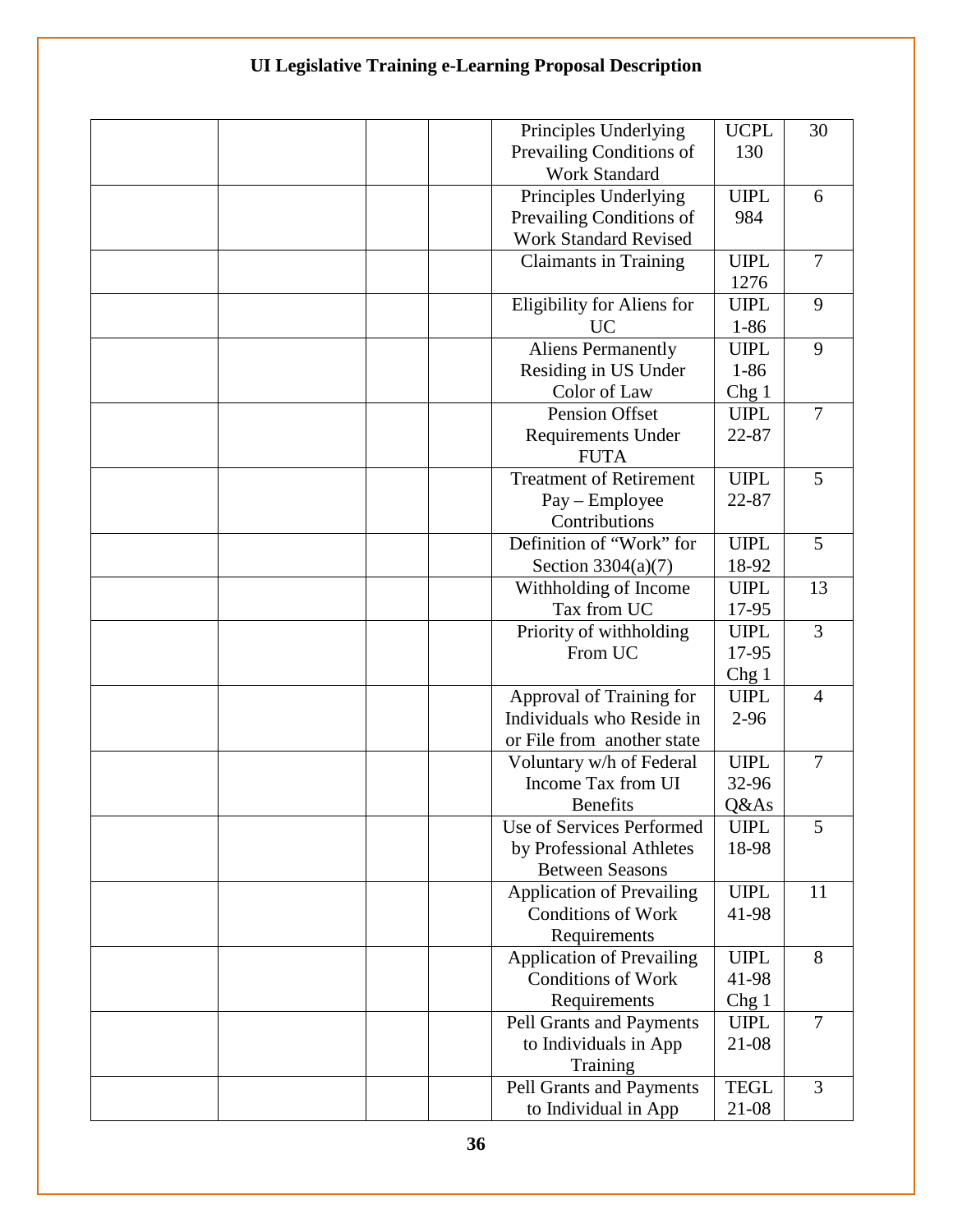**UI Legislative Training e-Learning Proposal Description**

| | | | | | | |
|---|---|---|---|---|---|---|
| | | | | Principles Underlying Prevailing Conditions of Work Standard | UCPL 130 | 30 |
| | | | | Principles Underlying Prevailing Conditions of Work Standard Revised | UIPL 984 | 6 |
| | | | | Claimants in Training | UIPL 1276 | 7 |
| | | | | Eligibility for Aliens for UC | UIPL 1-86 | 9 |
| | | | | Aliens Permanently Residing in US Under Color of Law | UIPL 1-86 Chg 1 | 9 |
| | | | | Pension Offset Requirements Under FUTA | UIPL 22-87 | 7 |
| | | | | Treatment of Retirement Pay – Employee Contributions | UIPL 22-87 | 5 |
| | | | | Definition of "Work" for Section 3304(a)(7) | UIPL 18-92 | 5 |
| | | | | Withholding of Income Tax from UC | UIPL 17-95 | 13 |
| | | | | Priority of withholding From UC | UIPL 17-95 Chg 1 | 3 |
| | | | | Approval of Training for Individuals who Reside in or File from another state | UIPL 2-96 | 4 |
| | | | | Voluntary w/h of Federal Income Tax from UI Benefits | UIPL 32-96 Q&As | 7 |
| | | | | Use of Services Performed by Professional Athletes Between Seasons | UIPL 18-98 | 5 |
| | | | | Application of Prevailing Conditions of Work Requirements | UIPL 41-98 | 11 |
| | | | | Application of Prevailing Conditions of Work Requirements | UIPL 41-98 Chg 1 | 8 |
| | | | | Pell Grants and Payments to Individuals in App Training | UIPL 21-08 | 7 |
| | | | | Pell Grants and Payments to Individual in App | TEGL 21-08 | 3 |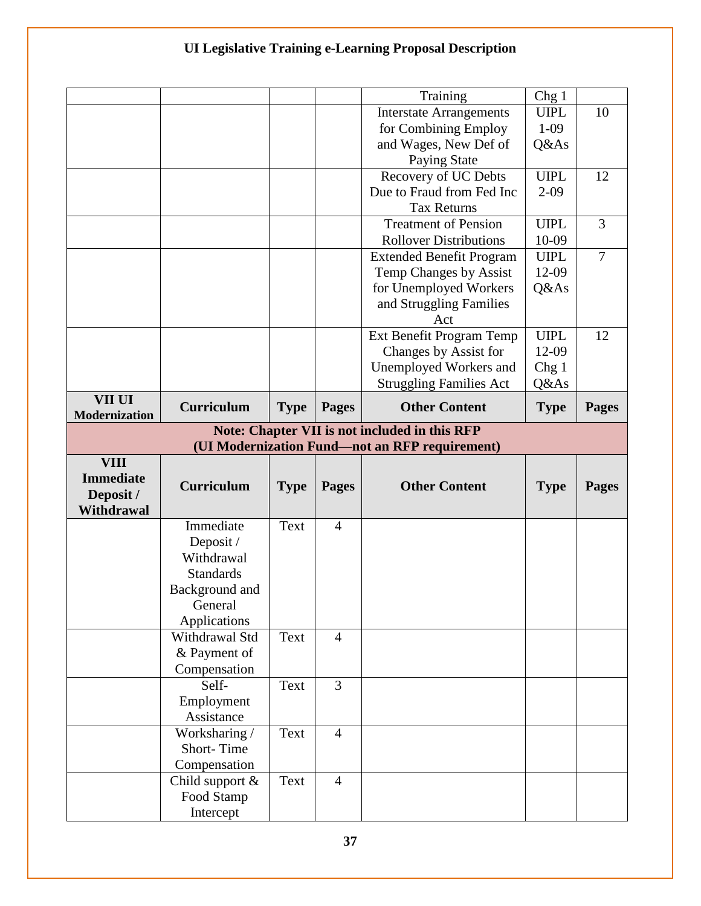**UI Legislative Training e-Learning Proposal Description**

| | | | | | | |
|---|---|---|---|---|---|---|
| | | | | Training | Chg 1 | |
| | | | | Interstate Arrangements for Combining Employ and Wages, New Def of Paying State | UIPL 1-09 Q&As | 10 |
| | | | | Recovery of UC Debts Due to Fraud from Fed Inc Tax Returns | UIPL 2-09 | 12 |
| | | | | Treatment of Pension Rollover Distributions | UIPL 10-09 | 3 |
| | | | | Extended Benefit Program Temp Changes by Assist for Unemployed Workers and Struggling Families Act | UIPL 12-09 Q&As | 7 |
| | | | | Ext Benefit Program Temp Changes by Assist for Unemployed Workers and Struggling Families Act | UIPL 12-09 Chg 1 Q&As | 12 |
| **VII UI Modernization** | **Curriculum** | **Type** | **Pages** | **Other Content** | **Type** | **Pages** |
| **Note: Chapter VII is not included in this RFP (UI Modernization Fund—not an RFP requirement)** | | | | | | |
| **VIII Immediate Deposit / Withdrawal** | **Curriculum** | **Type** | **Pages** | **Other Content** | **Type** | **Pages** |
| | Immediate Deposit / Withdrawal Standards Background and General Applications | Text | 4 | | | |
| | Withdrawal Std & Payment of Compensation | Text | 4 | | | |
| | Self-Employment Assistance | Text | 3 | | | |
| | Worksharing / Short- Time Compensation | Text | 4 | | | |
| | Child support & Food Stamp Intercept | Text | 4 | | | |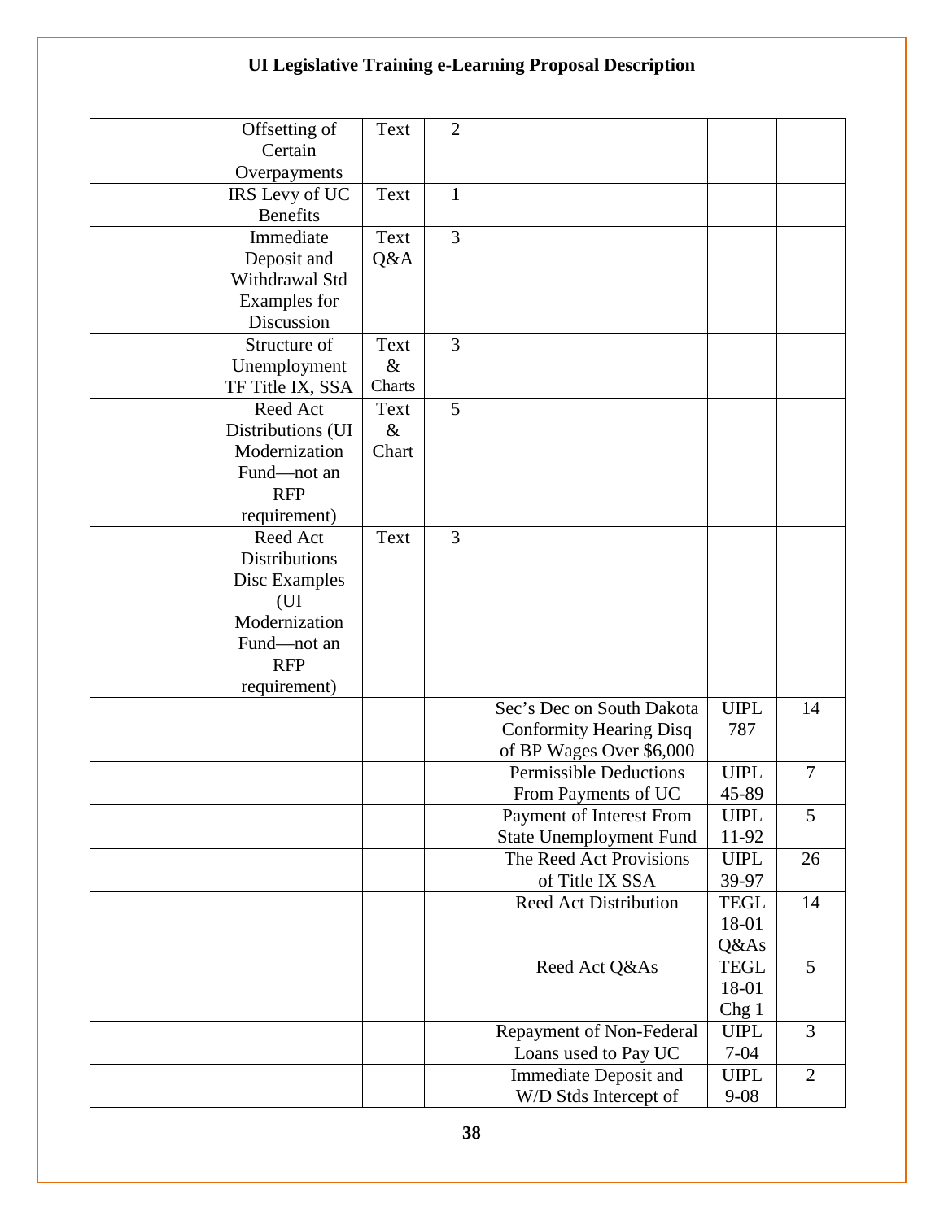## UI Legislative Training e-Learning Proposal Description

| | | | | | | |
|---|---|---|---|---|---|---|
| | Offsetting of Certain Overpayments | Text | 2 | | | |
| | IRS Levy of UC Benefits | Text | 1 | | | |
| | Immediate Deposit and Withdrawal Std Examples for Discussion | Text Q&A | 3 | | | |
| | Structure of Unemployment TF Title IX, SSA | Text & Charts | 3 | | | |
| | Reed Act Distributions (UI Modernization Fund—not an RFP requirement) | Text & Chart | 5 | | | |
| | Reed Act Distributions Disc Examples (UI Modernization Fund—not an RFP requirement) | Text | 3 | | | |
| | | | | Sec's Dec on South Dakota Conformity Hearing Disq of BP Wages Over $6,000 | UIPL 787 | 14 |
| | | | | Permissible Deductions From Payments of UC | UIPL 45-89 | 7 |
| | | | | Payment of Interest From State Unemployment Fund | UIPL 11-92 | 5 |
| | | | | The Reed Act Provisions of Title IX SSA | UIPL 39-97 | 26 |
| | | | | Reed Act Distribution | TEGL 18-01 Q&As | 14 |
| | | | | Reed Act Q&As | TEGL 18-01 Chg 1 | 5 |
| | | | | Repayment of Non-Federal Loans used to Pay UC | UIPL 7-04 | 3 |
| | | | | Immediate Deposit and W/D Stds Intercept of | UIPL 9-08 | 2 |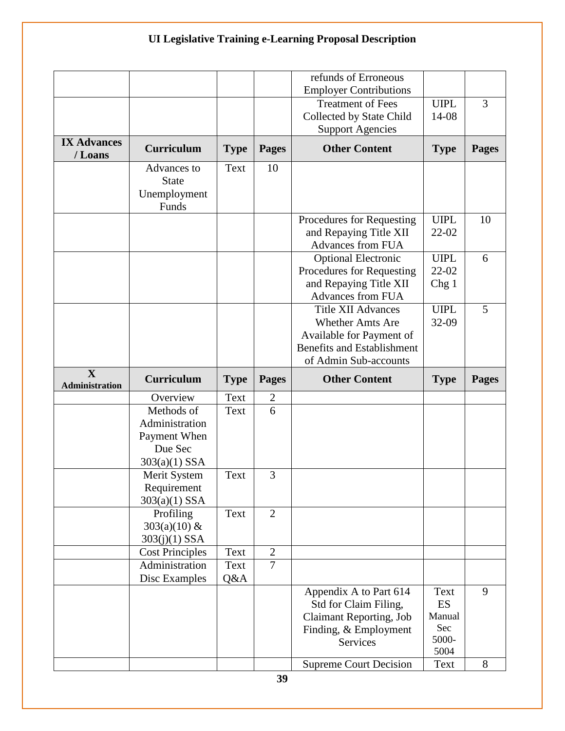# UI Legislative Training e-Learning Proposal Description

| | | | | | | |
|---|---|---|---|---|---|---|
| | | | | refunds of Erroneous Employer Contributions | | |
| | | | | Treatment of Fees Collected by State Child Support Agencies | UIPL 14-08 | 3 |
| **IX Advances / Loans** | **Curriculum** | **Type** | **Pages** | **Other Content** | **Type** | **Pages** |
| | Advances to State Unemployment Funds | Text | 10 | | | |
| | | | | Procedures for Requesting and Repaying Title XII Advances from FUA | UIPL 22-02 | 10 |
| | | | | Optional Electronic Procedures for Requesting and Repaying Title XII Advances from FUA | UIPL 22-02 Chg 1 | 6 |
| | | | | Title XII Advances Whether Amts Are Available for Payment of Benefits and Establishment of Admin Sub-accounts | UIPL 32-09 | 5 |
| **X Administration** | **Curriculum** | **Type** | **Pages** | **Other Content** | **Type** | **Pages** |
| | Overview | Text | 2 | | | |
| | Methods of Administration Payment When Due Sec 303(a)(1) SSA | Text | 6 | | | |
| | Merit System Requirement 303(a)(1) SSA | Text | 3 | | | |
| | Profiling 303(a)(10) & 303(j)(1) SSA | Text | 2 | | | |
| | Cost Principles | Text | 2 | | | |
| | Administration Disc Examples | Text Q&A | 7 | | | |
| | | | | Appendix A to Part 614 Std for Claim Filing, Claimant Reporting, Job Finding, & Employment Services | Text ES Manual Sec 5000-5004 | 9 |
| | | | | Supreme Court Decision | Text | 8 |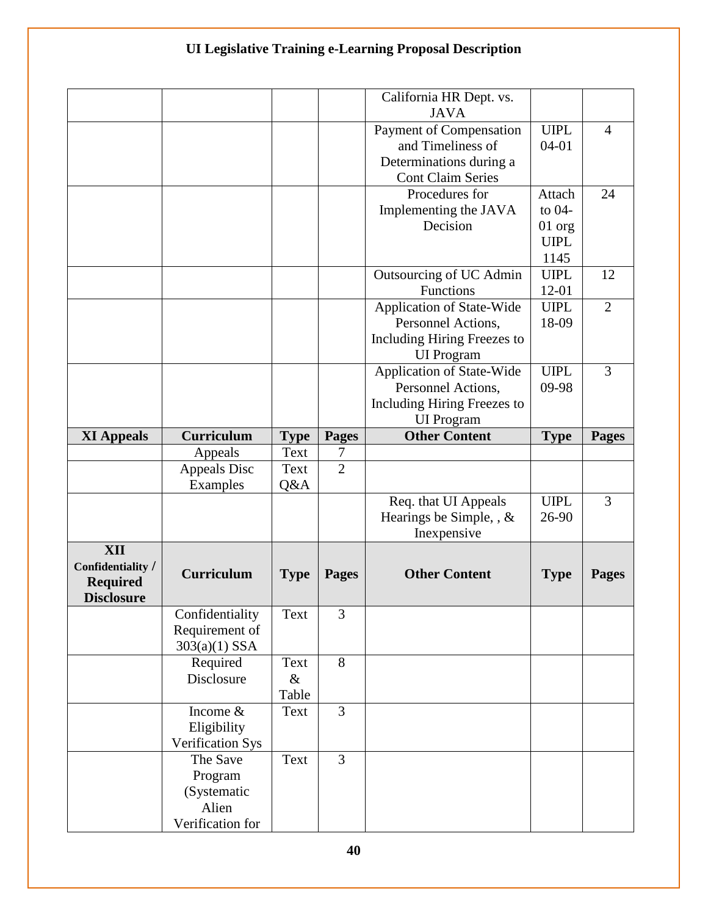**UI Legislative Training e-Learning Proposal Description**

| | | | | | | |
|---|---|---|---|---|---|---|
| | | | | California HR Dept. vs. JAVA | | |
| | | | | Payment of Compensation and Timeliness of Determinations during a Cont Claim Series | UIPL 04-01 | 4 |
| | | | | Procedures for Implementing the JAVA Decision | Attach to 04-01 org UIPL 1145 | 24 |
| | | | | Outsourcing of UC Admin Functions | UIPL 12-01 | 12 |
| | | | | Application of State-Wide Personnel Actions, Including Hiring Freezes to UI Program | UIPL 18-09 | 2 |
| | | | | Application of State-Wide Personnel Actions, Including Hiring Freezes to UI Program | UIPL 09-98 | 3 |
| **XI Appeals** | **Curriculum** | **Type** | **Pages** | **Other Content** | **Type** | **Pages** |
| | Appeals | Text | 7 | | | |
| | Appeals Disc Examples | Text Q&A | 2 | | | |
| | | | | Req. that UI Appeals Hearings be Simple, , & Inexpensive | UIPL 26-90 | 3 |
| **XII Confidentiality / Required Disclosure** | **Curriculum** | **Type** | **Pages** | **Other Content** | **Type** | **Pages** |
| | Confidentiality Requirement of 303(a)(1) SSA | Text | 3 | | | |
| | Required Disclosure | Text & Table | 8 | | | |
| | Income & Eligibility Verification Sys | Text | 3 | | | |
| | The Save Program (Systematic Alien Verification for | Text | 3 | | | |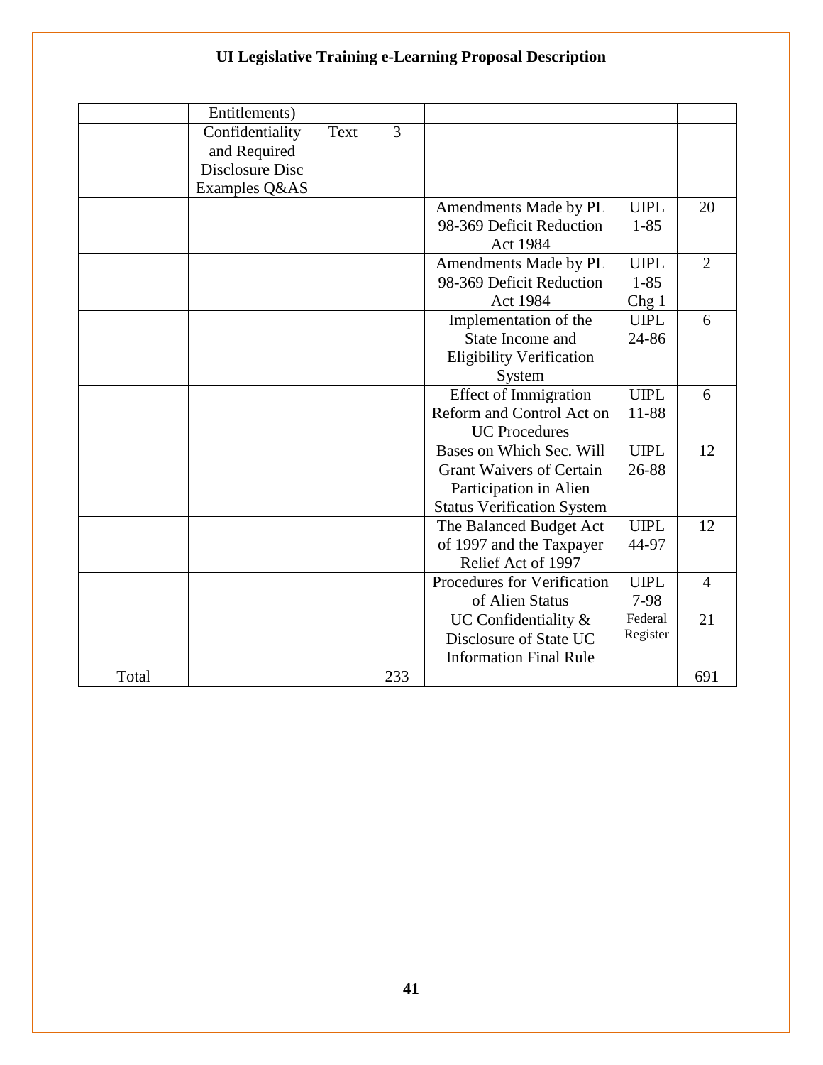| | | | | | | |
|---|---|---|---|---|---|---|
| | Entitlements) | | | | | |
| | Confidentiality and Required Disclosure Disc Examples Q&AS | Text | 3 | | | |
| | | | | Amendments Made by PL 98-369 Deficit Reduction Act 1984 | UIPL 1-85 | 20 |
| | | | | Amendments Made by PL 98-369 Deficit Reduction Act 1984 | UIPL 1-85 Chg 1 | 2 |
| | | | | Implementation of the State Income and Eligibility Verification System | UIPL 24-86 | 6 |
| | | | | Effect of Immigration Reform and Control Act on UC Procedures | UIPL 11-88 | 6 |
| | | | | Bases on Which Sec. Will Grant Waivers of Certain Participation in Alien Status Verification System | UIPL 26-88 | 12 |
| | | | | The Balanced Budget Act of 1997 and the Taxpayer Relief Act of 1997 | UIPL 44-97 | 12 |
| | | | | Procedures for Verification of Alien Status | UIPL 7-98 | 4 |
| | | | | UC Confidentiality & Disclosure of State UC Information Final Rule | Federal Register | 21 |
| Total | | | 233 | | | 691 |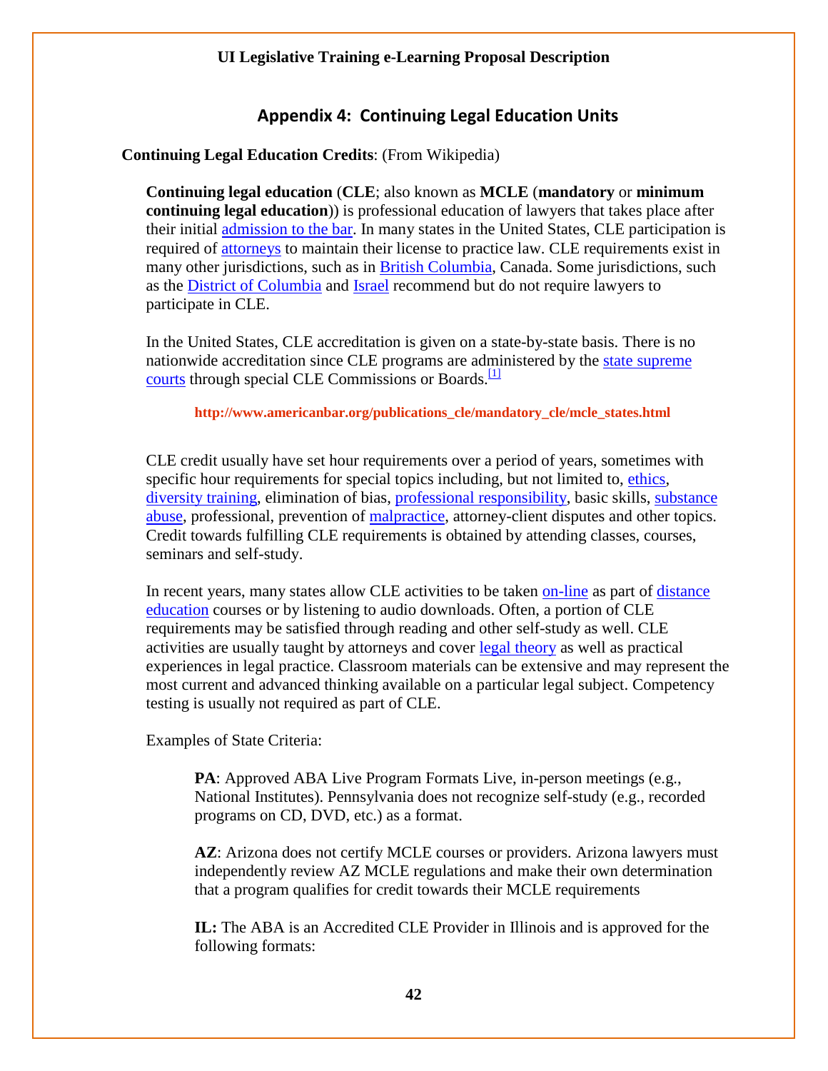## Appendix 4: Continuing Legal Education Units

**Continuing Legal Education Credits**: (From Wikipedia)

**Continuing legal education** (**CLE**; also known as **MCLE** (**mandatory** or **minimum continuing legal education**)) is professional education of lawyers that takes place after their initial admission to the bar. In many states in the United States, CLE participation is required of attorneys to maintain their license to practice law. CLE requirements exist in many other jurisdictions, such as in British Columbia, Canada. Some jurisdictions, such as the District of Columbia and Israel recommend but do not require lawyers to participate in CLE.

In the United States, CLE accreditation is given on a state-by-state basis. There is no nationwide accreditation since CLE programs are administered by the state supreme courts through special CLE Commissions or Boards.[1]

**http://www.americanbar.org/publications_cle/mandatory_cle/mcle_states.html**

CLE credit usually have set hour requirements over a period of years, sometimes with specific hour requirements for special topics including, but not limited to, ethics, diversity training, elimination of bias, professional responsibility, basic skills, substance abuse, professional, prevention of malpractice, attorney-client disputes and other topics. Credit towards fulfilling CLE requirements is obtained by attending classes, courses, seminars and self-study.

In recent years, many states allow CLE activities to be taken on-line as part of distance education courses or by listening to audio downloads. Often, a portion of CLE requirements may be satisfied through reading and other self-study as well. CLE activities are usually taught by attorneys and cover legal theory as well as practical experiences in legal practice. Classroom materials can be extensive and may represent the most current and advanced thinking available on a particular legal subject. Competency testing is usually not required as part of CLE.

Examples of State Criteria:

**PA**: Approved ABA Live Program Formats Live, in-person meetings (e.g., National Institutes). Pennsylvania does not recognize self-study (e.g., recorded programs on CD, DVD, etc.) as a format.

**AZ**: Arizona does not certify MCLE courses or providers. Arizona lawyers must independently review AZ MCLE regulations and make their own determination that a program qualifies for credit towards their MCLE requirements

**IL:** The ABA is an Accredited CLE Provider in Illinois and is approved for the following formats: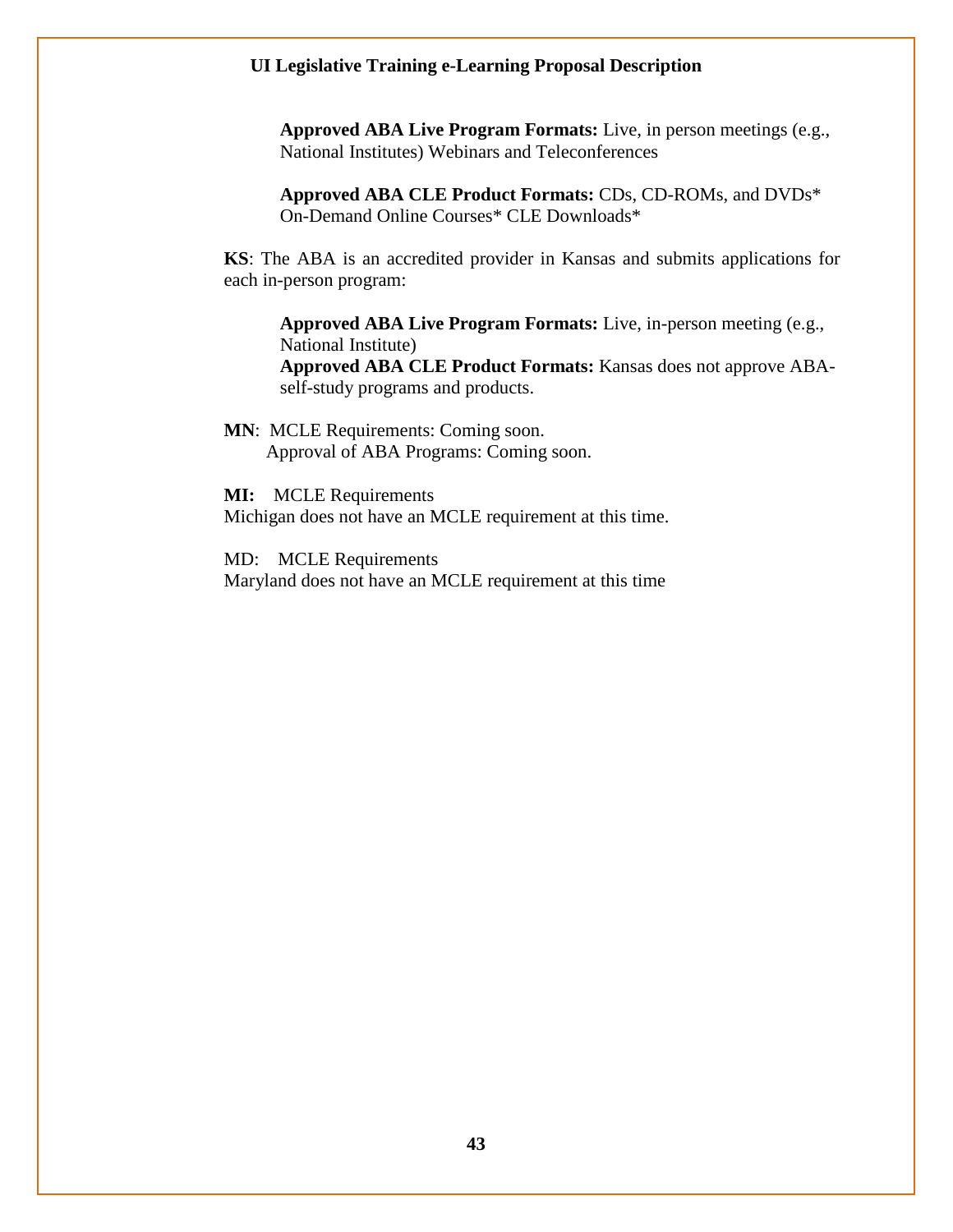**Approved ABA Live Program Formats:** Live, in person meetings (e.g., National Institutes) Webinars and Teleconferences

**Approved ABA CLE Product Formats:** CDs, CD-ROMs, and DVDs* On-Demand Online Courses* CLE Downloads*

**KS**: The ABA is an accredited provider in Kansas and submits applications for each in-person program:

**Approved ABA Live Program Formats:** Live, in-person meeting (e.g., National Institute)
**Approved ABA CLE Product Formats:** Kansas does not approve ABA-self-study programs and products.

**MN**: MCLE Requirements: Coming soon.
Approval of ABA Programs: Coming soon.

**MI:** MCLE Requirements
Michigan does not have an MCLE requirement at this time.

MD: MCLE Requirements
Maryland does not have an MCLE requirement at this time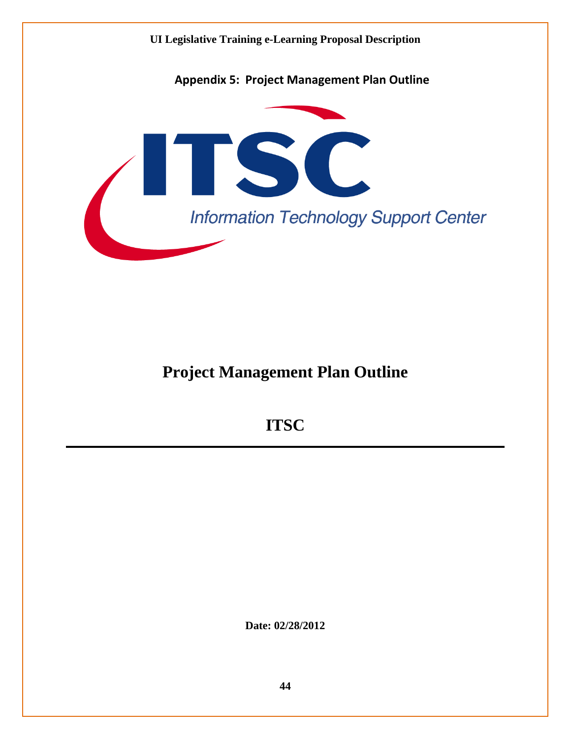**Appendix 5: Project Management Plan Outline**

ITSC

Information Technology Support Center

# Project Management Plan Outline

## ITSC

---

**Date: 02/28/2012**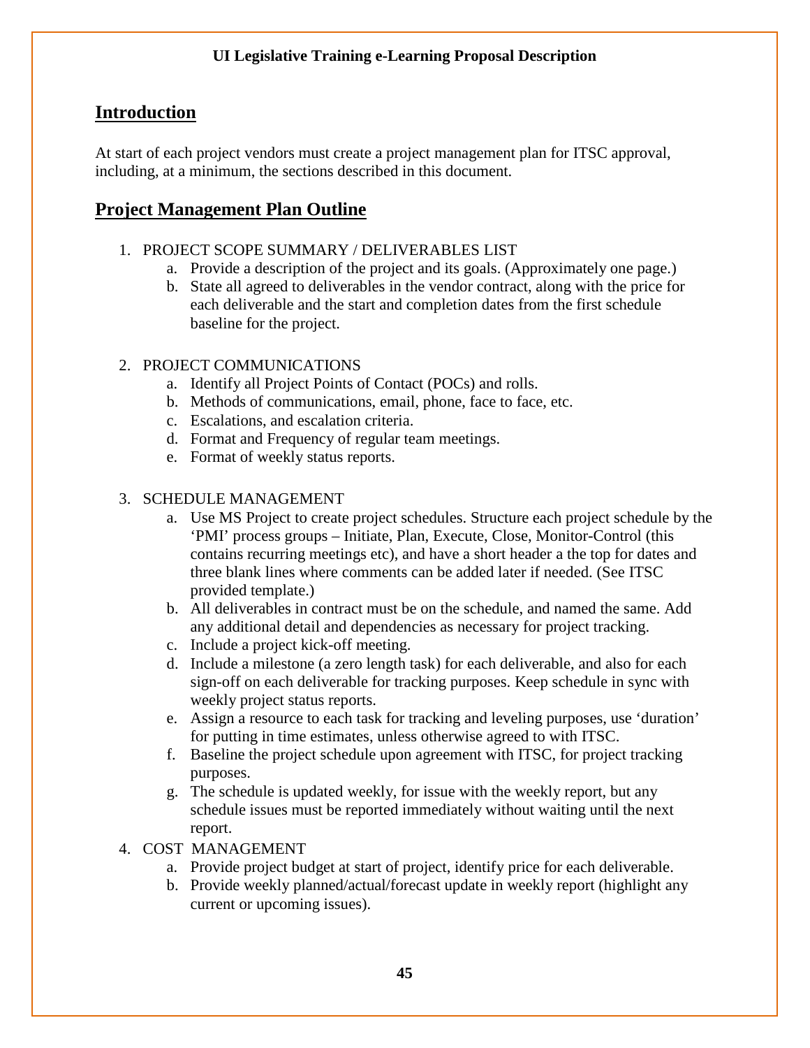**UI Legislative Training e-Learning Proposal Description**

## Introduction

At start of each project vendors must create a project management plan for ITSC approval, including, at a minimum, the sections described in this document.

## Project Management Plan Outline

1. PROJECT SCOPE SUMMARY / DELIVERABLES LIST
   a. Provide a description of the project and its goals. (Approximately one page.)
   b. State all agreed to deliverables in the vendor contract, along with the price for each deliverable and the start and completion dates from the first schedule baseline for the project.

2. PROJECT COMMUNICATIONS
   a. Identify all Project Points of Contact (POCs) and rolls.
   b. Methods of communications, email, phone, face to face, etc.
   c. Escalations, and escalation criteria.
   d. Format and Frequency of regular team meetings.
   e. Format of weekly status reports.

3. SCHEDULE MANAGEMENT
   a. Use MS Project to create project schedules. Structure each project schedule by the 'PMI' process groups – Initiate, Plan, Execute, Close, Monitor-Control (this contains recurring meetings etc), and have a short header a the top for dates and three blank lines where comments can be added later if needed. (See ITSC provided template.)
   b. All deliverables in contract must be on the schedule, and named the same. Add any additional detail and dependencies as necessary for project tracking.
   c. Include a project kick-off meeting.
   d. Include a milestone (a zero length task) for each deliverable, and also for each sign-off on each deliverable for tracking purposes. Keep schedule in sync with weekly project status reports.
   e. Assign a resource to each task for tracking and leveling purposes, use 'duration' for putting in time estimates, unless otherwise agreed to with ITSC.
   f. Baseline the project schedule upon agreement with ITSC, for project tracking purposes.
   g. The schedule is updated weekly, for issue with the weekly report, but any schedule issues must be reported immediately without waiting until the next report.
4. COST MANAGEMENT
   a. Provide project budget at start of project, identify price for each deliverable.
   b. Provide weekly planned/actual/forecast update in weekly report (highlight any current or upcoming issues).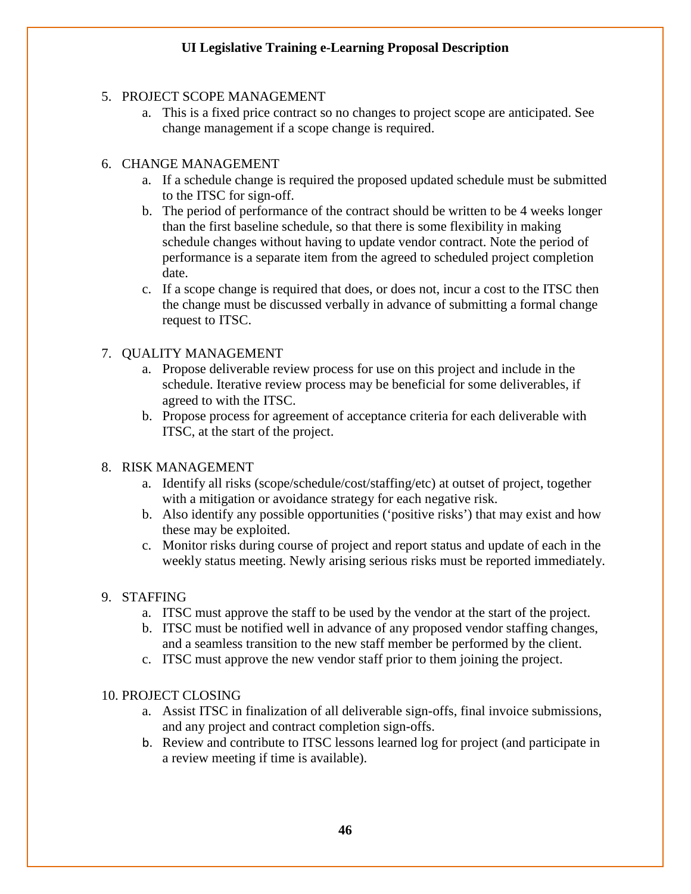5. PROJECT SCOPE MANAGEMENT
   a. This is a fixed price contract so no changes to project scope are anticipated. See change management if a scope change is required.

6. CHANGE MANAGEMENT
   a. If a schedule change is required the proposed updated schedule must be submitted to the ITSC for sign-off.
   b. The period of performance of the contract should be written to be 4 weeks longer than the first baseline schedule, so that there is some flexibility in making schedule changes without having to update vendor contract. Note the period of performance is a separate item from the agreed to scheduled project completion date.
   c. If a scope change is required that does, or does not, incur a cost to the ITSC then the change must be discussed verbally in advance of submitting a formal change request to ITSC.

7. QUALITY MANAGEMENT
   a. Propose deliverable review process for use on this project and include in the schedule. Iterative review process may be beneficial for some deliverables, if agreed to with the ITSC.
   b. Propose process for agreement of acceptance criteria for each deliverable with ITSC, at the start of the project.

8. RISK MANAGEMENT
   a. Identify all risks (scope/schedule/cost/staffing/etc) at outset of project, together with a mitigation or avoidance strategy for each negative risk.
   b. Also identify any possible opportunities ('positive risks') that may exist and how these may be exploited.
   c. Monitor risks during course of project and report status and update of each in the weekly status meeting. Newly arising serious risks must be reported immediately.

9. STAFFING
   a. ITSC must approve the staff to be used by the vendor at the start of the project.
   b. ITSC must be notified well in advance of any proposed vendor staffing changes, and a seamless transition to the new staff member be performed by the client.
   c. ITSC must approve the new vendor staff prior to them joining the project.

10. PROJECT CLOSING
    a. Assist ITSC in finalization of all deliverable sign-offs, final invoice submissions, and any project and contract completion sign-offs.
    b. Review and contribute to ITSC lessons learned log for project (and participate in a review meeting if time is available).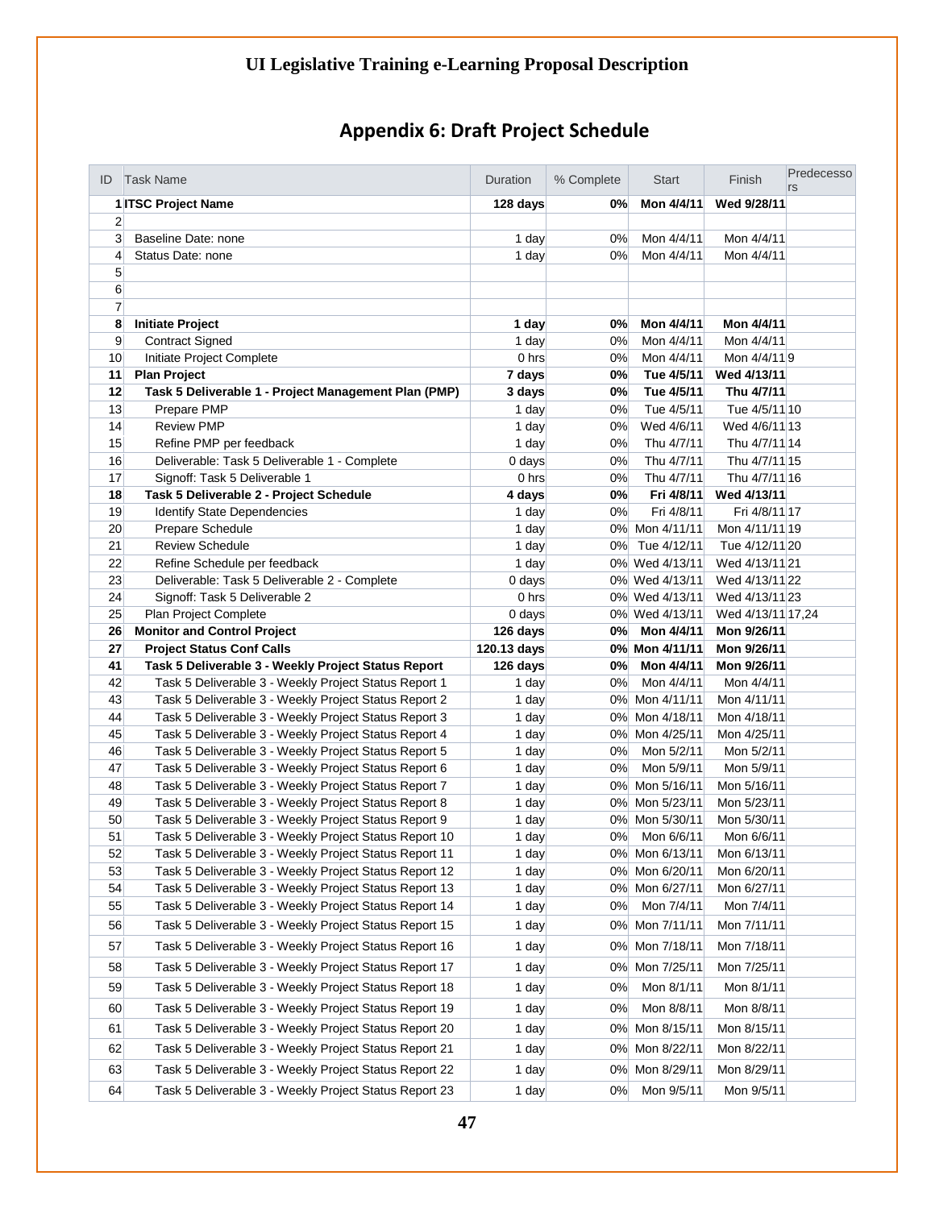# UI Legislative Training e-Learning Proposal Description

## Appendix 6: Draft Project Schedule

| ID | Task Name | Duration | % Complete | Start | Finish | Predecessors |
|---|---|---|---|---|---|---|
| 1 | **ITSC Project Name** | **128 days** | **0%** | **Mon 4/4/11** | **Wed 9/28/11** | |
| 2 | | | | | | |
| 3 | Baseline Date: none | 1 day | 0% | Mon 4/4/11 | Mon 4/4/11 | |
| 4 | Status Date: none | 1 day | 0% | Mon 4/4/11 | Mon 4/4/11 | |
| 5 | | | | | | |
| 6 | | | | | | |
| 7 | | | | | | |
| 8 | **Initiate Project** | **1 day** | **0%** | **Mon 4/4/11** | **Mon 4/4/11** | |
| 9 | Contract Signed | 1 day | 0% | Mon 4/4/11 | Mon 4/4/11 | |
| 10 | Initiate Project Complete | 0 hrs | 0% | Mon 4/4/11 | Mon 4/4/11 | 9 |
| 11 | **Plan Project** | **7 days** | **0%** | **Tue 4/5/11** | **Wed 4/13/11** | |
| 12 | **Task 5 Deliverable 1 - Project Management Plan (PMP)** | **3 days** | **0%** | **Tue 4/5/11** | **Thu 4/7/11** | |
| 13 | Prepare PMP | 1 day | 0% | Tue 4/5/11 | Tue 4/5/11 | 10 |
| 14 | Review PMP | 1 day | 0% | Wed 4/6/11 | Wed 4/6/11 | 13 |
| 15 | Refine PMP per feedback | 1 day | 0% | Thu 4/7/11 | Thu 4/7/11 | 14 |
| 16 | Deliverable: Task 5 Deliverable 1 - Complete | 0 days | 0% | Thu 4/7/11 | Thu 4/7/11 | 15 |
| 17 | Signoff: Task 5 Deliverable 1 | 0 hrs | 0% | Thu 4/7/11 | Thu 4/7/11 | 16 |
| 18 | **Task 5 Deliverable 2 - Project Schedule** | **4 days** | **0%** | **Fri 4/8/11** | **Wed 4/13/11** | |
| 19 | Identify State Dependencies | 1 day | 0% | Fri 4/8/11 | Fri 4/8/11 | 17 |
| 20 | Prepare Schedule | 1 day | 0% | Mon 4/11/11 | Mon 4/11/11 | 19 |
| 21 | Review Schedule | 1 day | 0% | Tue 4/12/11 | Tue 4/12/11 | 20 |
| 22 | Refine Schedule per feedback | 1 day | 0% | Wed 4/13/11 | Wed 4/13/11 | 21 |
| 23 | Deliverable: Task 5 Deliverable 2 - Complete | 0 days | 0% | Wed 4/13/11 | Wed 4/13/11 | 22 |
| 24 | Signoff: Task 5 Deliverable 2 | 0 hrs | 0% | Wed 4/13/11 | Wed 4/13/11 | 23 |
| 25 | Plan Project Complete | 0 days | 0% | Wed 4/13/11 | Wed 4/13/11 | 17,24 |
| 26 | **Monitor and Control Project** | **126 days** | **0%** | **Mon 4/4/11** | **Mon 9/26/11** | |
| 27 | **Project Status Conf Calls** | **120.13 days** | **0%** | **Mon 4/11/11** | **Mon 9/26/11** | |
| 41 | **Task 5 Deliverable 3 - Weekly Project Status Report** | **126 days** | **0%** | **Mon 4/4/11** | **Mon 9/26/11** | |
| 42 | Task 5 Deliverable 3 - Weekly Project Status Report 1 | 1 day | 0% | Mon 4/4/11 | Mon 4/4/11 | |
| 43 | Task 5 Deliverable 3 - Weekly Project Status Report 2 | 1 day | 0% | Mon 4/11/11 | Mon 4/11/11 | |
| 44 | Task 5 Deliverable 3 - Weekly Project Status Report 3 | 1 day | 0% | Mon 4/18/11 | Mon 4/18/11 | |
| 45 | Task 5 Deliverable 3 - Weekly Project Status Report 4 | 1 day | 0% | Mon 4/25/11 | Mon 4/25/11 | |
| 46 | Task 5 Deliverable 3 - Weekly Project Status Report 5 | 1 day | 0% | Mon 5/2/11 | Mon 5/2/11 | |
| 47 | Task 5 Deliverable 3 - Weekly Project Status Report 6 | 1 day | 0% | Mon 5/9/11 | Mon 5/9/11 | |
| 48 | Task 5 Deliverable 3 - Weekly Project Status Report 7 | 1 day | 0% | Mon 5/16/11 | Mon 5/16/11 | |
| 49 | Task 5 Deliverable 3 - Weekly Project Status Report 8 | 1 day | 0% | Mon 5/23/11 | Mon 5/23/11 | |
| 50 | Task 5 Deliverable 3 - Weekly Project Status Report 9 | 1 day | 0% | Mon 5/30/11 | Mon 5/30/11 | |
| 51 | Task 5 Deliverable 3 - Weekly Project Status Report 10 | 1 day | 0% | Mon 6/6/11 | Mon 6/6/11 | |
| 52 | Task 5 Deliverable 3 - Weekly Project Status Report 11 | 1 day | 0% | Mon 6/13/11 | Mon 6/13/11 | |
| 53 | Task 5 Deliverable 3 - Weekly Project Status Report 12 | 1 day | 0% | Mon 6/20/11 | Mon 6/20/11 | |
| 54 | Task 5 Deliverable 3 - Weekly Project Status Report 13 | 1 day | 0% | Mon 6/27/11 | Mon 6/27/11 | |
| 55 | Task 5 Deliverable 3 - Weekly Project Status Report 14 | 1 day | 0% | Mon 7/4/11 | Mon 7/4/11 | |
| 56 | Task 5 Deliverable 3 - Weekly Project Status Report 15 | 1 day | 0% | Mon 7/11/11 | Mon 7/11/11 | |
| 57 | Task 5 Deliverable 3 - Weekly Project Status Report 16 | 1 day | 0% | Mon 7/18/11 | Mon 7/18/11 | |
| 58 | Task 5 Deliverable 3 - Weekly Project Status Report 17 | 1 day | 0% | Mon 7/25/11 | Mon 7/25/11 | |
| 59 | Task 5 Deliverable 3 - Weekly Project Status Report 18 | 1 day | 0% | Mon 8/1/11 | Mon 8/1/11 | |
| 60 | Task 5 Deliverable 3 - Weekly Project Status Report 19 | 1 day | 0% | Mon 8/8/11 | Mon 8/8/11 | |
| 61 | Task 5 Deliverable 3 - Weekly Project Status Report 20 | 1 day | 0% | Mon 8/15/11 | Mon 8/15/11 | |
| 62 | Task 5 Deliverable 3 - Weekly Project Status Report 21 | 1 day | 0% | Mon 8/22/11 | Mon 8/22/11 | |
| 63 | Task 5 Deliverable 3 - Weekly Project Status Report 22 | 1 day | 0% | Mon 8/29/11 | Mon 8/29/11 | |
| 64 | Task 5 Deliverable 3 - Weekly Project Status Report 23 | 1 day | 0% | Mon 9/5/11 | Mon 9/5/11 | |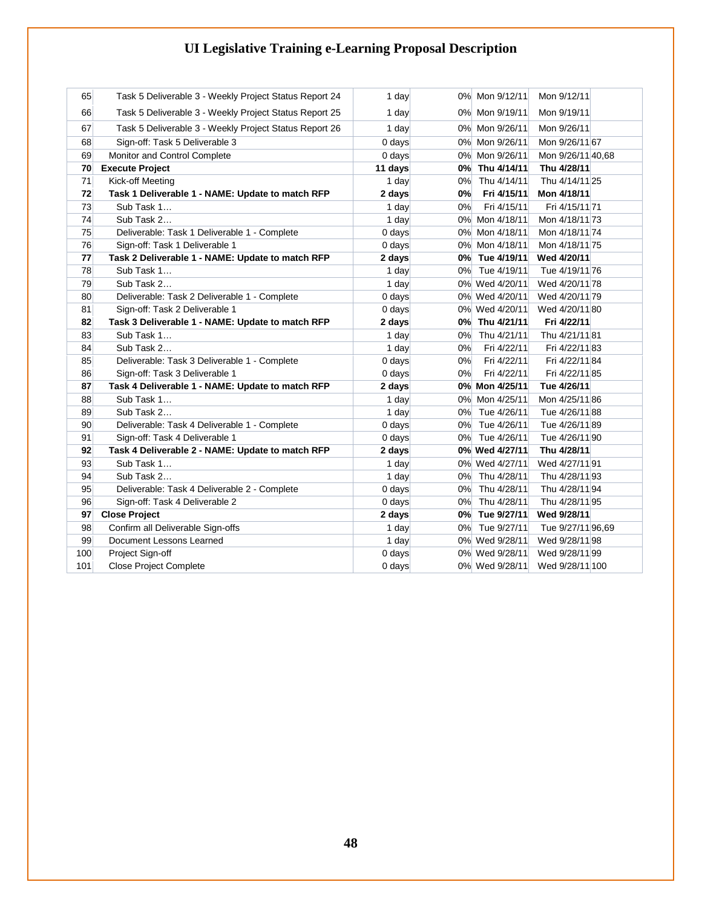# UI Legislative Training e-Learning Proposal Description

| ID | Task Name | Duration | % Complete | Start | Finish | Predecessors |
|---|---|---|---|---|---|---|
| 65 | Task 5 Deliverable 3 - Weekly Project Status Report 24 | 1 day | 0% | Mon 9/12/11 | Mon 9/12/11 | |
| 66 | Task 5 Deliverable 3 - Weekly Project Status Report 25 | 1 day | 0% | Mon 9/19/11 | Mon 9/19/11 | |
| 67 | Task 5 Deliverable 3 - Weekly Project Status Report 26 | 1 day | 0% | Mon 9/26/11 | Mon 9/26/11 | |
| 68 | Sign-off: Task 5 Deliverable 3 | 0 days | 0% | Mon 9/26/11 | Mon 9/26/11 | 67 |
| 69 | Monitor and Control Complete | 0 days | 0% | Mon 9/26/11 | Mon 9/26/11 | 40,68 |
| **70** | **Execute Project** | **11 days** | **0%** | **Thu 4/14/11** | **Thu 4/28/11** | |
| 71 | Kick-off Meeting | 1 day | 0% | Thu 4/14/11 | Thu 4/14/11 | 25 |
| **72** | **Task 1 Deliverable 1 - NAME: Update to match RFP** | **2 days** | **0%** | **Fri 4/15/11** | **Mon 4/18/11** | |
| 73 | Sub Task 1… | 1 day | 0% | Fri 4/15/11 | Fri 4/15/11 | 71 |
| 74 | Sub Task 2… | 1 day | 0% | Mon 4/18/11 | Mon 4/18/11 | 73 |
| 75 | Deliverable: Task 1 Deliverable 1 - Complete | 0 days | 0% | Mon 4/18/11 | Mon 4/18/11 | 74 |
| 76 | Sign-off: Task 1 Deliverable 1 | 0 days | 0% | Mon 4/18/11 | Mon 4/18/11 | 75 |
| **77** | **Task 2 Deliverable 1 - NAME: Update to match RFP** | **2 days** | **0%** | **Tue 4/19/11** | **Wed 4/20/11** | |
| 78 | Sub Task 1… | 1 day | 0% | Tue 4/19/11 | Tue 4/19/11 | 76 |
| 79 | Sub Task 2… | 1 day | 0% | Wed 4/20/11 | Wed 4/20/11 | 78 |
| 80 | Deliverable: Task 2 Deliverable 1 - Complete | 0 days | 0% | Wed 4/20/11 | Wed 4/20/11 | 79 |
| 81 | Sign-off: Task 2 Deliverable 1 | 0 days | 0% | Wed 4/20/11 | Wed 4/20/11 | 80 |
| **82** | **Task 3 Deliverable 1 - NAME: Update to match RFP** | **2 days** | **0%** | **Thu 4/21/11** | **Fri 4/22/11** | |
| 83 | Sub Task 1… | 1 day | 0% | Thu 4/21/11 | Thu 4/21/11 | 81 |
| 84 | Sub Task 2… | 1 day | 0% | Fri 4/22/11 | Fri 4/22/11 | 83 |
| 85 | Deliverable: Task 3 Deliverable 1 - Complete | 0 days | 0% | Fri 4/22/11 | Fri 4/22/11 | 84 |
| 86 | Sign-off: Task 3 Deliverable 1 | 0 days | 0% | Fri 4/22/11 | Fri 4/22/11 | 85 |
| **87** | **Task 4 Deliverable 1 - NAME: Update to match RFP** | **2 days** | **0%** | **Mon 4/25/11** | **Tue 4/26/11** | |
| 88 | Sub Task 1… | 1 day | 0% | Mon 4/25/11 | Mon 4/25/11 | 86 |
| 89 | Sub Task 2… | 1 day | 0% | Tue 4/26/11 | Tue 4/26/11 | 88 |
| 90 | Deliverable: Task 4 Deliverable 1 - Complete | 0 days | 0% | Tue 4/26/11 | Tue 4/26/11 | 89 |
| 91 | Sign-off: Task 4 Deliverable 1 | 0 days | 0% | Tue 4/26/11 | Tue 4/26/11 | 90 |
| **92** | **Task 4 Deliverable 2 - NAME: Update to match RFP** | **2 days** | **0%** | **Wed 4/27/11** | **Thu 4/28/11** | |
| 93 | Sub Task 1… | 1 day | 0% | Wed 4/27/11 | Wed 4/27/11 | 91 |
| 94 | Sub Task 2… | 1 day | 0% | Thu 4/28/11 | Thu 4/28/11 | 93 |
| 95 | Deliverable: Task 4 Deliverable 2 - Complete | 0 days | 0% | Thu 4/28/11 | Thu 4/28/11 | 94 |
| 96 | Sign-off: Task 4 Deliverable 2 | 0 days | 0% | Thu 4/28/11 | Thu 4/28/11 | 95 |
| **97** | **Close Project** | **2 days** | **0%** | **Tue 9/27/11** | **Wed 9/28/11** | |
| 98 | Confirm all Deliverable Sign-offs | 1 day | 0% | Tue 9/27/11 | Tue 9/27/11 | 96,69 |
| 99 | Document Lessons Learned | 1 day | 0% | Wed 9/28/11 | Wed 9/28/11 | 98 |
| 100 | Project Sign-off | 0 days | 0% | Wed 9/28/11 | Wed 9/28/11 | 99 |
| 101 | Close Project Complete | 0 days | 0% | Wed 9/28/11 | Wed 9/28/11 | 100 |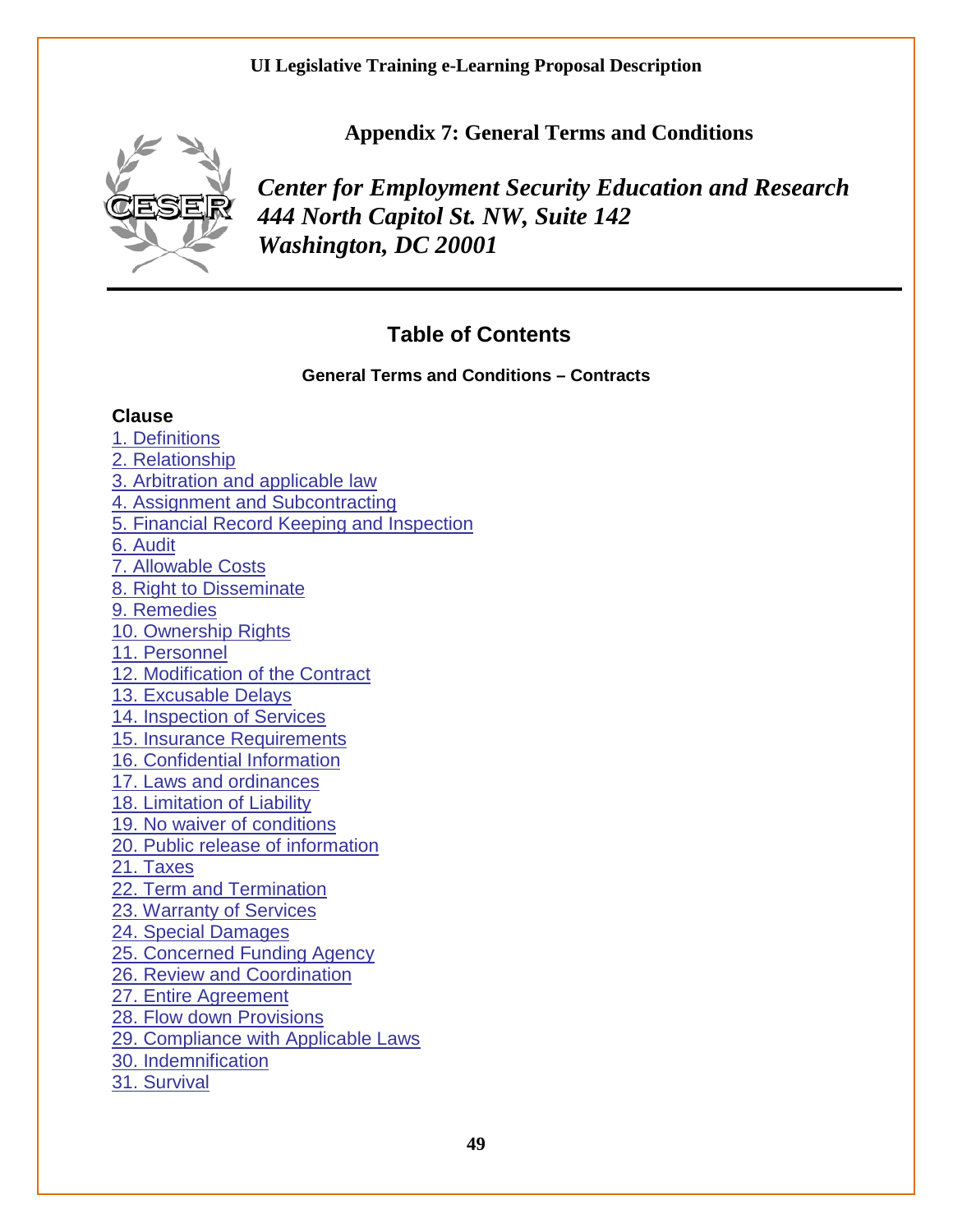## Appendix 7: General Terms and Conditions

***Center for Employment Security Education and Research***
***444 North Capitol St. NW, Suite 142***
***Washington, DC 20001***

---

## Table of Contents

### General Terms and Conditions – Contracts

**Clause**

1. Definitions
2. Relationship
3. Arbitration and applicable law
4. Assignment and Subcontracting
5. Financial Record Keeping and Inspection
6. Audit
7. Allowable Costs
8. Right to Disseminate
9. Remedies
10. Ownership Rights
11. Personnel
12. Modification of the Contract
13. Excusable Delays
14. Inspection of Services
15. Insurance Requirements
16. Confidential Information
17. Laws and ordinances
18. Limitation of Liability
19. No waiver of conditions
20. Public release of information
21. Taxes
22. Term and Termination
23. Warranty of Services
24. Special Damages
25. Concerned Funding Agency
26. Review and Coordination
27. Entire Agreement
28. Flow down Provisions
29. Compliance with Applicable Laws
30. Indemnification
31. Survival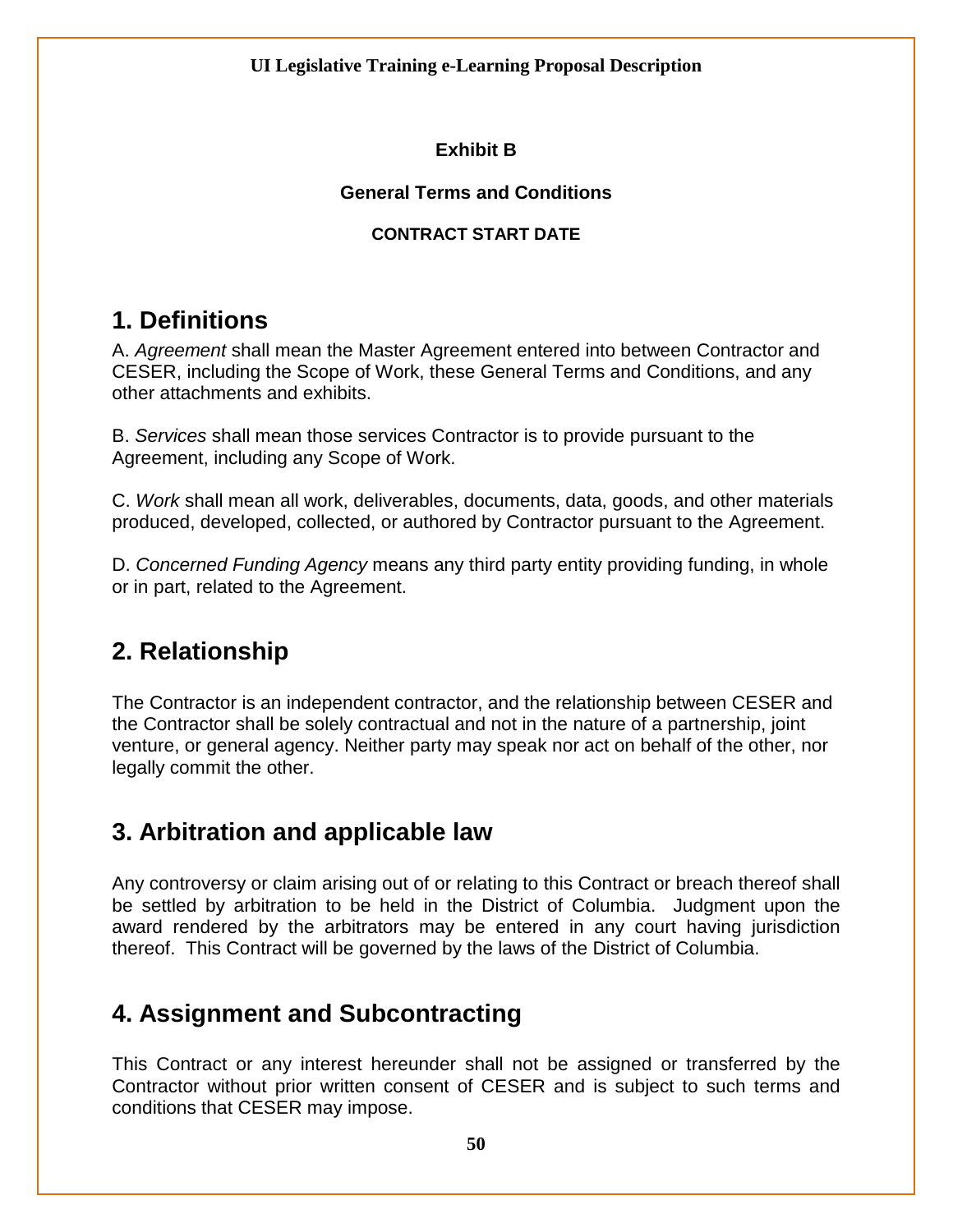**Exhibit B**

**General Terms and Conditions**

**CONTRACT START DATE**

# 1. Definitions

A. *Agreement* shall mean the Master Agreement entered into between Contractor and CESER, including the Scope of Work, these General Terms and Conditions, and any other attachments and exhibits.

B. *Services* shall mean those services Contractor is to provide pursuant to the Agreement, including any Scope of Work.

C. *Work* shall mean all work, deliverables, documents, data, goods, and other materials produced, developed, collected, or authored by Contractor pursuant to the Agreement.

D. *Concerned Funding Agency* means any third party entity providing funding, in whole or in part, related to the Agreement.

# 2. Relationship

The Contractor is an independent contractor, and the relationship between CESER and the Contractor shall be solely contractual and not in the nature of a partnership, joint venture, or general agency. Neither party may speak nor act on behalf of the other, nor legally commit the other.

# 3. Arbitration and applicable law

Any controversy or claim arising out of or relating to this Contract or breach thereof shall be settled by arbitration to be held in the District of Columbia. Judgment upon the award rendered by the arbitrators may be entered in any court having jurisdiction thereof. This Contract will be governed by the laws of the District of Columbia.

# 4. Assignment and Subcontracting

This Contract or any interest hereunder shall not be assigned or transferred by the Contractor without prior written consent of CESER and is subject to such terms and conditions that CESER may impose.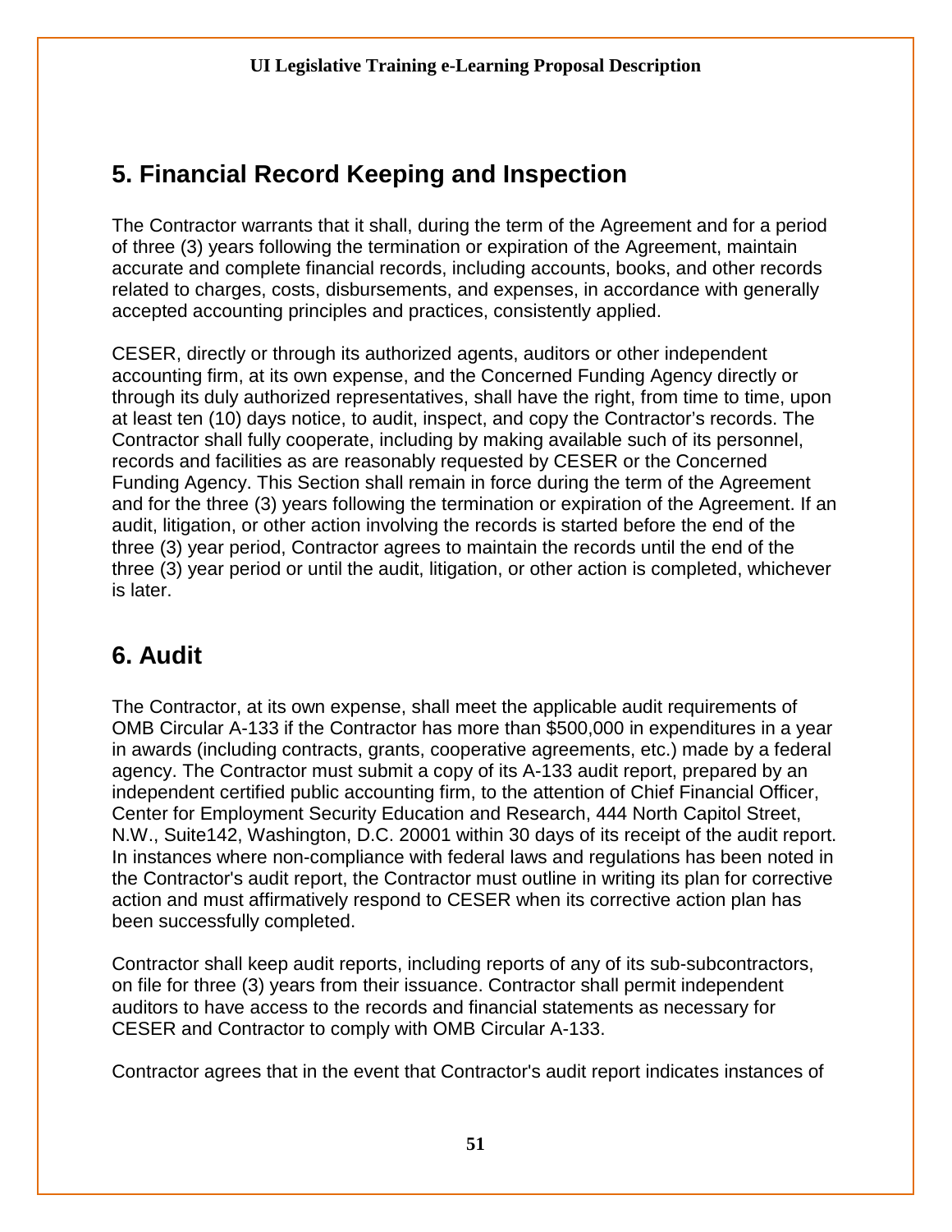## 5. Financial Record Keeping and Inspection

The Contractor warrants that it shall, during the term of the Agreement and for a period of three (3) years following the termination or expiration of the Agreement, maintain accurate and complete financial records, including accounts, books, and other records related to charges, costs, disbursements, and expenses, in accordance with generally accepted accounting principles and practices, consistently applied.

CESER, directly or through its authorized agents, auditors or other independent accounting firm, at its own expense, and the Concerned Funding Agency directly or through its duly authorized representatives, shall have the right, from time to time, upon at least ten (10) days notice, to audit, inspect, and copy the Contractor's records. The Contractor shall fully cooperate, including by making available such of its personnel, records and facilities as are reasonably requested by CESER or the Concerned Funding Agency. This Section shall remain in force during the term of the Agreement and for the three (3) years following the termination or expiration of the Agreement. If an audit, litigation, or other action involving the records is started before the end of the three (3) year period, Contractor agrees to maintain the records until the end of the three (3) year period or until the audit, litigation, or other action is completed, whichever is later.

## 6. Audit

The Contractor, at its own expense, shall meet the applicable audit requirements of OMB Circular A-133 if the Contractor has more than $500,000 in expenditures in a year in awards (including contracts, grants, cooperative agreements, etc.) made by a federal agency. The Contractor must submit a copy of its A-133 audit report, prepared by an independent certified public accounting firm, to the attention of Chief Financial Officer, Center for Employment Security Education and Research, 444 North Capitol Street, N.W., Suite142, Washington, D.C. 20001 within 30 days of its receipt of the audit report. In instances where non-compliance with federal laws and regulations has been noted in the Contractor's audit report, the Contractor must outline in writing its plan for corrective action and must affirmatively respond to CESER when its corrective action plan has been successfully completed.

Contractor shall keep audit reports, including reports of any of its sub-subcontractors, on file for three (3) years from their issuance. Contractor shall permit independent auditors to have access to the records and financial statements as necessary for CESER and Contractor to comply with OMB Circular A-133.

Contractor agrees that in the event that Contractor's audit report indicates instances of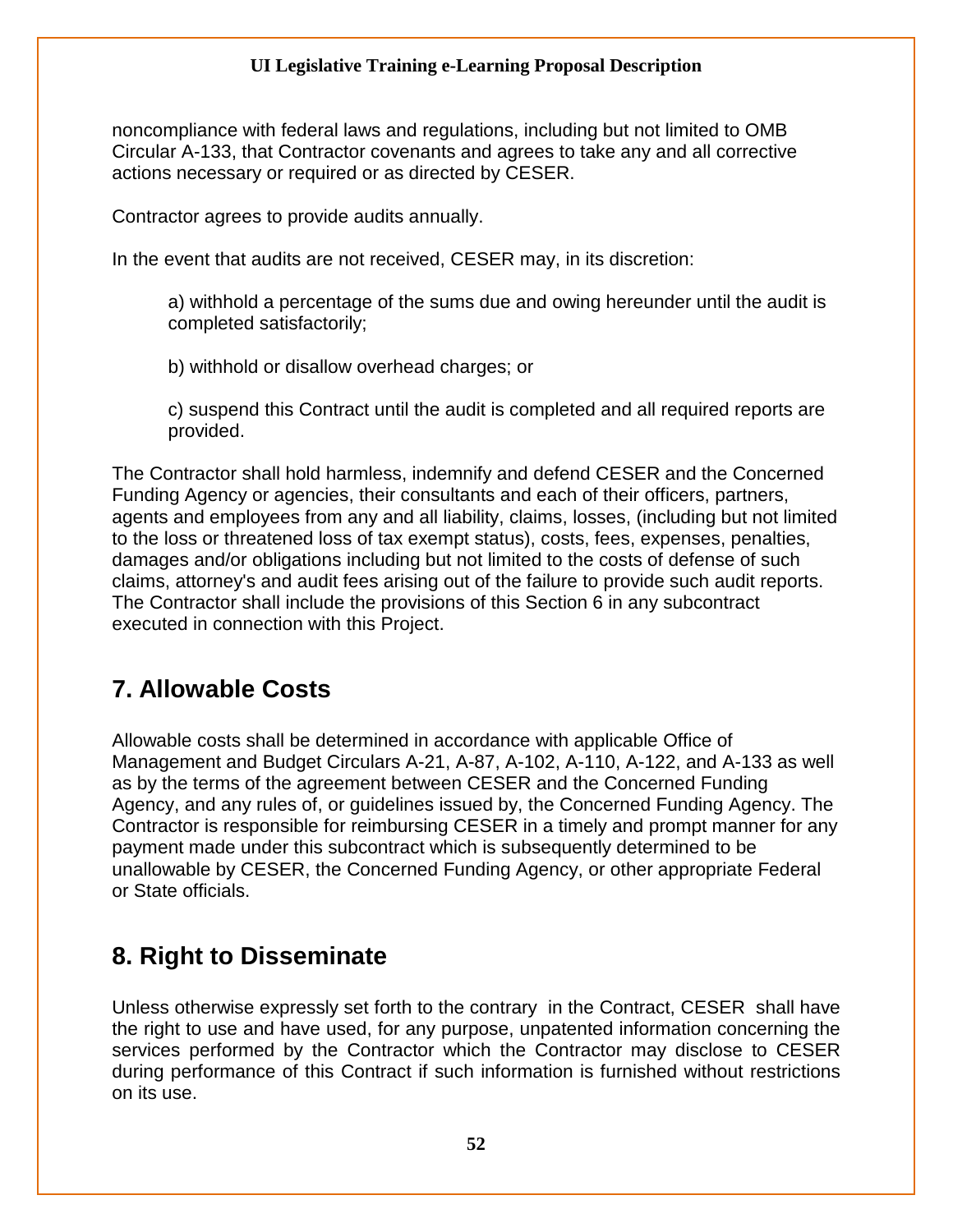noncompliance with federal laws and regulations, including but not limited to OMB Circular A-133, that Contractor covenants and agrees to take any and all corrective actions necessary or required or as directed by CESER.

Contractor agrees to provide audits annually.

In the event that audits are not received, CESER may, in its discretion:

a) withhold a percentage of the sums due and owing hereunder until the audit is completed satisfactorily;

b) withhold or disallow overhead charges; or

c) suspend this Contract until the audit is completed and all required reports are provided.

The Contractor shall hold harmless, indemnify and defend CESER and the Concerned Funding Agency or agencies, their consultants and each of their officers, partners, agents and employees from any and all liability, claims, losses, (including but not limited to the loss or threatened loss of tax exempt status), costs, fees, expenses, penalties, damages and/or obligations including but not limited to the costs of defense of such claims, attorney's and audit fees arising out of the failure to provide such audit reports. The Contractor shall include the provisions of this Section 6 in any subcontract executed in connection with this Project.

## 7. Allowable Costs

Allowable costs shall be determined in accordance with applicable Office of Management and Budget Circulars A-21, A-87, A-102, A-110, A-122, and A-133 as well as by the terms of the agreement between CESER and the Concerned Funding Agency, and any rules of, or guidelines issued by, the Concerned Funding Agency. The Contractor is responsible for reimbursing CESER in a timely and prompt manner for any payment made under this subcontract which is subsequently determined to be unallowable by CESER, the Concerned Funding Agency, or other appropriate Federal or State officials.

## 8. Right to Disseminate

Unless otherwise expressly set forth to the contrary in the Contract, CESER shall have the right to use and have used, for any purpose, unpatented information concerning the services performed by the Contractor which the Contractor may disclose to CESER during performance of this Contract if such information is furnished without restrictions on its use.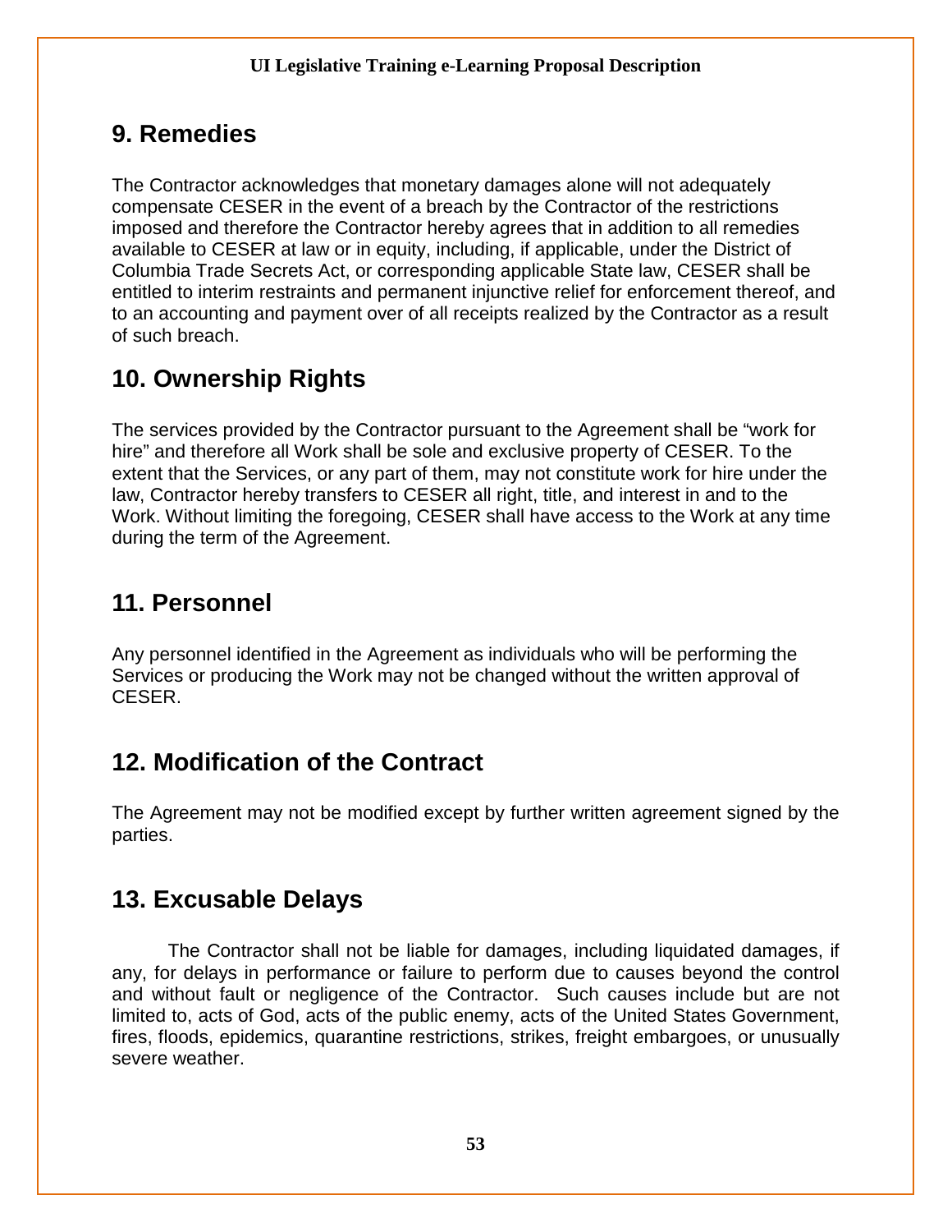## 9. Remedies

The Contractor acknowledges that monetary damages alone will not adequately compensate CESER in the event of a breach by the Contractor of the restrictions imposed and therefore the Contractor hereby agrees that in addition to all remedies available to CESER at law or in equity, including, if applicable, under the District of Columbia Trade Secrets Act, or corresponding applicable State law, CESER shall be entitled to interim restraints and permanent injunctive relief for enforcement thereof, and to an accounting and payment over of all receipts realized by the Contractor as a result of such breach.

## 10. Ownership Rights

The services provided by the Contractor pursuant to the Agreement shall be "work for hire" and therefore all Work shall be sole and exclusive property of CESER. To the extent that the Services, or any part of them, may not constitute work for hire under the law, Contractor hereby transfers to CESER all right, title, and interest in and to the Work. Without limiting the foregoing, CESER shall have access to the Work at any time during the term of the Agreement.

## 11. Personnel

Any personnel identified in the Agreement as individuals who will be performing the Services or producing the Work may not be changed without the written approval of CESER.

## 12. Modification of the Contract

The Agreement may not be modified except by further written agreement signed by the parties.

## 13. Excusable Delays

The Contractor shall not be liable for damages, including liquidated damages, if any, for delays in performance or failure to perform due to causes beyond the control and without fault or negligence of the Contractor. Such causes include but are not limited to, acts of God, acts of the public enemy, acts of the United States Government, fires, floods, epidemics, quarantine restrictions, strikes, freight embargoes, or unusually severe weather.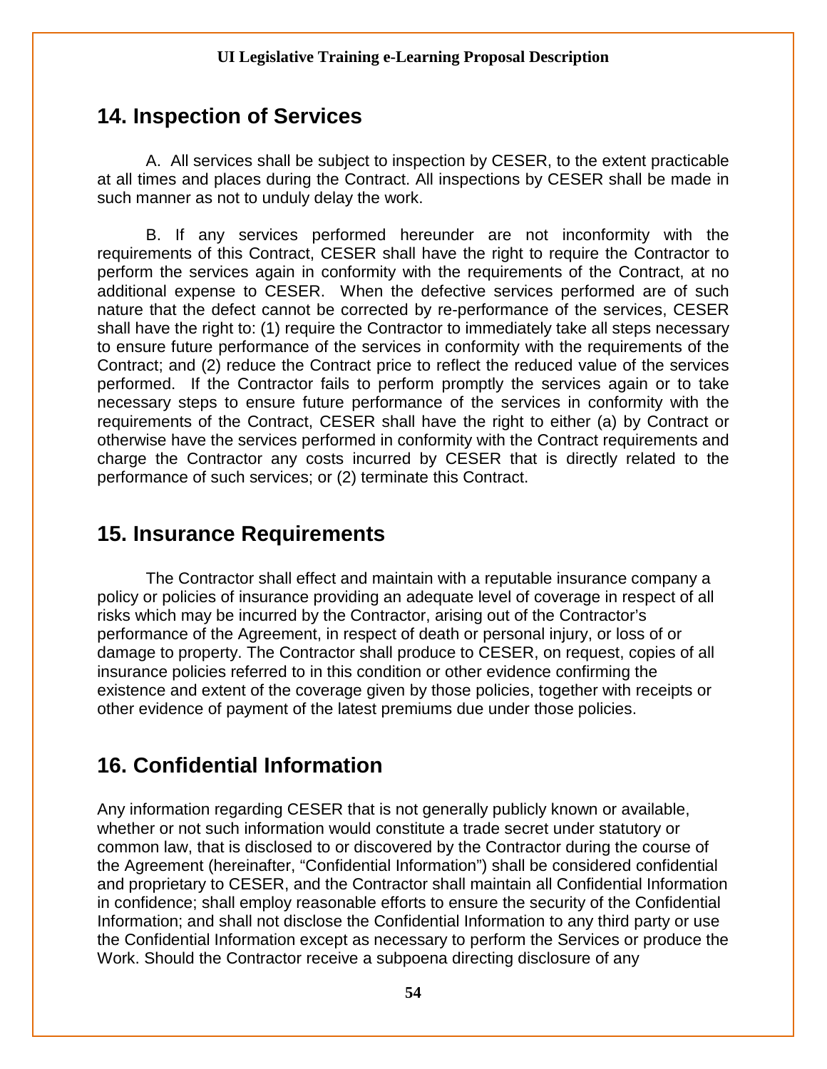## 14. Inspection of Services

A. All services shall be subject to inspection by CESER, to the extent practicable at all times and places during the Contract. All inspections by CESER shall be made in such manner as not to unduly delay the work.

B. If any services performed hereunder are not inconformity with the requirements of this Contract, CESER shall have the right to require the Contractor to perform the services again in conformity with the requirements of the Contract, at no additional expense to CESER. When the defective services performed are of such nature that the defect cannot be corrected by re-performance of the services, CESER shall have the right to: (1) require the Contractor to immediately take all steps necessary to ensure future performance of the services in conformity with the requirements of the Contract; and (2) reduce the Contract price to reflect the reduced value of the services performed. If the Contractor fails to perform promptly the services again or to take necessary steps to ensure future performance of the services in conformity with the requirements of the Contract, CESER shall have the right to either (a) by Contract or otherwise have the services performed in conformity with the Contract requirements and charge the Contractor any costs incurred by CESER that is directly related to the performance of such services; or (2) terminate this Contract.

## 15. Insurance Requirements

The Contractor shall effect and maintain with a reputable insurance company a policy or policies of insurance providing an adequate level of coverage in respect of all risks which may be incurred by the Contractor, arising out of the Contractor's performance of the Agreement, in respect of death or personal injury, or loss of or damage to property. The Contractor shall produce to CESER, on request, copies of all insurance policies referred to in this condition or other evidence confirming the existence and extent of the coverage given by those policies, together with receipts or other evidence of payment of the latest premiums due under those policies.

## 16. Confidential Information

Any information regarding CESER that is not generally publicly known or available, whether or not such information would constitute a trade secret under statutory or common law, that is disclosed to or discovered by the Contractor during the course of the Agreement (hereinafter, "Confidential Information") shall be considered confidential and proprietary to CESER, and the Contractor shall maintain all Confidential Information in confidence; shall employ reasonable efforts to ensure the security of the Confidential Information; and shall not disclose the Confidential Information to any third party or use the Confidential Information except as necessary to perform the Services or produce the Work. Should the Contractor receive a subpoena directing disclosure of any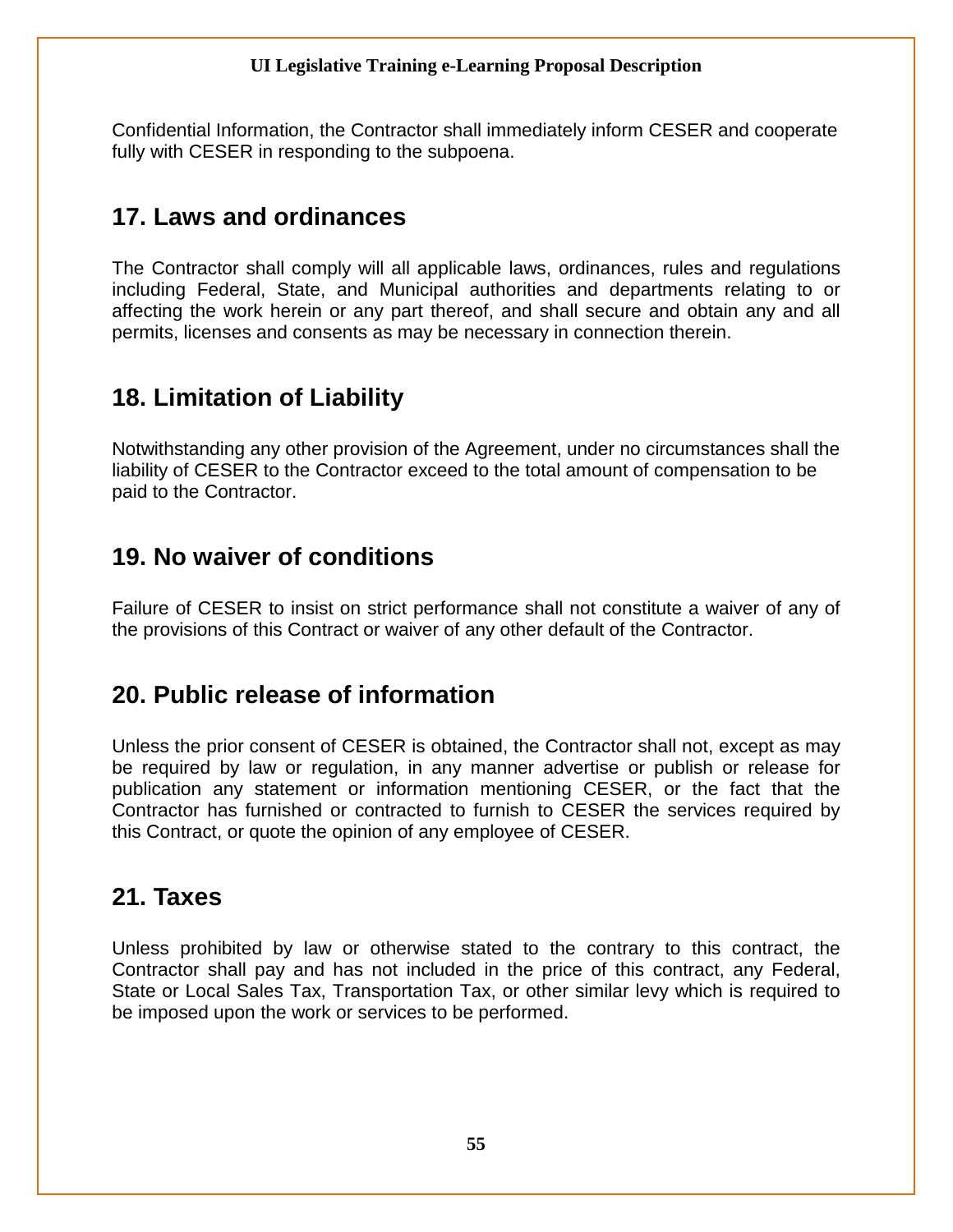Confidential Information, the Contractor shall immediately inform CESER and cooperate fully with CESER in responding to the subpoena.

## 17. Laws and ordinances

The Contractor shall comply will all applicable laws, ordinances, rules and regulations including Federal, State, and Municipal authorities and departments relating to or affecting the work herein or any part thereof, and shall secure and obtain any and all permits, licenses and consents as may be necessary in connection therein.

## 18. Limitation of Liability

Notwithstanding any other provision of the Agreement, under no circumstances shall the liability of CESER to the Contractor exceed to the total amount of compensation to be paid to the Contractor.

## 19. No waiver of conditions

Failure of CESER to insist on strict performance shall not constitute a waiver of any of the provisions of this Contract or waiver of any other default of the Contractor.

## 20. Public release of information

Unless the prior consent of CESER is obtained, the Contractor shall not, except as may be required by law or regulation, in any manner advertise or publish or release for publication any statement or information mentioning CESER, or the fact that the Contractor has furnished or contracted to furnish to CESER the services required by this Contract, or quote the opinion of any employee of CESER.

## 21. Taxes

Unless prohibited by law or otherwise stated to the contrary to this contract, the Contractor shall pay and has not included in the price of this contract, any Federal, State or Local Sales Tax, Transportation Tax, or other similar levy which is required to be imposed upon the work or services to be performed.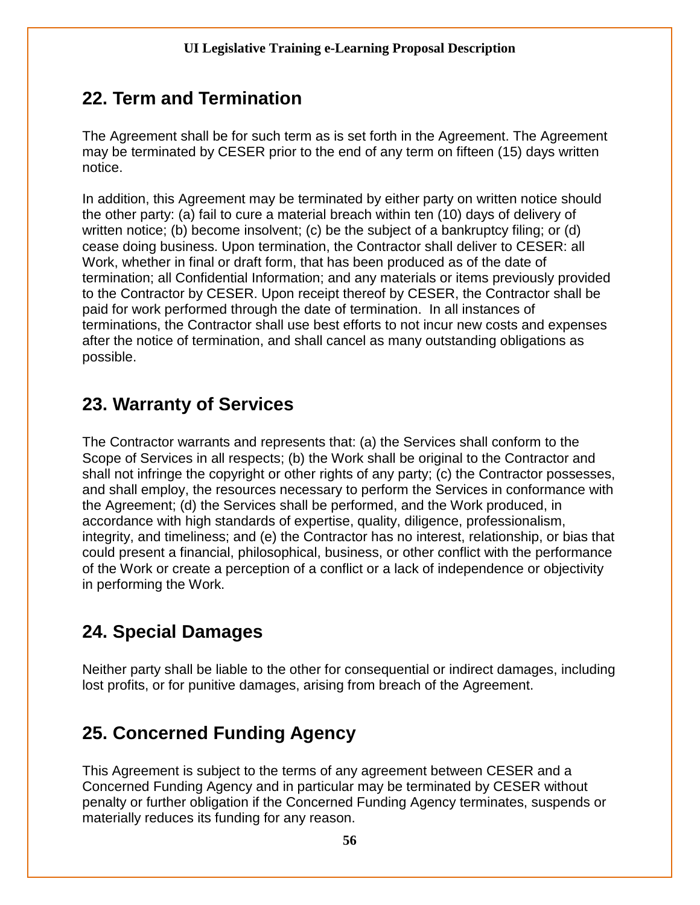## 22. Term and Termination

The Agreement shall be for such term as is set forth in the Agreement. The Agreement may be terminated by CESER prior to the end of any term on fifteen (15) days written notice.

In addition, this Agreement may be terminated by either party on written notice should the other party: (a) fail to cure a material breach within ten (10) days of delivery of written notice; (b) become insolvent; (c) be the subject of a bankruptcy filing; or (d) cease doing business. Upon termination, the Contractor shall deliver to CESER: all Work, whether in final or draft form, that has been produced as of the date of termination; all Confidential Information; and any materials or items previously provided to the Contractor by CESER. Upon receipt thereof by CESER, the Contractor shall be paid for work performed through the date of termination. In all instances of terminations, the Contractor shall use best efforts to not incur new costs and expenses after the notice of termination, and shall cancel as many outstanding obligations as possible.

## 23. Warranty of Services

The Contractor warrants and represents that: (a) the Services shall conform to the Scope of Services in all respects; (b) the Work shall be original to the Contractor and shall not infringe the copyright or other rights of any party; (c) the Contractor possesses, and shall employ, the resources necessary to perform the Services in conformance with the Agreement; (d) the Services shall be performed, and the Work produced, in accordance with high standards of expertise, quality, diligence, professionalism, integrity, and timeliness; and (e) the Contractor has no interest, relationship, or bias that could present a financial, philosophical, business, or other conflict with the performance of the Work or create a perception of a conflict or a lack of independence or objectivity in performing the Work.

## 24. Special Damages

Neither party shall be liable to the other for consequential or indirect damages, including lost profits, or for punitive damages, arising from breach of the Agreement.

## 25. Concerned Funding Agency

This Agreement is subject to the terms of any agreement between CESER and a Concerned Funding Agency and in particular may be terminated by CESER without penalty or further obligation if the Concerned Funding Agency terminates, suspends or materially reduces its funding for any reason.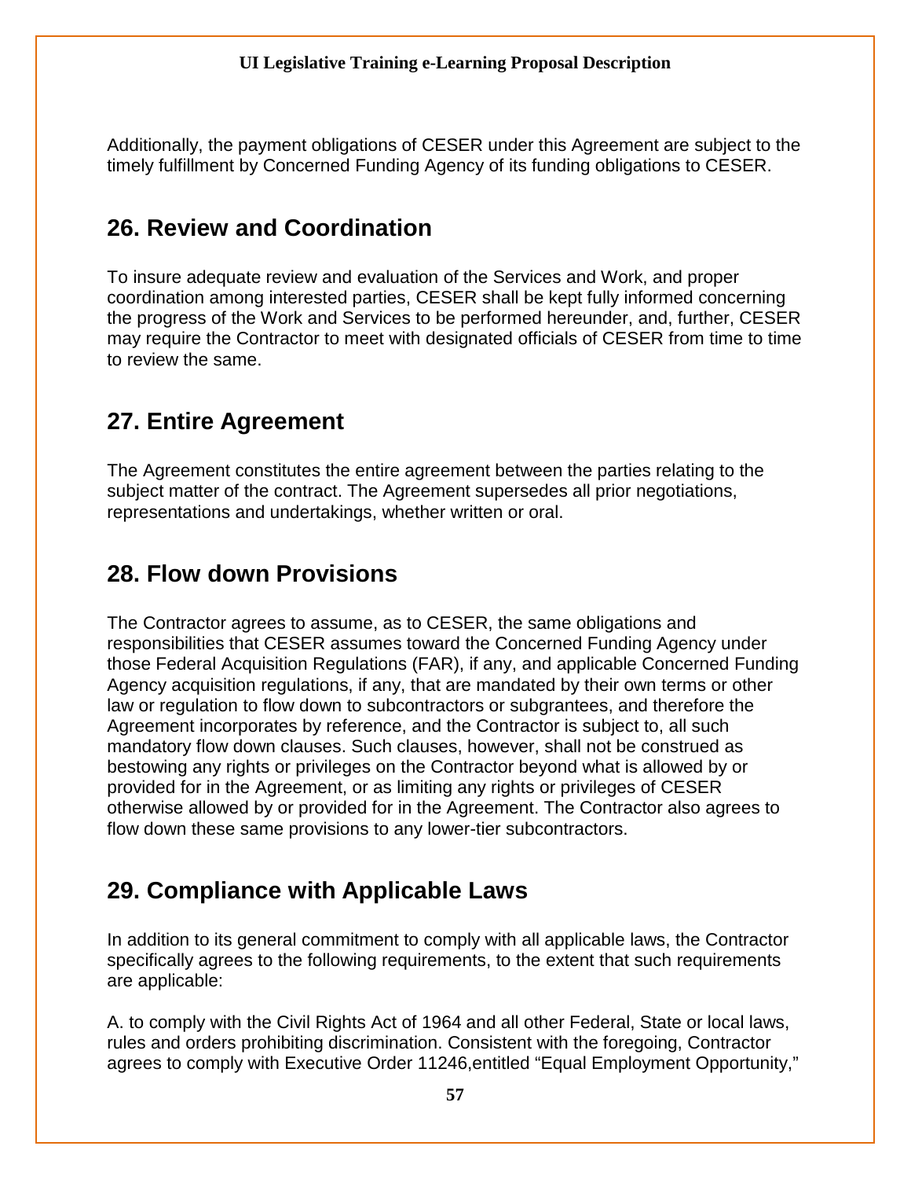Additionally, the payment obligations of CESER under this Agreement are subject to the timely fulfillment by Concerned Funding Agency of its funding obligations to CESER.

## 26. Review and Coordination

To insure adequate review and evaluation of the Services and Work, and proper coordination among interested parties, CESER shall be kept fully informed concerning the progress of the Work and Services to be performed hereunder, and, further, CESER may require the Contractor to meet with designated officials of CESER from time to time to review the same.

## 27. Entire Agreement

The Agreement constitutes the entire agreement between the parties relating to the subject matter of the contract. The Agreement supersedes all prior negotiations, representations and undertakings, whether written or oral.

## 28. Flow down Provisions

The Contractor agrees to assume, as to CESER, the same obligations and responsibilities that CESER assumes toward the Concerned Funding Agency under those Federal Acquisition Regulations (FAR), if any, and applicable Concerned Funding Agency acquisition regulations, if any, that are mandated by their own terms or other law or regulation to flow down to subcontractors or subgrantees, and therefore the Agreement incorporates by reference, and the Contractor is subject to, all such mandatory flow down clauses. Such clauses, however, shall not be construed as bestowing any rights or privileges on the Contractor beyond what is allowed by or provided for in the Agreement, or as limiting any rights or privileges of CESER otherwise allowed by or provided for in the Agreement. The Contractor also agrees to flow down these same provisions to any lower-tier subcontractors.

## 29. Compliance with Applicable Laws

In addition to its general commitment to comply with all applicable laws, the Contractor specifically agrees to the following requirements, to the extent that such requirements are applicable:

A. to comply with the Civil Rights Act of 1964 and all other Federal, State or local laws, rules and orders prohibiting discrimination. Consistent with the foregoing, Contractor agrees to comply with Executive Order 11246,entitled "Equal Employment Opportunity,"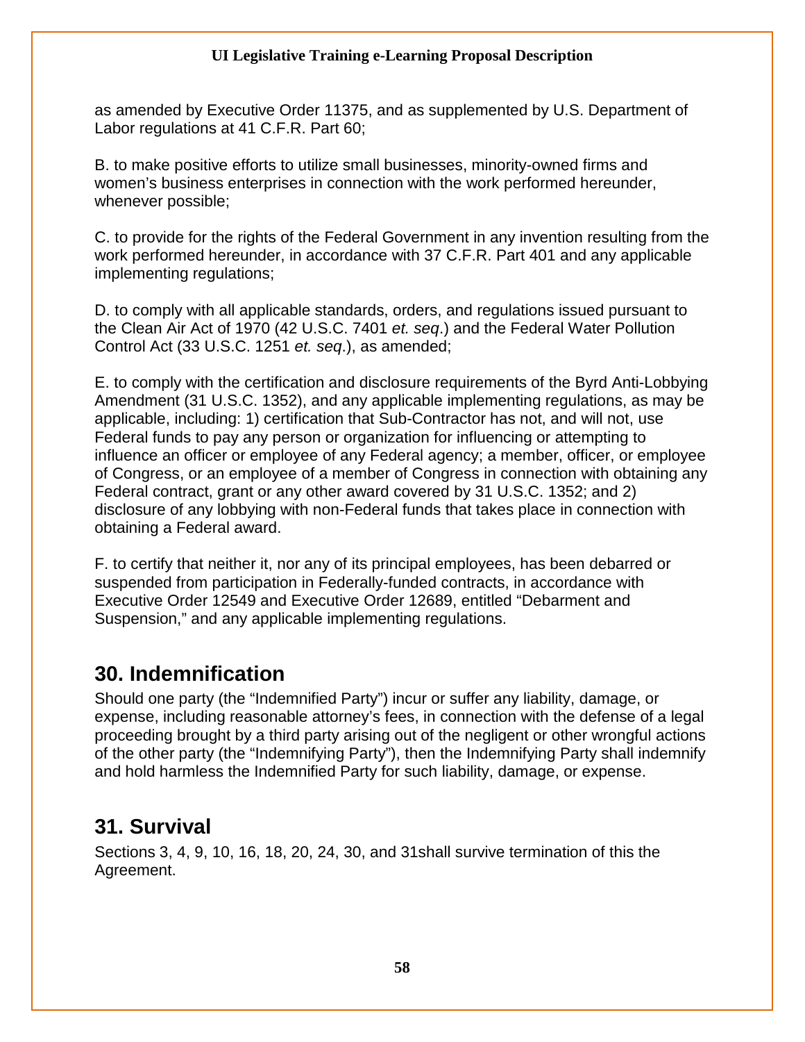as amended by Executive Order 11375, and as supplemented by U.S. Department of Labor regulations at 41 C.F.R. Part 60;

B. to make positive efforts to utilize small businesses, minority-owned firms and women's business enterprises in connection with the work performed hereunder, whenever possible;

C. to provide for the rights of the Federal Government in any invention resulting from the work performed hereunder, in accordance with 37 C.F.R. Part 401 and any applicable implementing regulations;

D. to comply with all applicable standards, orders, and regulations issued pursuant to the Clean Air Act of 1970 (42 U.S.C. 7401 *et. seq*.) and the Federal Water Pollution Control Act (33 U.S.C. 1251 *et. seq*.), as amended;

E. to comply with the certification and disclosure requirements of the Byrd Anti-Lobbying Amendment (31 U.S.C. 1352), and any applicable implementing regulations, as may be applicable, including: 1) certification that Sub-Contractor has not, and will not, use Federal funds to pay any person or organization for influencing or attempting to influence an officer or employee of any Federal agency; a member, officer, or employee of Congress, or an employee of a member of Congress in connection with obtaining any Federal contract, grant or any other award covered by 31 U.S.C. 1352; and 2) disclosure of any lobbying with non-Federal funds that takes place in connection with obtaining a Federal award.

F. to certify that neither it, nor any of its principal employees, has been debarred or suspended from participation in Federally-funded contracts, in accordance with Executive Order 12549 and Executive Order 12689, entitled "Debarment and Suspension," and any applicable implementing regulations.

## 30. Indemnification

Should one party (the "Indemnified Party") incur or suffer any liability, damage, or expense, including reasonable attorney's fees, in connection with the defense of a legal proceeding brought by a third party arising out of the negligent or other wrongful actions of the other party (the "Indemnifying Party"), then the Indemnifying Party shall indemnify and hold harmless the Indemnified Party for such liability, damage, or expense.

## 31. Survival

Sections 3, 4, 9, 10, 16, 18, 20, 24, 30, and 31shall survive termination of this the Agreement.